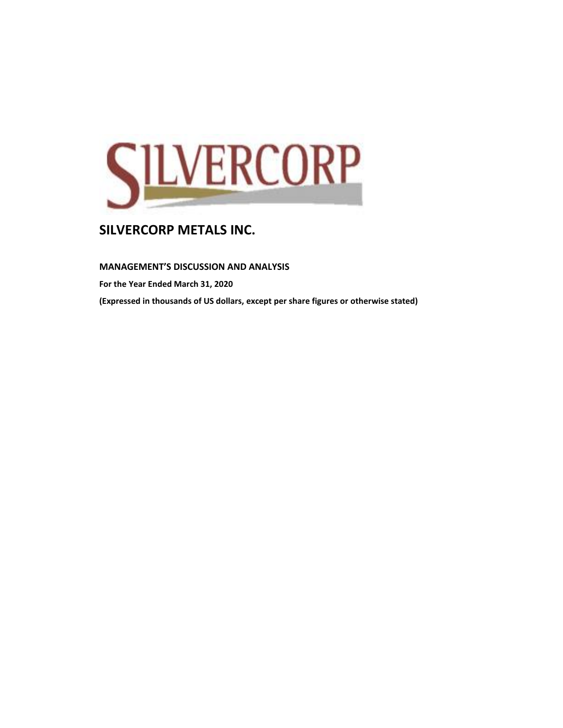# SILVERCORP METALS INC.

**MANAGEMENT'S DISCUSSION AND ANALYSIS**

**For the Year Ended March 31, 2020**

**(Expressed in thousands of US dollars, except per share figures or otherwise stated)**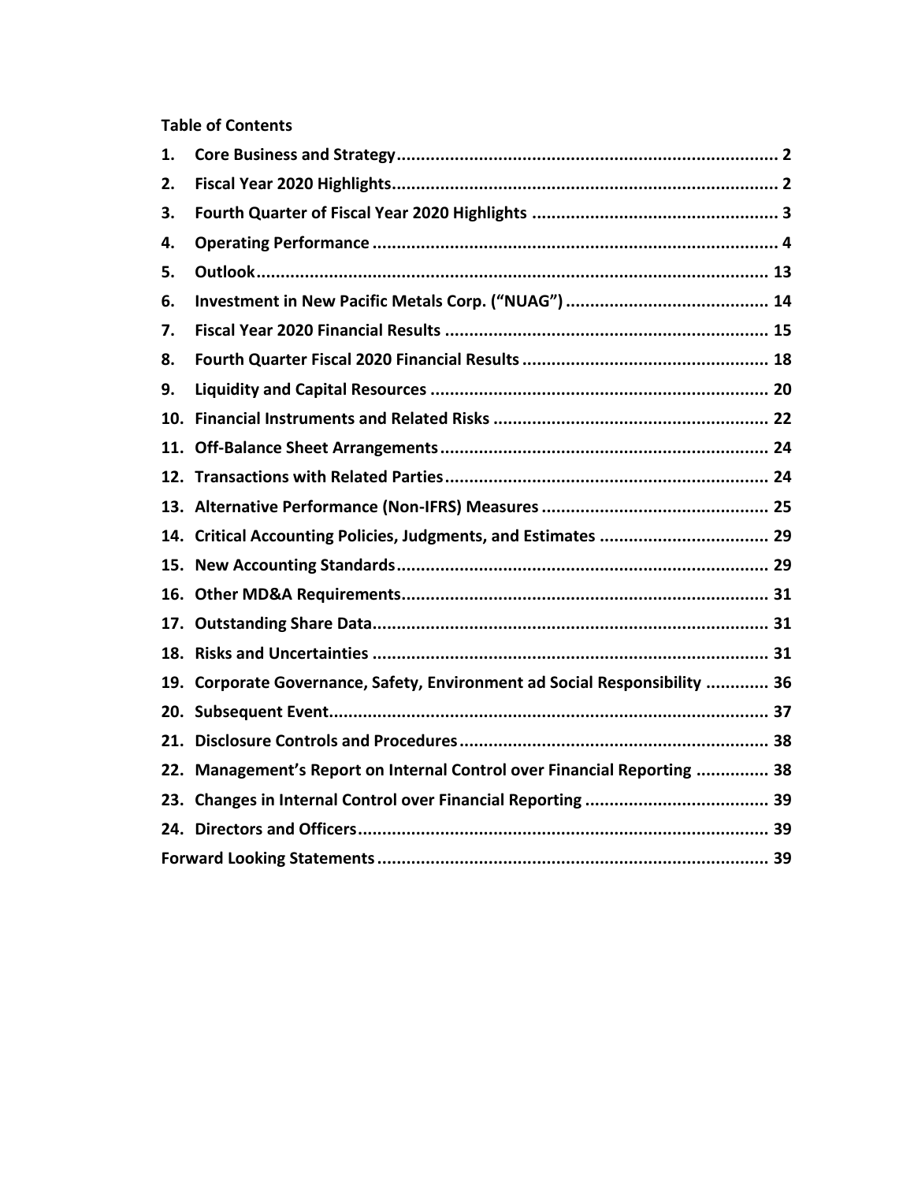**Table of Contents**

| | | |
|---|---|---|
| 1. | Core Business and Strategy | 2 |
| 2. | Fiscal Year 2020 Highlights | 2 |
| 3. | Fourth Quarter of Fiscal Year 2020 Highlights | 3 |
| 4. | Operating Performance | 4 |
| 5. | Outlook | 13 |
| 6. | Investment in New Pacific Metals Corp. ("NUAG") | 14 |
| 7. | Fiscal Year 2020 Financial Results | 15 |
| 8. | Fourth Quarter Fiscal 2020 Financial Results | 18 |
| 9. | Liquidity and Capital Resources | 20 |
| 10. | Financial Instruments and Related Risks | 22 |
| 11. | Off-Balance Sheet Arrangements | 24 |
| 12. | Transactions with Related Parties | 24 |
| 13. | Alternative Performance (Non-IFRS) Measures | 25 |
| 14. | Critical Accounting Policies, Judgments, and Estimates | 29 |
| 15. | New Accounting Standards | 29 |
| 16. | Other MD&A Requirements | 31 |
| 17. | Outstanding Share Data | 31 |
| 18. | Risks and Uncertainties | 31 |
| 19. | Corporate Governance, Safety, Environment ad Social Responsibility | 36 |
| 20. | Subsequent Event | 37 |
| 21. | Disclosure Controls and Procedures | 38 |
| 22. | Management's Report on Internal Control over Financial Reporting | 38 |
| 23. | Changes in Internal Control over Financial Reporting | 39 |
| 24. | Directors and Officers | 39 |
| | Forward Looking Statements | 39 |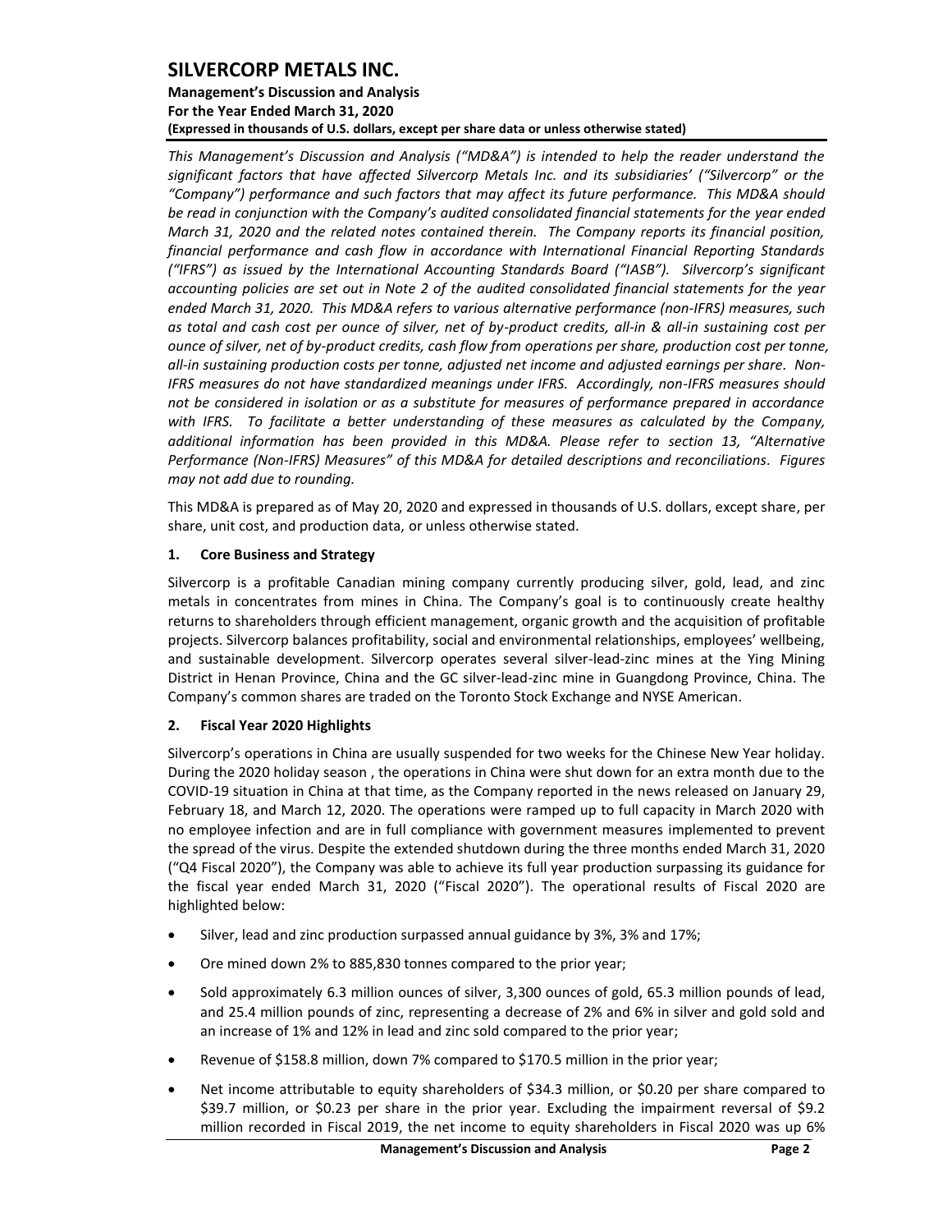*This Management's Discussion and Analysis ("MD&A") is intended to help the reader understand the significant factors that have affected Silvercorp Metals Inc. and its subsidiaries' ("Silvercorp" or the "Company") performance and such factors that may affect its future performance. This MD&A should be read in conjunction with the Company's audited consolidated financial statements for the year ended March 31, 2020 and the related notes contained therein. The Company reports its financial position, financial performance and cash flow in accordance with International Financial Reporting Standards ("IFRS") as issued by the International Accounting Standards Board ("IASB"). Silvercorp's significant accounting policies are set out in Note 2 of the audited consolidated financial statements for the year ended March 31, 2020. This MD&A refers to various alternative performance (non-IFRS) measures, such as total and cash cost per ounce of silver, net of by-product credits, all-in & all-in sustaining cost per ounce of silver, net of by-product credits, cash flow from operations per share, production cost per tonne, all-in sustaining production costs per tonne, adjusted net income and adjusted earnings per share. Non-IFRS measures do not have standardized meanings under IFRS. Accordingly, non-IFRS measures should not be considered in isolation or as a substitute for measures of performance prepared in accordance with IFRS. To facilitate a better understanding of these measures as calculated by the Company, additional information has been provided in this MD&A. Please refer to section 13, "Alternative Performance (Non-IFRS) Measures" of this MD&A for detailed descriptions and reconciliations. Figures may not add due to rounding.*

This MD&A is prepared as of May 20, 2020 and expressed in thousands of U.S. dollars, except share, per share, unit cost, and production data, or unless otherwise stated.

## 1. Core Business and Strategy

Silvercorp is a profitable Canadian mining company currently producing silver, gold, lead, and zinc metals in concentrates from mines in China. The Company's goal is to continuously create healthy returns to shareholders through efficient management, organic growth and the acquisition of profitable projects. Silvercorp balances profitability, social and environmental relationships, employees' wellbeing, and sustainable development. Silvercorp operates several silver-lead-zinc mines at the Ying Mining District in Henan Province, China and the GC silver-lead-zinc mine in Guangdong Province, China. The Company's common shares are traded on the Toronto Stock Exchange and NYSE American.

## 2. Fiscal Year 2020 Highlights

Silvercorp's operations in China are usually suspended for two weeks for the Chinese New Year holiday. During the 2020 holiday season , the operations in China were shut down for an extra month due to the COVID-19 situation in China at that time, as the Company reported in the news released on January 29, February 18, and March 12, 2020. The operations were ramped up to full capacity in March 2020 with no employee infection and are in full compliance with government measures implemented to prevent the spread of the virus. Despite the extended shutdown during the three months ended March 31, 2020 ("Q4 Fiscal 2020"), the Company was able to achieve its full year production surpassing its guidance for the fiscal year ended March 31, 2020 ("Fiscal 2020"). The operational results of Fiscal 2020 are highlighted below:

- Silver, lead and zinc production surpassed annual guidance by 3%, 3% and 17%;
- Ore mined down 2% to 885,830 tonnes compared to the prior year;
- Sold approximately 6.3 million ounces of silver, 3,300 ounces of gold, 65.3 million pounds of lead, and 25.4 million pounds of zinc, representing a decrease of 2% and 6% in silver and gold sold and an increase of 1% and 12% in lead and zinc sold compared to the prior year;
- Revenue of $158.8 million, down 7% compared to $170.5 million in the prior year;
- Net income attributable to equity shareholders of $34.3 million, or $0.20 per share compared to $39.7 million, or $0.23 per share in the prior year. Excluding the impairment reversal of $9.2 million recorded in Fiscal 2019, the net income to equity shareholders in Fiscal 2020 was up 6%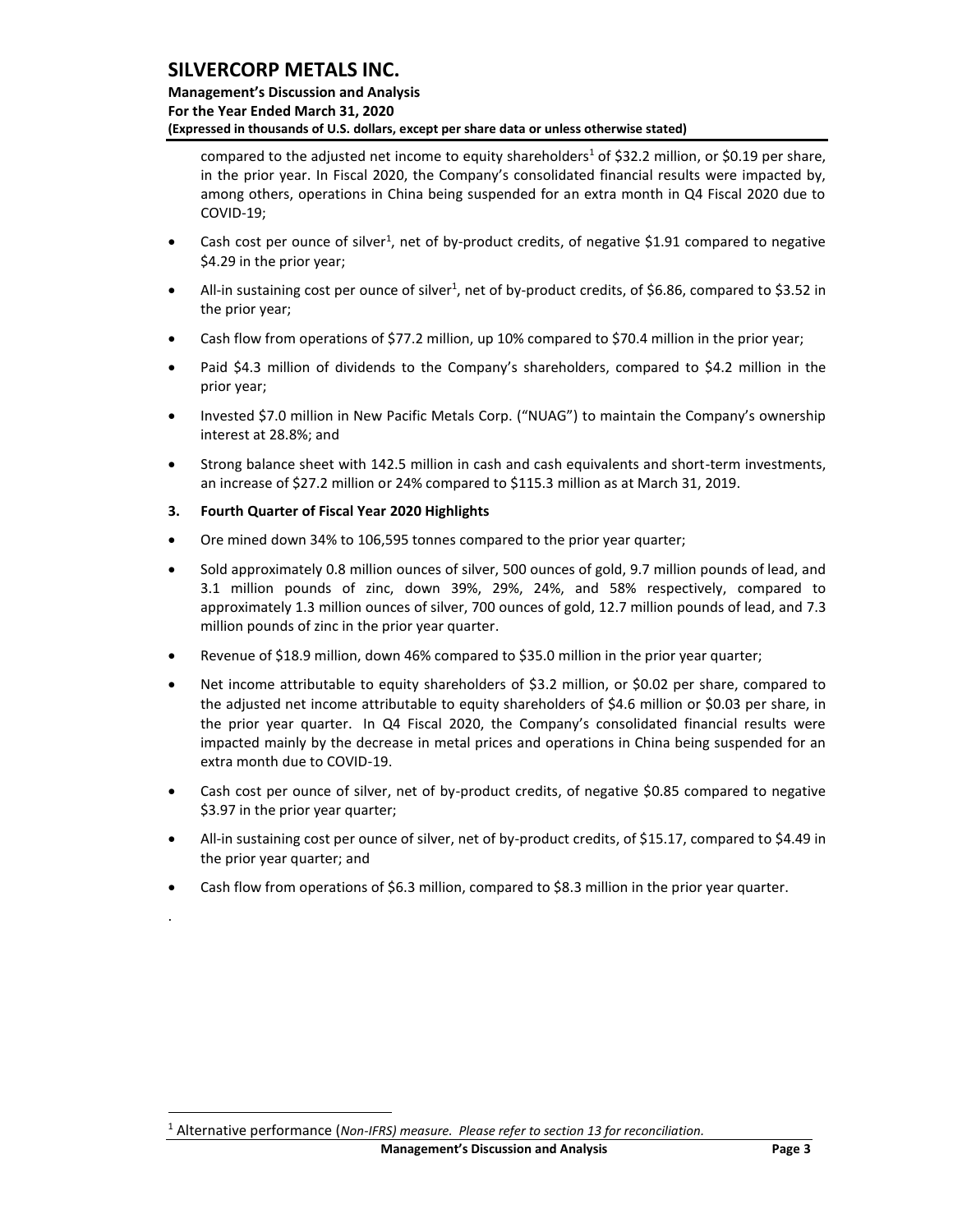compared to the adjusted net income to equity shareholders[1] of $32.2 million, or $0.19 per share, in the prior year. In Fiscal 2020, the Company's consolidated financial results were impacted by, among others, operations in China being suspended for an extra month in Q4 Fiscal 2020 due to COVID-19;

- Cash cost per ounce of silver[1], net of by-product credits, of negative $1.91 compared to negative $4.29 in the prior year;
- All-in sustaining cost per ounce of silver[1], net of by-product credits, of $6.86, compared to $3.52 in the prior year;
- Cash flow from operations of $77.2 million, up 10% compared to $70.4 million in the prior year;
- Paid $4.3 million of dividends to the Company's shareholders, compared to $4.2 million in the prior year;
- Invested $7.0 million in New Pacific Metals Corp. ("NUAG") to maintain the Company's ownership interest at 28.8%; and
- Strong balance sheet with 142.5 million in cash and cash equivalents and short-term investments, an increase of $27.2 million or 24% compared to $115.3 million as at March 31, 2019.

## 3. Fourth Quarter of Fiscal Year 2020 Highlights

- Ore mined down 34% to 106,595 tonnes compared to the prior year quarter;
- Sold approximately 0.8 million ounces of silver, 500 ounces of gold, 9.7 million pounds of lead, and 3.1 million pounds of zinc, down 39%, 29%, 24%, and 58% respectively, compared to approximately 1.3 million ounces of silver, 700 ounces of gold, 12.7 million pounds of lead, and 7.3 million pounds of zinc in the prior year quarter.
- Revenue of $18.9 million, down 46% compared to $35.0 million in the prior year quarter;
- Net income attributable to equity shareholders of $3.2 million, or $0.02 per share, compared to the adjusted net income attributable to equity shareholders of $4.6 million or $0.03 per share, in the prior year quarter. In Q4 Fiscal 2020, the Company's consolidated financial results were impacted mainly by the decrease in metal prices and operations in China being suspended for an extra month due to COVID-19.
- Cash cost per ounce of silver, net of by-product credits, of negative $0.85 compared to negative $3.97 in the prior year quarter;
- All-in sustaining cost per ounce of silver, net of by-product credits, of $15.17, compared to $4.49 in the prior year quarter; and
- Cash flow from operations of $6.3 million, compared to $8.3 million in the prior year quarter.

.

[1] Alternative performance (*Non-IFRS) measure. Please refer to section 13 for reconciliation.*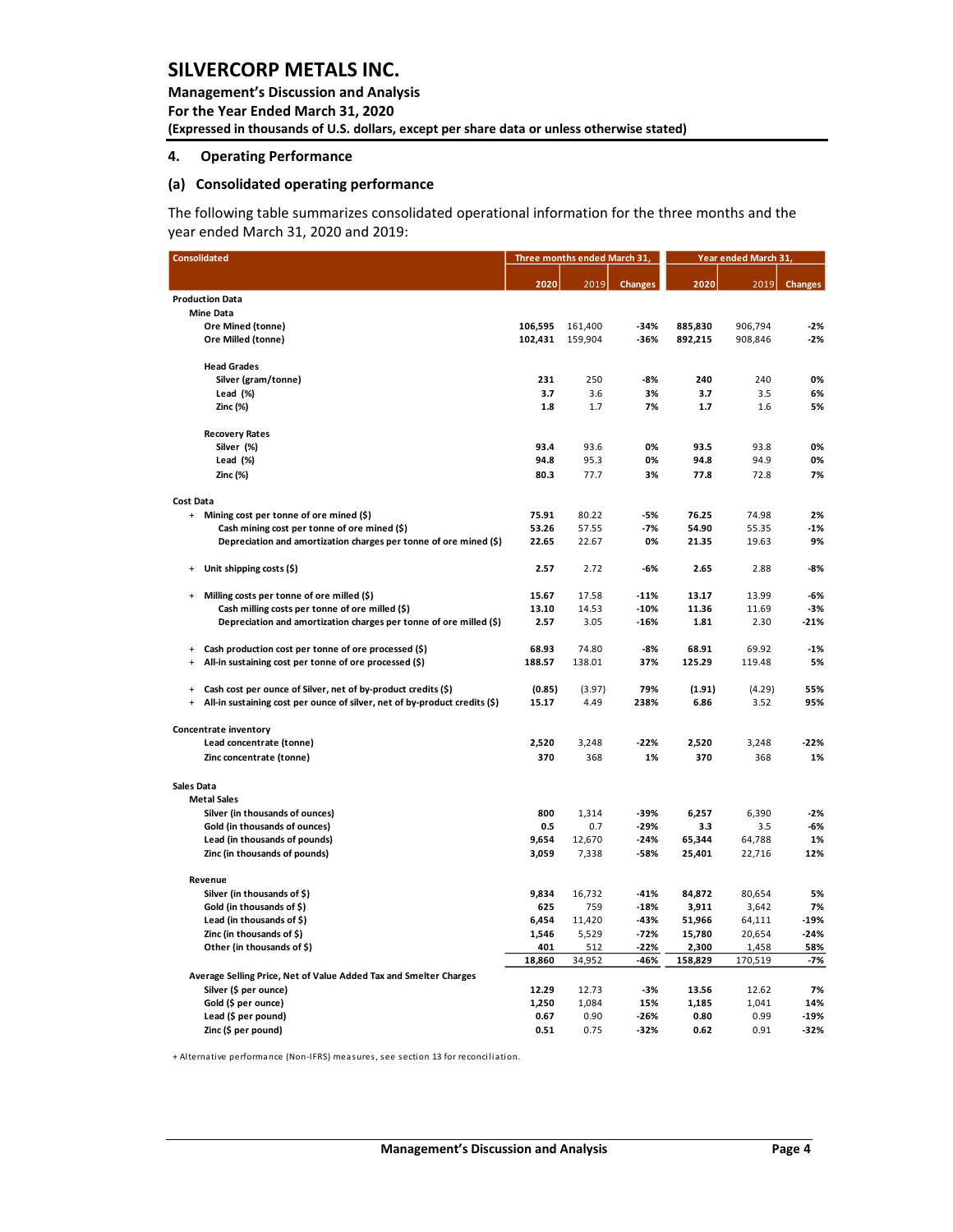## 4. Operating Performance

### (a) Consolidated operating performance

The following table summarizes consolidated operational information for the three months and the year ended March 31, 2020 and 2019:

| Consolidated | Three months ended March 31, | | | Year ended March 31, | | |
|---|---|---|---|---|---|---|
| | 2020 | 2019 | Changes | 2020 | 2019 | Changes |
| **Production Data** | | | | | | |
| **Mine Data** | | | | | | |
| Ore Mined (tonne) | 106,595 | 161,400 | -34% | 885,830 | 906,794 | -2% |
| Ore Milled (tonne) | 102,431 | 159,904 | -36% | 892,215 | 908,846 | -2% |
| **Head Grades** | | | | | | |
| Silver (gram/tonne) | 231 | 250 | -8% | 240 | 240 | 0% |
| Lead (%) | 3.7 | 3.6 | 3% | 3.7 | 3.5 | 6% |
| Zinc (%) | 1.8 | 1.7 | 7% | 1.7 | 1.6 | 5% |
| **Recovery Rates** | | | | | | |
| Silver (%) | 93.4 | 93.6 | 0% | 93.5 | 93.8 | 0% |
| Lead (%) | 94.8 | 95.3 | 0% | 94.8 | 94.9 | 0% |
| Zinc (%) | 80.3 | 77.7 | 3% | 77.8 | 72.8 | 7% |
| **Cost Data** | | | | | | |
| + Mining cost per tonne of ore mined ($) | 75.91 | 80.22 | -5% | 76.25 | 74.98 | 2% |
| Cash mining cost per tonne of ore mined ($) | 53.26 | 57.55 | -7% | 54.90 | 55.35 | -1% |
| Depreciation and amortization charges per tonne of ore mined ($) | 22.65 | 22.67 | 0% | 21.35 | 19.63 | 9% |
| + Unit shipping costs ($) | 2.57 | 2.72 | -6% | 2.65 | 2.88 | -8% |
| + Milling costs per tonne of ore milled ($) | 15.67 | 17.58 | -11% | 13.17 | 13.99 | -6% |
| Cash milling costs per tonne of ore milled ($) | 13.10 | 14.53 | -10% | 11.36 | 11.69 | -3% |
| Depreciation and amortization charges per tonne of ore milled ($) | 2.57 | 3.05 | -16% | 1.81 | 2.30 | -21% |
| + Cash production cost per tonne of ore processed ($) | 68.93 | 74.80 | -8% | 68.91 | 69.92 | -1% |
| + All-in sustaining cost per tonne of ore processed ($) | 188.57 | 138.01 | 37% | 125.29 | 119.48 | 5% |
| + Cash cost per ounce of Silver, net of by-product credits ($) | (0.85) | (3.97) | 79% | (1.91) | (4.29) | 55% |
| + All-in sustaining cost per ounce of silver, net of by-product credits ($) | 15.17 | 4.49 | 238% | 6.86 | 3.52 | 95% |
| **Concentrate inventory** | | | | | | |
| Lead concentrate (tonne) | 2,520 | 3,248 | -22% | 2,520 | 3,248 | -22% |
| Zinc concentrate (tonne) | 370 | 368 | 1% | 370 | 368 | 1% |
| **Sales Data** | | | | | | |
| **Metal Sales** | | | | | | |
| Silver (in thousands of ounces) | 800 | 1,314 | -39% | 6,257 | 6,390 | -2% |
| Gold (in thousands of ounces) | 0.5 | 0.7 | -29% | 3.3 | 3.5 | -6% |
| Lead (in thousands of pounds) | 9,654 | 12,670 | -24% | 65,344 | 64,788 | 1% |
| Zinc (in thousands of pounds) | 3,059 | 7,338 | -58% | 25,401 | 22,716 | 12% |
| **Revenue** | | | | | | |
| Silver (in thousands of $) | 9,834 | 16,732 | -41% | 84,872 | 80,654 | 5% |
| Gold (in thousands of $) | 625 | 759 | -18% | 3,911 | 3,642 | 7% |
| Lead (in thousands of $) | 6,454 | 11,420 | -43% | 51,966 | 64,111 | -19% |
| Zinc (in thousands of $) | 1,546 | 5,529 | -72% | 15,780 | 20,654 | -24% |
| Other (in thousands of $) | 401 | 512 | -22% | 2,300 | 1,458 | 58% |
| | 18,860 | 34,952 | -46% | 158,829 | 170,519 | -7% |
| **Average Selling Price, Net of Value Added Tax and Smelter Charges** | | | | | | |
| Silver ($ per ounce) | 12.29 | 12.73 | -3% | 13.56 | 12.62 | 7% |
| Gold ($ per ounce) | 1,250 | 1,084 | 15% | 1,185 | 1,041 | 14% |
| Lead ($ per pound) | 0.67 | 0.90 | -26% | 0.80 | 0.99 | -19% |
| Zinc ($ per pound) | 0.51 | 0.75 | -32% | 0.62 | 0.91 | -32% |

+ Alternative performance (Non-IFRS) measures, see section 13 for reconciliation.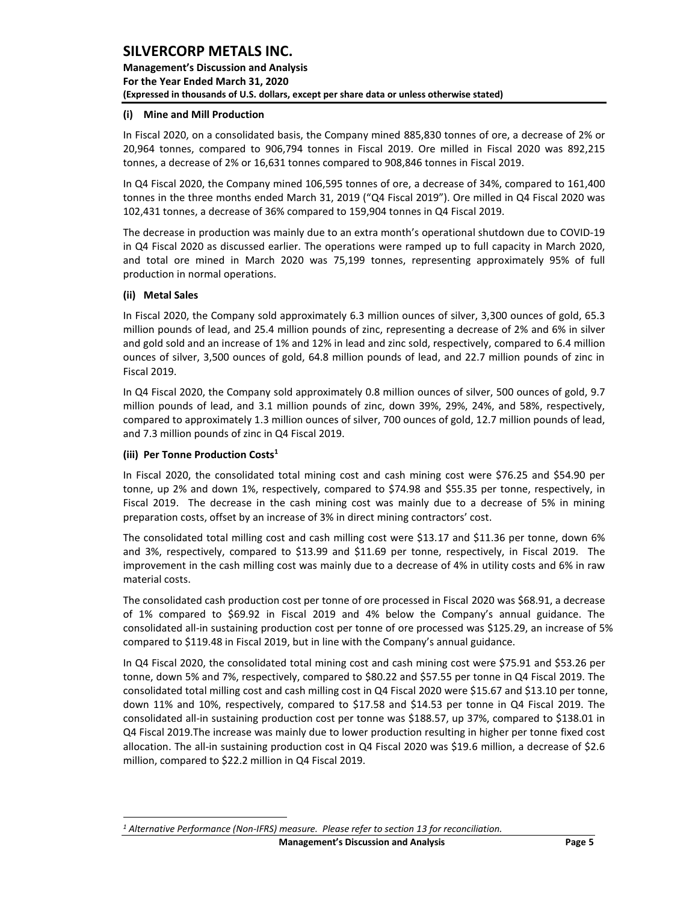#### (i) Mine and Mill Production

In Fiscal 2020, on a consolidated basis, the Company mined 885,830 tonnes of ore, a decrease of 2% or 20,964 tonnes, compared to 906,794 tonnes in Fiscal 2019. Ore milled in Fiscal 2020 was 892,215 tonnes, a decrease of 2% or 16,631 tonnes compared to 908,846 tonnes in Fiscal 2019.

In Q4 Fiscal 2020, the Company mined 106,595 tonnes of ore, a decrease of 34%, compared to 161,400 tonnes in the three months ended March 31, 2019 ("Q4 Fiscal 2019"). Ore milled in Q4 Fiscal 2020 was 102,431 tonnes, a decrease of 36% compared to 159,904 tonnes in Q4 Fiscal 2019.

The decrease in production was mainly due to an extra month's operational shutdown due to COVID-19 in Q4 Fiscal 2020 as discussed earlier. The operations were ramped up to full capacity in March 2020, and total ore mined in March 2020 was 75,199 tonnes, representing approximately 95% of full production in normal operations.

#### (ii) Metal Sales

In Fiscal 2020, the Company sold approximately 6.3 million ounces of silver, 3,300 ounces of gold, 65.3 million pounds of lead, and 25.4 million pounds of zinc, representing a decrease of 2% and 6% in silver and gold sold and an increase of 1% and 12% in lead and zinc sold, respectively, compared to 6.4 million ounces of silver, 3,500 ounces of gold, 64.8 million pounds of lead, and 22.7 million pounds of zinc in Fiscal 2019.

In Q4 Fiscal 2020, the Company sold approximately 0.8 million ounces of silver, 500 ounces of gold, 9.7 million pounds of lead, and 3.1 million pounds of zinc, down 39%, 29%, 24%, and 58%, respectively, compared to approximately 1.3 million ounces of silver, 700 ounces of gold, 12.7 million pounds of lead, and 7.3 million pounds of zinc in Q4 Fiscal 2019.

#### (iii) Per Tonne Production Costs[1]

In Fiscal 2020, the consolidated total mining cost and cash mining cost were $76.25 and $54.90 per tonne, up 2% and down 1%, respectively, compared to $74.98 and $55.35 per tonne, respectively, in Fiscal 2019. The decrease in the cash mining cost was mainly due to a decrease of 5% in mining preparation costs, offset by an increase of 3% in direct mining contractors' cost.

The consolidated total milling cost and cash milling cost were $13.17 and $11.36 per tonne, down 6% and 3%, respectively, compared to $13.99 and $11.69 per tonne, respectively, in Fiscal 2019. The improvement in the cash milling cost was mainly due to a decrease of 4% in utility costs and 6% in raw material costs.

The consolidated cash production cost per tonne of ore processed in Fiscal 2020 was $68.91, a decrease of 1% compared to $69.92 in Fiscal 2019 and 4% below the Company's annual guidance. The consolidated all-in sustaining production cost per tonne of ore processed was $125.29, an increase of 5% compared to $119.48 in Fiscal 2019, but in line with the Company's annual guidance.

In Q4 Fiscal 2020, the consolidated total mining cost and cash mining cost were $75.91 and $53.26 per tonne, down 5% and 7%, respectively, compared to $80.22 and $57.55 per tonne in Q4 Fiscal 2019. The consolidated total milling cost and cash milling cost in Q4 Fiscal 2020 were $15.67 and $13.10 per tonne, down 11% and 10%, respectively, compared to $17.58 and $14.53 per tonne in Q4 Fiscal 2019. The consolidated all-in sustaining production cost per tonne was $188.57, up 37%, compared to $138.01 in Q4 Fiscal 2019.The increase was mainly due to lower production resulting in higher per tonne fixed cost allocation. The all-in sustaining production cost in Q4 Fiscal 2020 was $19.6 million, a decrease of $2.6 million, compared to $22.2 million in Q4 Fiscal 2019.

---

*[1] Alternative Performance (Non-IFRS) measure. Please refer to section 13 for reconciliation.*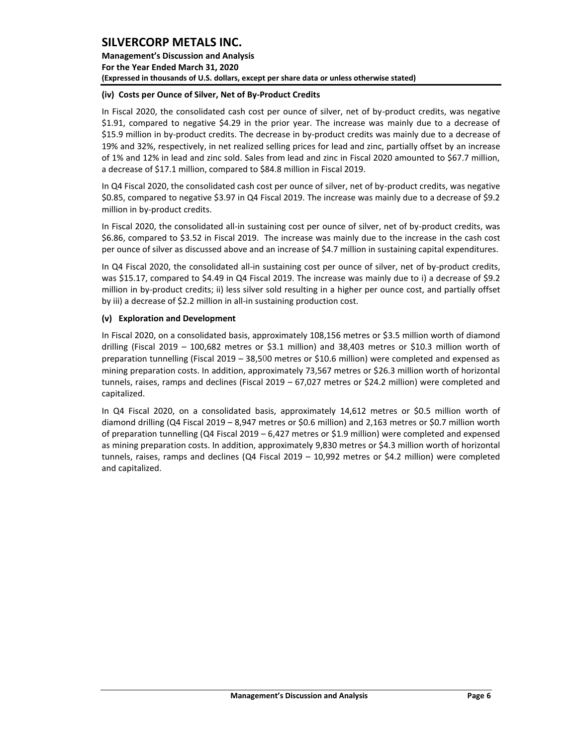#### (iv) Costs per Ounce of Silver, Net of By-Product Credits

In Fiscal 2020, the consolidated cash cost per ounce of silver, net of by-product credits, was negative $1.91, compared to negative $4.29 in the prior year. The increase was mainly due to a decrease of $15.9 million in by-product credits. The decrease in by-product credits was mainly due to a decrease of 19% and 32%, respectively, in net realized selling prices for lead and zinc, partially offset by an increase of 1% and 12% in lead and zinc sold. Sales from lead and zinc in Fiscal 2020 amounted to $67.7 million, a decrease of $17.1 million, compared to $84.8 million in Fiscal 2019.

In Q4 Fiscal 2020, the consolidated cash cost per ounce of silver, net of by-product credits, was negative $0.85, compared to negative $3.97 in Q4 Fiscal 2019. The increase was mainly due to a decrease of $9.2 million in by-product credits.

In Fiscal 2020, the consolidated all-in sustaining cost per ounce of silver, net of by-product credits, was $6.86, compared to $3.52 in Fiscal 2019. The increase was mainly due to the increase in the cash cost per ounce of silver as discussed above and an increase of $4.7 million in sustaining capital expenditures.

In Q4 Fiscal 2020, the consolidated all-in sustaining cost per ounce of silver, net of by-product credits, was $15.17, compared to $4.49 in Q4 Fiscal 2019. The increase was mainly due to i) a decrease of $9.2 million in by-product credits; ii) less silver sold resulting in a higher per ounce cost, and partially offset by iii) a decrease of $2.2 million in all-in sustaining production cost.

#### (v) Exploration and Development

In Fiscal 2020, on a consolidated basis, approximately 108,156 metres or $3.5 million worth of diamond drilling (Fiscal 2019 – 100,682 metres or $3.1 million) and 38,403 metres or $10.3 million worth of preparation tunnelling (Fiscal 2019 – 38,500 metres or $10.6 million) were completed and expensed as mining preparation costs. In addition, approximately 73,567 metres or $26.3 million worth of horizontal tunnels, raises, ramps and declines (Fiscal 2019 – 67,027 metres or $24.2 million) were completed and capitalized.

In Q4 Fiscal 2020, on a consolidated basis, approximately 14,612 metres or $0.5 million worth of diamond drilling (Q4 Fiscal 2019 – 8,947 metres or $0.6 million) and 2,163 metres or $0.7 million worth of preparation tunnelling (Q4 Fiscal 2019 – 6,427 metres or $1.9 million) were completed and expensed as mining preparation costs. In addition, approximately 9,830 metres or $4.3 million worth of horizontal tunnels, raises, ramps and declines (Q4 Fiscal 2019 – 10,992 metres or $4.2 million) were completed and capitalized.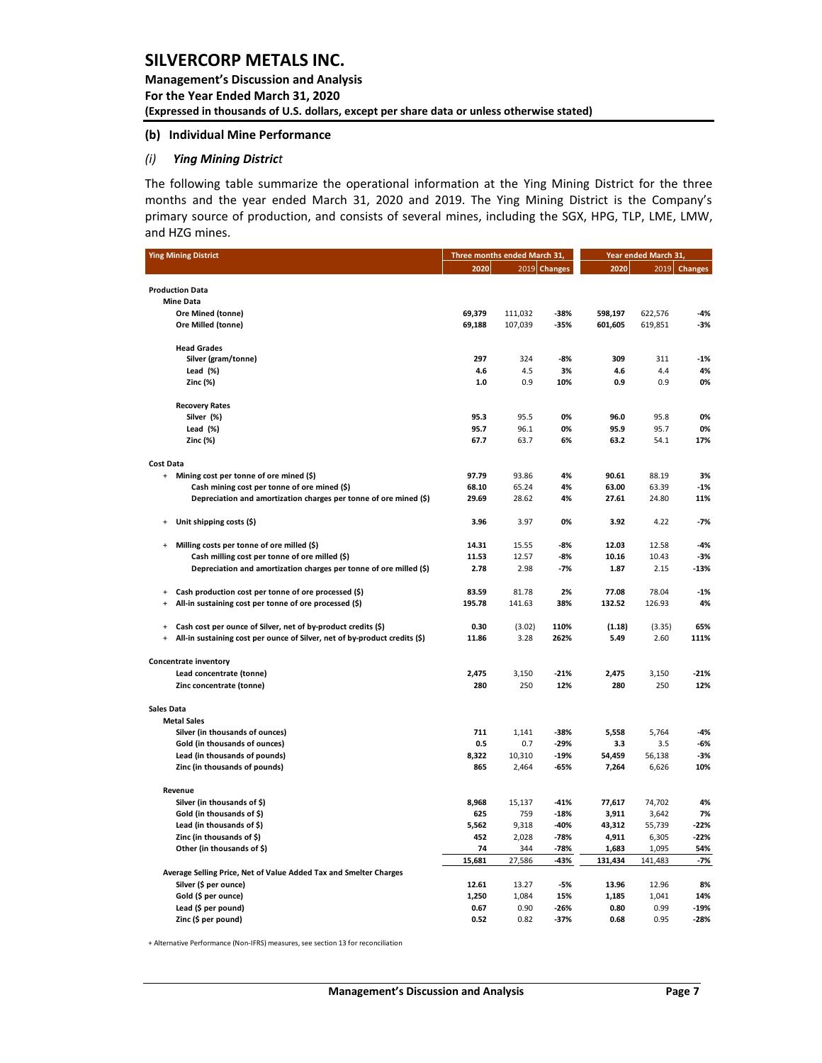### (b) Individual Mine Performance

#### *(i) Ying Mining District*

The following table summarize the operational information at the Ying Mining District for the three months and the year ended March 31, 2020 and 2019. The Ying Mining District is the Company's primary source of production, and consists of several mines, including the SGX, HPG, TLP, LME, LMW, and HZG mines.

| Ying Mining District | Three months ended March 31, | | | Year ended March 31, | | |
|---|---|---|---|---|---|---|
| | 2020 | 2019 | Changes | 2020 | 2019 | Changes |
| **Production Data** | | | | | | |
| **Mine Data** | | | | | | |
| Ore Mined (tonne) | 69,379 | 111,032 | -38% | 598,197 | 622,576 | -4% |
| Ore Milled (tonne) | 69,188 | 107,039 | -35% | 601,605 | 619,851 | -3% |
| **Head Grades** | | | | | | |
| Silver (gram/tonne) | 297 | 324 | -8% | 309 | 311 | -1% |
| Lead (%) | 4.6 | 4.5 | 3% | 4.6 | 4.4 | 4% |
| Zinc (%) | 1.0 | 0.9 | 10% | 0.9 | 0.9 | 0% |
| **Recovery Rates** | | | | | | |
| Silver (%) | 95.3 | 95.5 | 0% | 96.0 | 95.8 | 0% |
| Lead (%) | 95.7 | 96.1 | 0% | 95.9 | 95.7 | 0% |
| Zinc (%) | 67.7 | 63.7 | 6% | 63.2 | 54.1 | 17% |
| **Cost Data** | | | | | | |
| + Mining cost per tonne of ore mined ($) | 97.79 | 93.86 | 4% | 90.61 | 88.19 | 3% |
| Cash mining cost per tonne of ore mined ($) | 68.10 | 65.24 | 4% | 63.00 | 63.39 | -1% |
| Depreciation and amortization charges per tonne of ore mined ($) | 29.69 | 28.62 | 4% | 27.61 | 24.80 | 11% |
| + Unit shipping costs ($) | 3.96 | 3.97 | 0% | 3.92 | 4.22 | -7% |
| + Milling costs per tonne of ore milled ($) | 14.31 | 15.55 | -8% | 12.03 | 12.58 | -4% |
| Cash milling cost per tonne of ore milled ($) | 11.53 | 12.57 | -8% | 10.16 | 10.43 | -3% |
| Depreciation and amortization charges per tonne of ore milled ($) | 2.78 | 2.98 | -7% | 1.87 | 2.15 | -13% |
| + Cash production cost per tonne of ore processed ($) | 83.59 | 81.78 | 2% | 77.08 | 78.04 | -1% |
| + All-in sustaining cost per tonne of ore processed ($) | 195.78 | 141.63 | 38% | 132.52 | 126.93 | 4% |
| + Cash cost per ounce of Silver, net of by-product credits ($) | 0.30 | (3.02) | 110% | (1.18) | (3.35) | 65% |
| + All-in sustaining cost per ounce of Silver, net of by-product credits ($) | 11.86 | 3.28 | 262% | 5.49 | 2.60 | 111% |
| **Concentrate inventory** | | | | | | |
| Lead concentrate (tonne) | 2,475 | 3,150 | -21% | 2,475 | 3,150 | -21% |
| Zinc concentrate (tonne) | 280 | 250 | 12% | 280 | 250 | 12% |
| **Sales Data** | | | | | | |
| **Metal Sales** | | | | | | |
| Silver (in thousands of ounces) | 711 | 1,141 | -38% | 5,558 | 5,764 | -4% |
| Gold (in thousands of ounces) | 0.5 | 0.7 | -29% | 3.3 | 3.5 | -6% |
| Lead (in thousands of pounds) | 8,322 | 10,310 | -19% | 54,459 | 56,138 | -3% |
| Zinc (in thousands of pounds) | 865 | 2,464 | -65% | 7,264 | 6,626 | 10% |
| **Revenue** | | | | | | |
| Silver (in thousands of $) | 8,968 | 15,137 | -41% | 77,617 | 74,702 | 4% |
| Gold (in thousands of $) | 625 | 759 | -18% | 3,911 | 3,642 | 7% |
| Lead (in thousands of $) | 5,562 | 9,318 | -40% | 43,312 | 55,739 | -22% |
| Zinc (in thousands of $) | 452 | 2,028 | -78% | 4,911 | 6,305 | -22% |
| Other (in thousands of $) | 74 | 344 | -78% | 1,683 | 1,095 | 54% |
| | 15,681 | 27,586 | -43% | 131,434 | 141,483 | -7% |
| **Average Selling Price, Net of Value Added Tax and Smelter Charges** | | | | | | |
| Silver ($ per ounce) | 12.61 | 13.27 | -5% | 13.96 | 12.96 | 8% |
| Gold ($ per ounce) | 1,250 | 1,084 | 15% | 1,185 | 1,041 | 14% |
| Lead ($ per pound) | 0.67 | 0.90 | -26% | 0.80 | 0.99 | -19% |
| Zinc ($ per pound) | 0.52 | 0.82 | -37% | 0.68 | 0.95 | -28% |

+ Alternative Performance (Non-IFRS) measures, see section 13 for reconciliation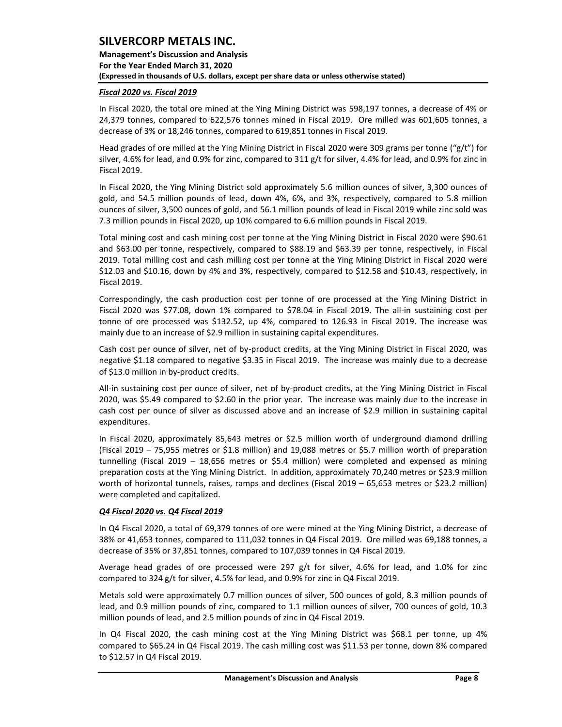### *Fiscal 2020 vs. Fiscal 2019*

In Fiscal 2020, the total ore mined at the Ying Mining District was 598,197 tonnes, a decrease of 4% or 24,379 tonnes, compared to 622,576 tonnes mined in Fiscal 2019. Ore milled was 601,605 tonnes, a decrease of 3% or 18,246 tonnes, compared to 619,851 tonnes in Fiscal 2019.

Head grades of ore milled at the Ying Mining District in Fiscal 2020 were 309 grams per tonne ("g/t") for silver, 4.6% for lead, and 0.9% for zinc, compared to 311 g/t for silver, 4.4% for lead, and 0.9% for zinc in Fiscal 2019.

In Fiscal 2020, the Ying Mining District sold approximately 5.6 million ounces of silver, 3,300 ounces of gold, and 54.5 million pounds of lead, down 4%, 6%, and 3%, respectively, compared to 5.8 million ounces of silver, 3,500 ounces of gold, and 56.1 million pounds of lead in Fiscal 2019 while zinc sold was 7.3 million pounds in Fiscal 2020, up 10% compared to 6.6 million pounds in Fiscal 2019.

Total mining cost and cash mining cost per tonne at the Ying Mining District in Fiscal 2020 were $90.61 and $63.00 per tonne, respectively, compared to $88.19 and $63.39 per tonne, respectively, in Fiscal 2019. Total milling cost and cash milling cost per tonne at the Ying Mining District in Fiscal 2020 were $12.03 and $10.16, down by 4% and 3%, respectively, compared to $12.58 and $10.43, respectively, in Fiscal 2019.

Correspondingly, the cash production cost per tonne of ore processed at the Ying Mining District in Fiscal 2020 was $77.08, down 1% compared to $78.04 in Fiscal 2019. The all-in sustaining cost per tonne of ore processed was $132.52, up 4%, compared to 126.93 in Fiscal 2019. The increase was mainly due to an increase of $2.9 million in sustaining capital expenditures.

Cash cost per ounce of silver, net of by-product credits, at the Ying Mining District in Fiscal 2020, was negative $1.18 compared to negative $3.35 in Fiscal 2019. The increase was mainly due to a decrease of $13.0 million in by-product credits.

All-in sustaining cost per ounce of silver, net of by-product credits, at the Ying Mining District in Fiscal 2020, was $5.49 compared to $2.60 in the prior year. The increase was mainly due to the increase in cash cost per ounce of silver as discussed above and an increase of $2.9 million in sustaining capital expenditures.

In Fiscal 2020, approximately 85,643 metres or $2.5 million worth of underground diamond drilling (Fiscal 2019 – 75,955 metres or $1.8 million) and 19,088 metres or $5.7 million worth of preparation tunnelling (Fiscal 2019 – 18,656 metres or $5.4 million) were completed and expensed as mining preparation costs at the Ying Mining District. In addition, approximately 70,240 metres or $23.9 million worth of horizontal tunnels, raises, ramps and declines (Fiscal 2019 – 65,653 metres or $23.2 million) were completed and capitalized.

### *Q4 Fiscal 2020 vs. Q4 Fiscal 2019*

In Q4 Fiscal 2020, a total of 69,379 tonnes of ore were mined at the Ying Mining District, a decrease of 38% or 41,653 tonnes, compared to 111,032 tonnes in Q4 Fiscal 2019. Ore milled was 69,188 tonnes, a decrease of 35% or 37,851 tonnes, compared to 107,039 tonnes in Q4 Fiscal 2019.

Average head grades of ore processed were 297 g/t for silver, 4.6% for lead, and 1.0% for zinc compared to 324 g/t for silver, 4.5% for lead, and 0.9% for zinc in Q4 Fiscal 2019.

Metals sold were approximately 0.7 million ounces of silver, 500 ounces of gold, 8.3 million pounds of lead, and 0.9 million pounds of zinc, compared to 1.1 million ounces of silver, 700 ounces of gold, 10.3 million pounds of lead, and 2.5 million pounds of zinc in Q4 Fiscal 2019.

In Q4 Fiscal 2020, the cash mining cost at the Ying Mining District was $68.1 per tonne, up 4% compared to $65.24 in Q4 Fiscal 2019. The cash milling cost was $11.53 per tonne, down 8% compared to $12.57 in Q4 Fiscal 2019.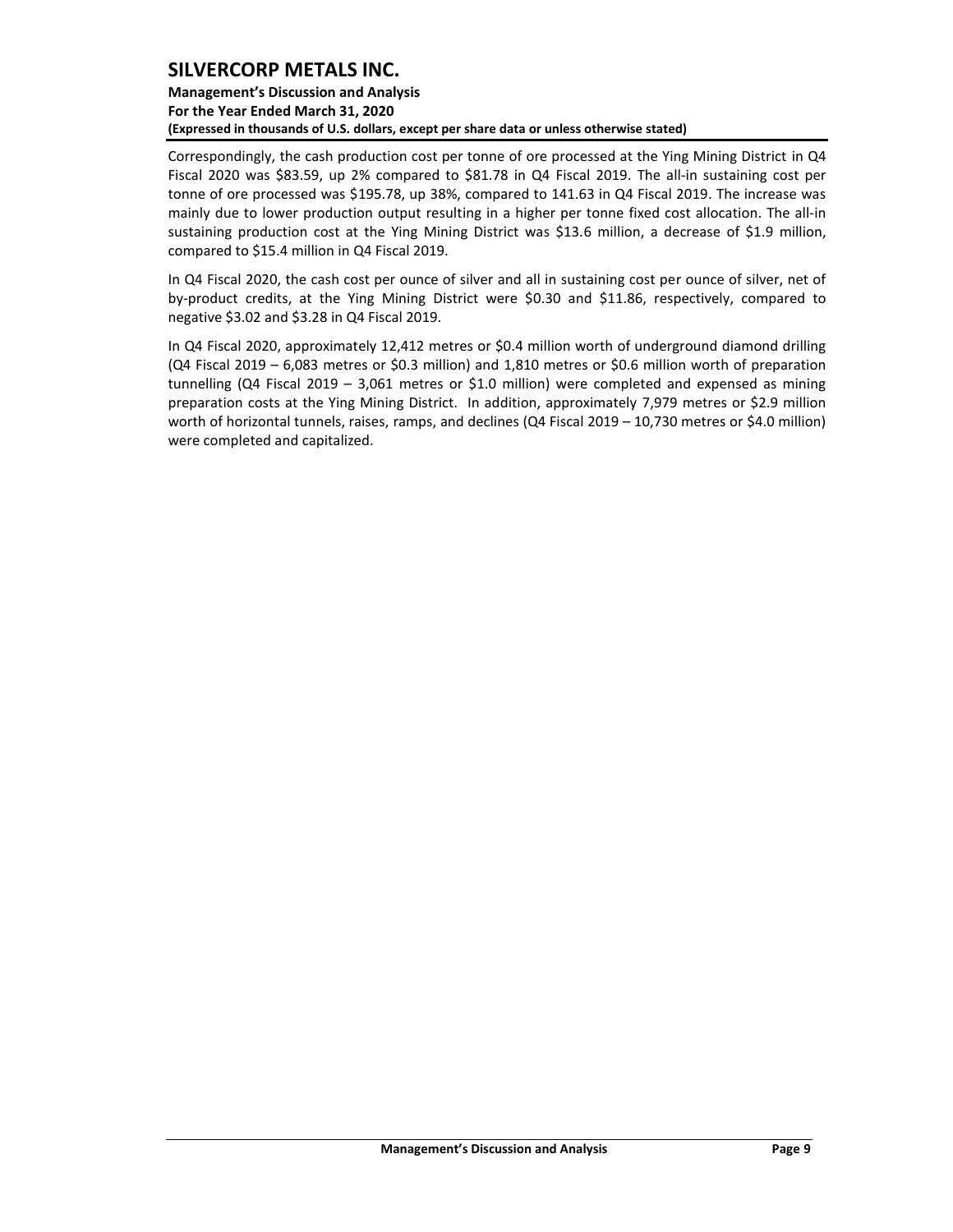Correspondingly, the cash production cost per tonne of ore processed at the Ying Mining District in Q4 Fiscal 2020 was $83.59, up 2% compared to $81.78 in Q4 Fiscal 2019. The all-in sustaining cost per tonne of ore processed was $195.78, up 38%, compared to 141.63 in Q4 Fiscal 2019. The increase was mainly due to lower production output resulting in a higher per tonne fixed cost allocation. The all-in sustaining production cost at the Ying Mining District was $13.6 million, a decrease of $1.9 million, compared to $15.4 million in Q4 Fiscal 2019.

In Q4 Fiscal 2020, the cash cost per ounce of silver and all in sustaining cost per ounce of silver, net of by-product credits, at the Ying Mining District were $0.30 and $11.86, respectively, compared to negative $3.02 and $3.28 in Q4 Fiscal 2019.

In Q4 Fiscal 2020, approximately 12,412 metres or $0.4 million worth of underground diamond drilling (Q4 Fiscal 2019 – 6,083 metres or $0.3 million) and 1,810 metres or $0.6 million worth of preparation tunnelling (Q4 Fiscal 2019 – 3,061 metres or $1.0 million) were completed and expensed as mining preparation costs at the Ying Mining District. In addition, approximately 7,979 metres or $2.9 million worth of horizontal tunnels, raises, ramps, and declines (Q4 Fiscal 2019 – 10,730 metres or $4.0 million) were completed and capitalized.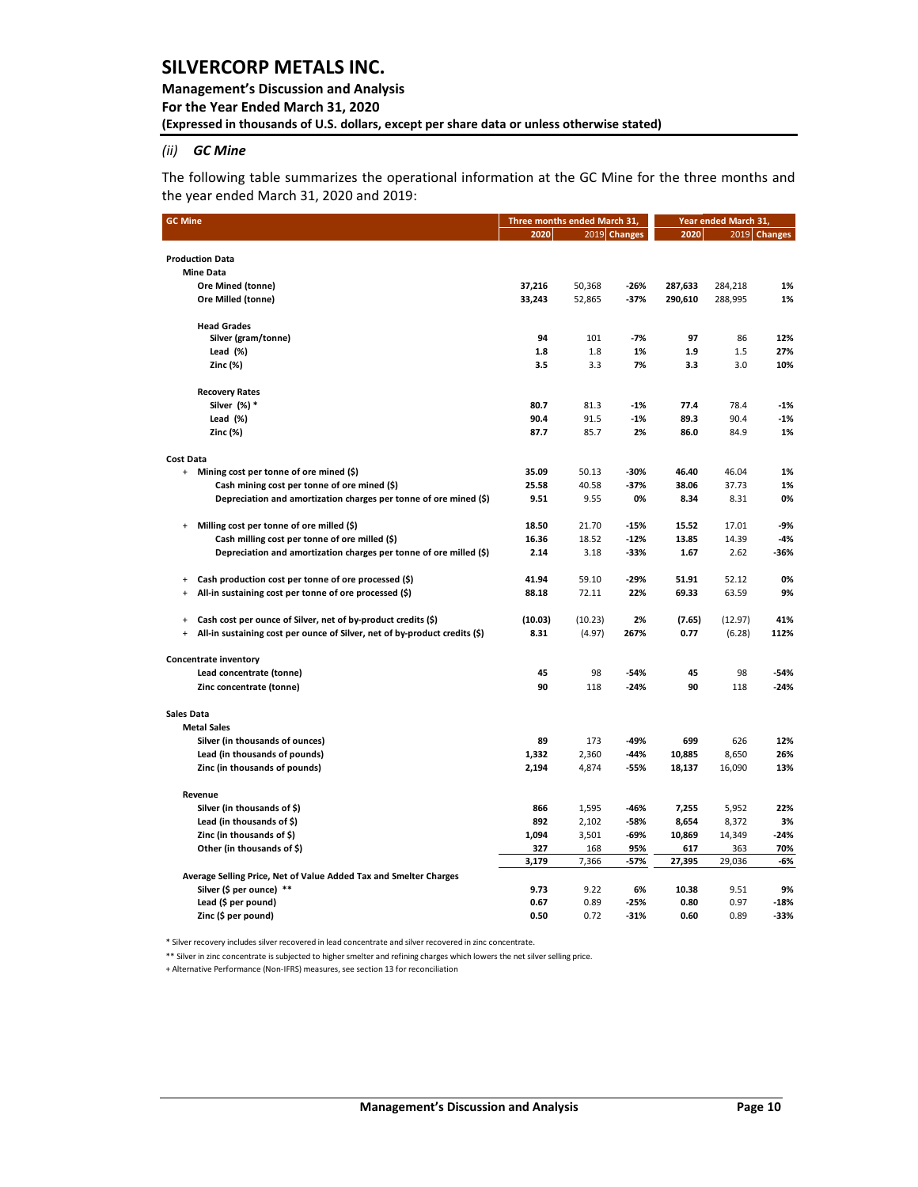### *(ii) GC Mine*

The following table summarizes the operational information at the GC Mine for the three months and the year ended March 31, 2020 and 2019:

| GC Mine | Three months ended March 31, | | | Year ended March 31, | | |
|---|---|---|---|---|---|---|
| | **2020** | 2019 | **Changes** | **2020** | 2019 | **Changes** |
| **Production Data** | | | | | | |
| **Mine Data** | | | | | | |
| **Ore Mined (tonne)** | **37,216** | 50,368 | **-26%** | **287,633** | 284,218 | **1%** |
| **Ore Milled (tonne)** | **33,243** | 52,865 | **-37%** | **290,610** | 288,995 | **1%** |
| **Head Grades** | | | | | | |
| **Silver (gram/tonne)** | **94** | 101 | **-7%** | **97** | 86 | **12%** |
| **Lead (%)** | **1.8** | 1.8 | **1%** | **1.9** | 1.5 | **27%** |
| **Zinc (%)** | **3.5** | 3.3 | **7%** | **3.3** | 3.0 | **10%** |
| **Recovery Rates** | | | | | | |
| **Silver (%) \*** | **80.7** | 81.3 | **-1%** | **77.4** | 78.4 | **-1%** |
| **Lead (%)** | **90.4** | 91.5 | **-1%** | **89.3** | 90.4 | **-1%** |
| **Zinc (%)** | **87.7** | 85.7 | **2%** | **86.0** | 84.9 | **1%** |
| **Cost Data** | | | | | | |
| + **Mining cost per tonne of ore mined ($)** | **35.09** | 50.13 | **-30%** | **46.40** | 46.04 | **1%** |
| **Cash mining cost per tonne of ore mined ($)** | **25.58** | 40.58 | **-37%** | **38.06** | 37.73 | **1%** |
| **Depreciation and amortization charges per tonne of ore mined ($)** | **9.51** | 9.55 | **0%** | **8.34** | 8.31 | **0%** |
| + **Milling cost per tonne of ore milled ($)** | **18.50** | 21.70 | **-15%** | **15.52** | 17.01 | **-9%** |
| **Cash milling cost per tonne of ore milled ($)** | **16.36** | 18.52 | **-12%** | **13.85** | 14.39 | **-4%** |
| **Depreciation and amortization charges per tonne of ore milled ($)** | **2.14** | 3.18 | **-33%** | **1.67** | 2.62 | **-36%** |
| + **Cash production cost per tonne of ore processed ($)** | **41.94** | 59.10 | **-29%** | **51.91** | 52.12 | **0%** |
| + **All-in sustaining cost per tonne of ore processed ($)** | **88.18** | 72.11 | **22%** | **69.33** | 63.59 | **9%** |
| + **Cash cost per ounce of Silver, net of by-product credits ($)** | **(10.03)** | (10.23) | **2%** | **(7.65)** | (12.97) | **41%** |
| + **All-in sustaining cost per ounce of Silver, net of by-product credits ($)** | **8.31** | (4.97) | **267%** | **0.77** | (6.28) | **112%** |
| **Concentrate inventory** | | | | | | |
| **Lead concentrate (tonne)** | **45** | 98 | **-54%** | **45** | 98 | **-54%** |
| **Zinc concentrate (tonne)** | **90** | 118 | **-24%** | **90** | 118 | **-24%** |
| **Sales Data** | | | | | | |
| **Metal Sales** | | | | | | |
| **Silver (in thousands of ounces)** | **89** | 173 | **-49%** | **699** | 626 | **12%** |
| **Lead (in thousands of pounds)** | **1,332** | 2,360 | **-44%** | **10,885** | 8,650 | **26%** |
| **Zinc (in thousands of pounds)** | **2,194** | 4,874 | **-55%** | **18,137** | 16,090 | **13%** |
| **Revenue** | | | | | | |
| **Silver (in thousands of $)** | **866** | 1,595 | **-46%** | **7,255** | 5,952 | **22%** |
| **Lead (in thousands of $)** | **892** | 2,102 | **-58%** | **8,654** | 8,372 | **3%** |
| **Zinc (in thousands of $)** | **1,094** | 3,501 | **-69%** | **10,869** | 14,349 | **-24%** |
| **Other (in thousands of $)** | **327** | 168 | **95%** | **617** | 363 | **70%** |
| | **3,179** | 7,366 | **-57%** | **27,395** | 29,036 | **-6%** |
| **Average Selling Price, Net of Value Added Tax and Smelter Charges** | | | | | | |
| **Silver ($ per ounce) \*\*** | **9.73** | 9.22 | **6%** | **10.38** | 9.51 | **9%** |
| **Lead ($ per pound)** | **0.67** | 0.89 | **-25%** | **0.80** | 0.97 | **-18%** |
| **Zinc ($ per pound)** | **0.50** | 0.72 | **-31%** | **0.60** | 0.89 | **-33%** |

\* Silver recovery includes silver recovered in lead concentrate and silver recovered in zinc concentrate.

\*\* Silver in zinc concentrate is subjected to higher smelter and refining charges which lowers the net silver selling price.

+ Alternative Performance (Non-IFRS) measures, see section 13 for reconciliation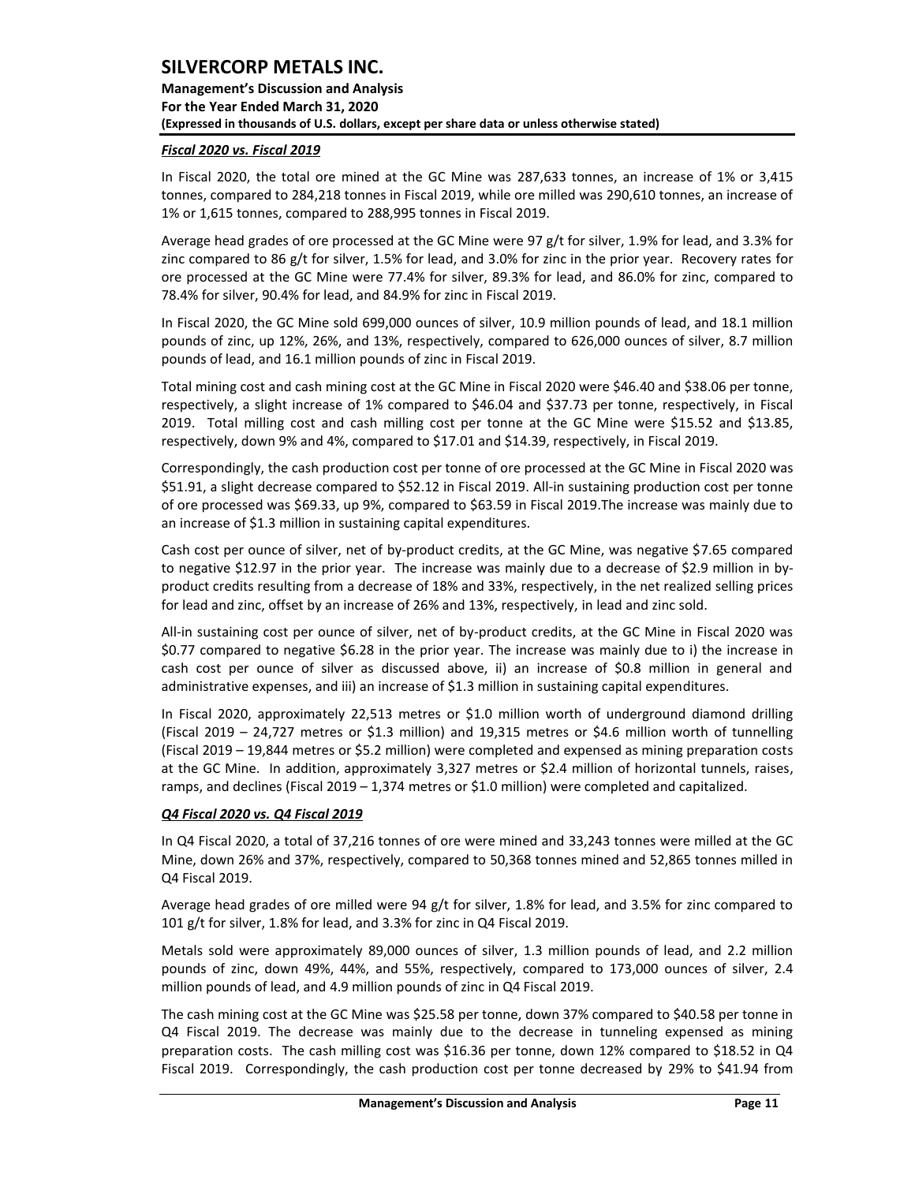***Fiscal 2020 vs. Fiscal 2019***

In Fiscal 2020, the total ore mined at the GC Mine was 287,633 tonnes, an increase of 1% or 3,415 tonnes, compared to 284,218 tonnes in Fiscal 2019, while ore milled was 290,610 tonnes, an increase of 1% or 1,615 tonnes, compared to 288,995 tonnes in Fiscal 2019.

Average head grades of ore processed at the GC Mine were 97 g/t for silver, 1.9% for lead, and 3.3% for zinc compared to 86 g/t for silver, 1.5% for lead, and 3.0% for zinc in the prior year. Recovery rates for ore processed at the GC Mine were 77.4% for silver, 89.3% for lead, and 86.0% for zinc, compared to 78.4% for silver, 90.4% for lead, and 84.9% for zinc in Fiscal 2019.

In Fiscal 2020, the GC Mine sold 699,000 ounces of silver, 10.9 million pounds of lead, and 18.1 million pounds of zinc, up 12%, 26%, and 13%, respectively, compared to 626,000 ounces of silver, 8.7 million pounds of lead, and 16.1 million pounds of zinc in Fiscal 2019.

Total mining cost and cash mining cost at the GC Mine in Fiscal 2020 were $46.40 and $38.06 per tonne, respectively, a slight increase of 1% compared to $46.04 and $37.73 per tonne, respectively, in Fiscal 2019. Total milling cost and cash milling cost per tonne at the GC Mine were $15.52 and $13.85, respectively, down 9% and 4%, compared to $17.01 and $14.39, respectively, in Fiscal 2019.

Correspondingly, the cash production cost per tonne of ore processed at the GC Mine in Fiscal 2020 was $51.91, a slight decrease compared to $52.12 in Fiscal 2019. All-in sustaining production cost per tonne of ore processed was $69.33, up 9%, compared to $63.59 in Fiscal 2019.The increase was mainly due to an increase of $1.3 million in sustaining capital expenditures.

Cash cost per ounce of silver, net of by-product credits, at the GC Mine, was negative $7.65 compared to negative $12.97 in the prior year. The increase was mainly due to a decrease of $2.9 million in by-product credits resulting from a decrease of 18% and 33%, respectively, in the net realized selling prices for lead and zinc, offset by an increase of 26% and 13%, respectively, in lead and zinc sold.

All-in sustaining cost per ounce of silver, net of by-product credits, at the GC Mine in Fiscal 2020 was $0.77 compared to negative $6.28 in the prior year. The increase was mainly due to i) the increase in cash cost per ounce of silver as discussed above, ii) an increase of $0.8 million in general and administrative expenses, and iii) an increase of $1.3 million in sustaining capital expenditures.

In Fiscal 2020, approximately 22,513 metres or $1.0 million worth of underground diamond drilling (Fiscal 2019 – 24,727 metres or $1.3 million) and 19,315 metres or $4.6 million worth of tunnelling (Fiscal 2019 – 19,844 metres or $5.2 million) were completed and expensed as mining preparation costs at the GC Mine. In addition, approximately 3,327 metres or $2.4 million of horizontal tunnels, raises, ramps, and declines (Fiscal 2019 – 1,374 metres or $1.0 million) were completed and capitalized.

***Q4 Fiscal 2020 vs. Q4 Fiscal 2019***

In Q4 Fiscal 2020, a total of 37,216 tonnes of ore were mined and 33,243 tonnes were milled at the GC Mine, down 26% and 37%, respectively, compared to 50,368 tonnes mined and 52,865 tonnes milled in Q4 Fiscal 2019.

Average head grades of ore milled were 94 g/t for silver, 1.8% for lead, and 3.5% for zinc compared to 101 g/t for silver, 1.8% for lead, and 3.3% for zinc in Q4 Fiscal 2019.

Metals sold were approximately 89,000 ounces of silver, 1.3 million pounds of lead, and 2.2 million pounds of zinc, down 49%, 44%, and 55%, respectively, compared to 173,000 ounces of silver, 2.4 million pounds of lead, and 4.9 million pounds of zinc in Q4 Fiscal 2019.

The cash mining cost at the GC Mine was $25.58 per tonne, down 37% compared to $40.58 per tonne in Q4 Fiscal 2019. The decrease was mainly due to the decrease in tunneling expensed as mining preparation costs. The cash milling cost was $16.36 per tonne, down 12% compared to $18.52 in Q4 Fiscal 2019. Correspondingly, the cash production cost per tonne decreased by 29% to $41.94 from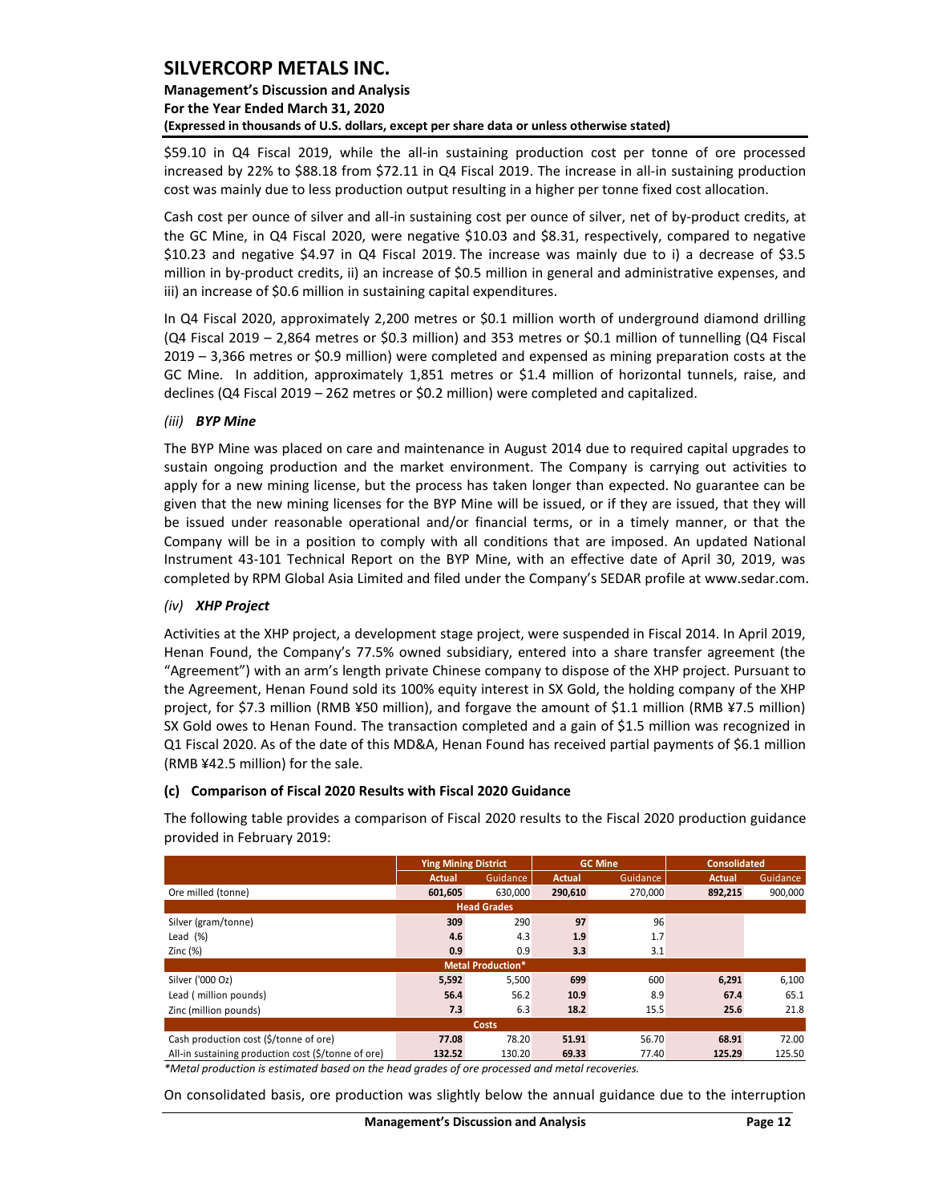$59.10 in Q4 Fiscal 2019, while the all-in sustaining production cost per tonne of ore processed increased by 22% to $88.18 from $72.11 in Q4 Fiscal 2019. The increase in all-in sustaining production cost was mainly due to less production output resulting in a higher per tonne fixed cost allocation.

Cash cost per ounce of silver and all-in sustaining cost per ounce of silver, net of by-product credits, at the GC Mine, in Q4 Fiscal 2020, were negative $10.03 and $8.31, respectively, compared to negative $10.23 and negative $4.97 in Q4 Fiscal 2019. The increase was mainly due to i) a decrease of $3.5 million in by-product credits, ii) an increase of $0.5 million in general and administrative expenses, and iii) an increase of $0.6 million in sustaining capital expenditures.

In Q4 Fiscal 2020, approximately 2,200 metres or $0.1 million worth of underground diamond drilling (Q4 Fiscal 2019 – 2,864 metres or $0.3 million) and 353 metres or $0.1 million of tunnelling (Q4 Fiscal 2019 – 3,366 metres or $0.9 million) were completed and expensed as mining preparation costs at the GC Mine. In addition, approximately 1,851 metres or $1.4 million of horizontal tunnels, raise, and declines (Q4 Fiscal 2019 – 262 metres or $0.2 million) were completed and capitalized.

*(iii)* ***BYP Mine***

The BYP Mine was placed on care and maintenance in August 2014 due to required capital upgrades to sustain ongoing production and the market environment. The Company is carrying out activities to apply for a new mining license, but the process has taken longer than expected. No guarantee can be given that the new mining licenses for the BYP Mine will be issued, or if they are issued, that they will be issued under reasonable operational and/or financial terms, or in a timely manner, or that the Company will be in a position to comply with all conditions that are imposed. An updated National Instrument 43-101 Technical Report on the BYP Mine, with an effective date of April 30, 2019, was completed by RPM Global Asia Limited and filed under the Company's SEDAR profile at www.sedar.com.

*(iv)* ***XHP Project***

Activities at the XHP project, a development stage project, were suspended in Fiscal 2014. In April 2019, Henan Found, the Company's 77.5% owned subsidiary, entered into a share transfer agreement (the "Agreement") with an arm's length private Chinese company to dispose of the XHP project. Pursuant to the Agreement, Henan Found sold its 100% equity interest in SX Gold, the holding company of the XHP project, for $7.3 million (RMB ¥50 million), and forgave the amount of $1.1 million (RMB ¥7.5 million) SX Gold owes to Henan Found. The transaction completed and a gain of $1.5 million was recognized in Q1 Fiscal 2020. As of the date of this MD&A, Henan Found has received partial payments of $6.1 million (RMB ¥42.5 million) for the sale.

### (c) Comparison of Fiscal 2020 Results with Fiscal 2020 Guidance

The following table provides a comparison of Fiscal 2020 results to the Fiscal 2020 production guidance provided in February 2019:

| | Ying Mining District | | GC Mine | | Consolidated | |
|---|---|---|---|---|---|---|
| | **Actual** | Guidance | **Actual** | Guidance | **Actual** | Guidance |
| Ore milled (tonne) | **601,605** | 630,000 | **290,610** | 270,000 | **892,215** | 900,000 |
| **Head Grades** | | | | | | |
| Silver (gram/tonne) | **309** | 290 | **97** | 96 | | |
| Lead (%) | **4.6** | 4.3 | **1.9** | 1.7 | | |
| Zinc (%) | **0.9** | 0.9 | **3.3** | 3.1 | | |
| **Metal Production*** | | | | | | |
| Silver ('000 Oz) | **5,592** | 5,500 | **699** | 600 | **6,291** | 6,100 |
| Lead ( million pounds) | **56.4** | 56.2 | **10.9** | 8.9 | **67.4** | 65.1 |
| Zinc (million pounds) | **7.3** | 6.3 | **18.2** | 15.5 | **25.6** | 21.8 |
| **Costs** | | | | | | |
| Cash production cost ($/tonne of ore) | **77.08** | 78.20 | **51.91** | 56.70 | **68.91** | 72.00 |
| All-in sustaining production cost ($/tonne of ore) | **132.52** | 130.20 | **69.33** | 77.40 | **125.29** | 125.50 |

*\*Metal production is estimated based on the head grades of ore processed and metal recoveries.*

On consolidated basis, ore production was slightly below the annual guidance due to the interruption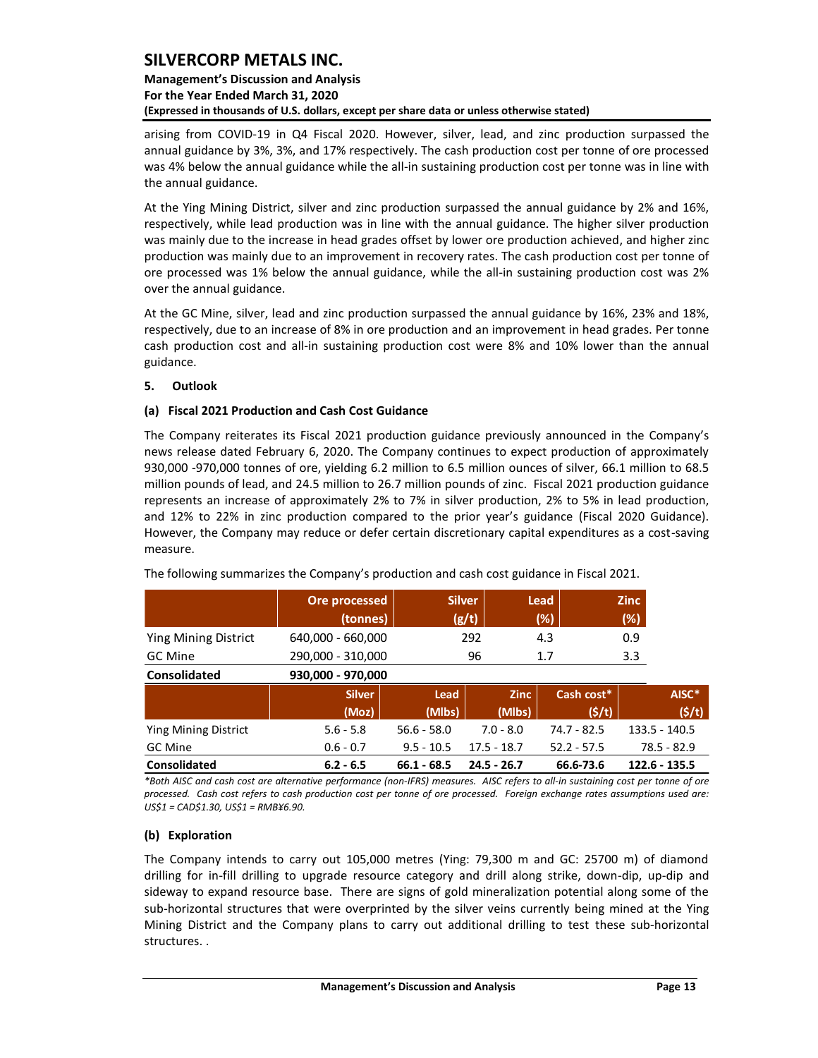arising from COVID-19 in Q4 Fiscal 2020. However, silver, lead, and zinc production surpassed the annual guidance by 3%, 3%, and 17% respectively. The cash production cost per tonne of ore processed was 4% below the annual guidance while the all-in sustaining production cost per tonne was in line with the annual guidance.

At the Ying Mining District, silver and zinc production surpassed the annual guidance by 2% and 16%, respectively, while lead production was in line with the annual guidance. The higher silver production was mainly due to the increase in head grades offset by lower ore production achieved, and higher zinc production was mainly due to an improvement in recovery rates. The cash production cost per tonne of ore processed was 1% below the annual guidance, while the all-in sustaining production cost was 2% over the annual guidance.

At the GC Mine, silver, lead and zinc production surpassed the annual guidance by 16%, 23% and 18%, respectively, due to an increase of 8% in ore production and an improvement in head grades. Per tonne cash production cost and all-in sustaining production cost were 8% and 10% lower than the annual guidance.

## 5. Outlook

### (a) Fiscal 2021 Production and Cash Cost Guidance

The Company reiterates its Fiscal 2021 production guidance previously announced in the Company's news release dated February 6, 2020. The Company continues to expect production of approximately 930,000 -970,000 tonnes of ore, yielding 6.2 million to 6.5 million ounces of silver, 66.1 million to 68.5 million pounds of lead, and 24.5 million to 26.7 million pounds of zinc. Fiscal 2021 production guidance represents an increase of approximately 2% to 7% in silver production, 2% to 5% in lead production, and 12% to 22% in zinc production compared to the prior year's guidance (Fiscal 2020 Guidance). However, the Company may reduce or defer certain discretionary capital expenditures as a cost-saving measure.

The following summarizes the Company's production and cash cost guidance in Fiscal 2021.

| | Ore processed (tonnes) | Silver (g/t) | Lead (%) | Zinc (%) |
|---|---|---|---|---|
| Ying Mining District | 640,000 - 660,000 | 292 | 4.3 | 0.9 |
| GC Mine | 290,000 - 310,000 | 96 | 1.7 | 3.3 |
| **Consolidated** | **930,000 - 970,000** | | | |

| | Silver (Moz) | Lead (Mlbs) | Zinc (Mlbs) | Cash cost* ($/t) | AISC* ($/t) |
|---|---|---|---|---|---|
| Ying Mining District | 5.6 - 5.8 | 56.6 - 58.0 | 7.0 - 8.0 | 74.7 - 82.5 | 133.5 - 140.5 |
| GC Mine | 0.6 - 0.7 | 9.5 - 10.5 | 17.5 - 18.7 | 52.2 - 57.5 | 78.5 - 82.9 |
| **Consolidated** | **6.2 - 6.5** | **66.1 - 68.5** | **24.5 - 26.7** | **66.6-73.6** | **122.6 - 135.5** |

*\*Both AISC and cash cost are alternative performance (non-IFRS) measures. AISC refers to all-in sustaining cost per tonne of ore processed. Cash cost refers to cash production cost per tonne of ore processed. Foreign exchange rates assumptions used are: US$1 = CAD$1.30, US$1 = RMB¥6.90.*

### (b) Exploration

The Company intends to carry out 105,000 metres (Ying: 79,300 m and GC: 25700 m) of diamond drilling for in-fill drilling to upgrade resource category and drill along strike, down-dip, up-dip and sideway to expand resource base. There are signs of gold mineralization potential along some of the sub-horizontal structures that were overprinted by the silver veins currently being mined at the Ying Mining District and the Company plans to carry out additional drilling to test these sub-horizontal structures. .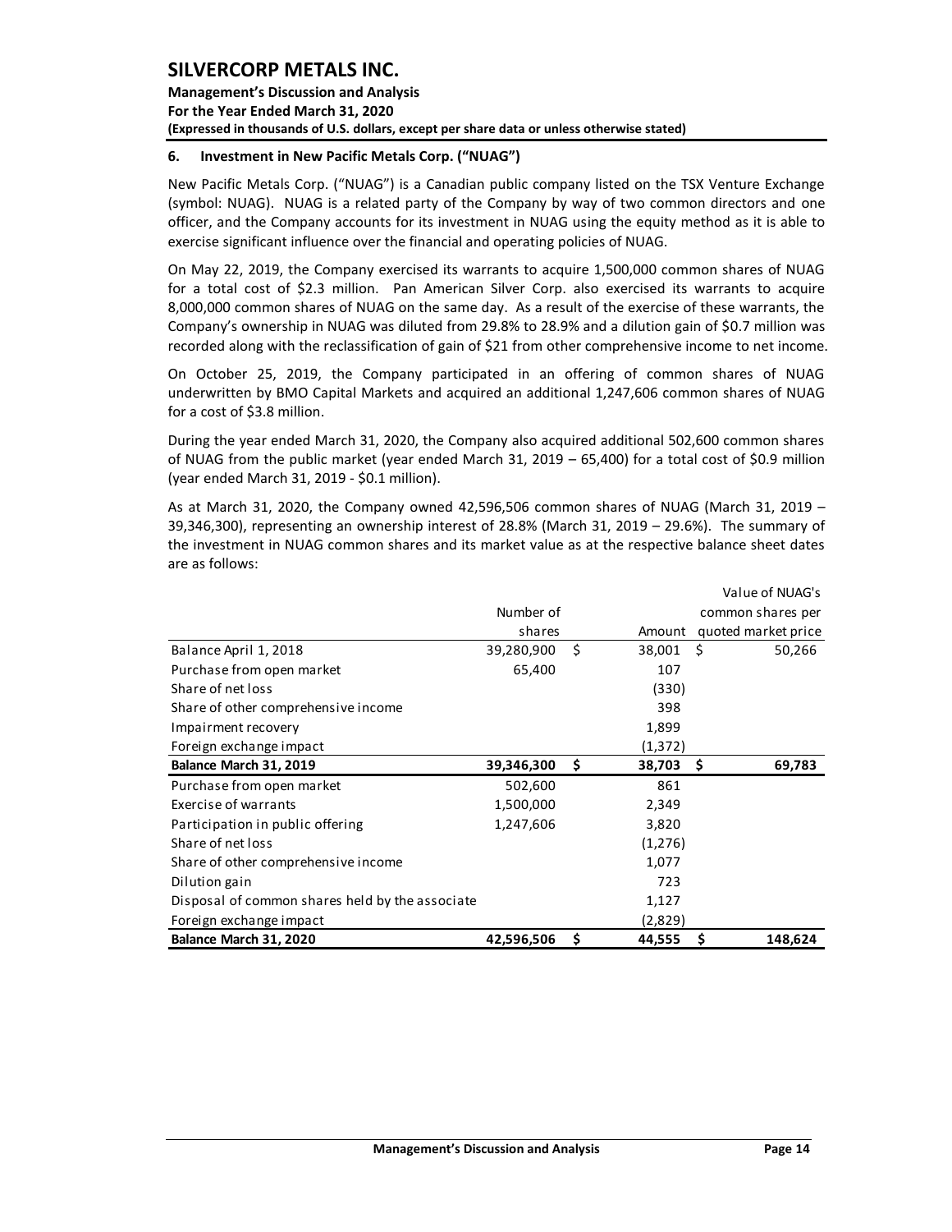## 6. Investment in New Pacific Metals Corp. ("NUAG")

New Pacific Metals Corp. ("NUAG") is a Canadian public company listed on the TSX Venture Exchange (symbol: NUAG). NUAG is a related party of the Company by way of two common directors and one officer, and the Company accounts for its investment in NUAG using the equity method as it is able to exercise significant influence over the financial and operating policies of NUAG.

On May 22, 2019, the Company exercised its warrants to acquire 1,500,000 common shares of NUAG for a total cost of $2.3 million. Pan American Silver Corp. also exercised its warrants to acquire 8,000,000 common shares of NUAG on the same day. As a result of the exercise of these warrants, the Company's ownership in NUAG was diluted from 29.8% to 28.9% and a dilution gain of $0.7 million was recorded along with the reclassification of gain of $21 from other comprehensive income to net income.

On October 25, 2019, the Company participated in an offering of common shares of NUAG underwritten by BMO Capital Markets and acquired an additional 1,247,606 common shares of NUAG for a cost of $3.8 million.

During the year ended March 31, 2020, the Company also acquired additional 502,600 common shares of NUAG from the public market (year ended March 31, 2019 – 65,400) for a total cost of $0.9 million (year ended March 31, 2019 - $0.1 million).

As at March 31, 2020, the Company owned 42,596,506 common shares of NUAG (March 31, 2019 – 39,346,300), representing an ownership interest of 28.8% (March 31, 2019 – 29.6%). The summary of the investment in NUAG common shares and its market value as at the respective balance sheet dates are as follows:

| | Number of shares | Amount | Value of NUAG's common shares per quoted market price |
|---|---|---|---|
| Balance April 1, 2018 | 39,280,900 | $ 38,001 | $ 50,266 |
| Purchase from open market | 65,400 | 107 | |
| Share of net loss | | (330) | |
| Share of other comprehensive income | | 398 | |
| Impairment recovery | | 1,899 | |
| Foreign exchange impact | | (1,372) | |
| **Balance March 31, 2019** | **39,346,300** | **$ 38,703** | **$ 69,783** |
| Purchase from open market | 502,600 | 861 | |
| Exercise of warrants | 1,500,000 | 2,349 | |
| Participation in public offering | 1,247,606 | 3,820 | |
| Share of net loss | | (1,276) | |
| Share of other comprehensive income | | 1,077 | |
| Dilution gain | | 723 | |
| Disposal of common shares held by the associate | | 1,127 | |
| Foreign exchange impact | | (2,829) | |
| **Balance March 31, 2020** | **42,596,506** | **$ 44,555** | **$ 148,624** |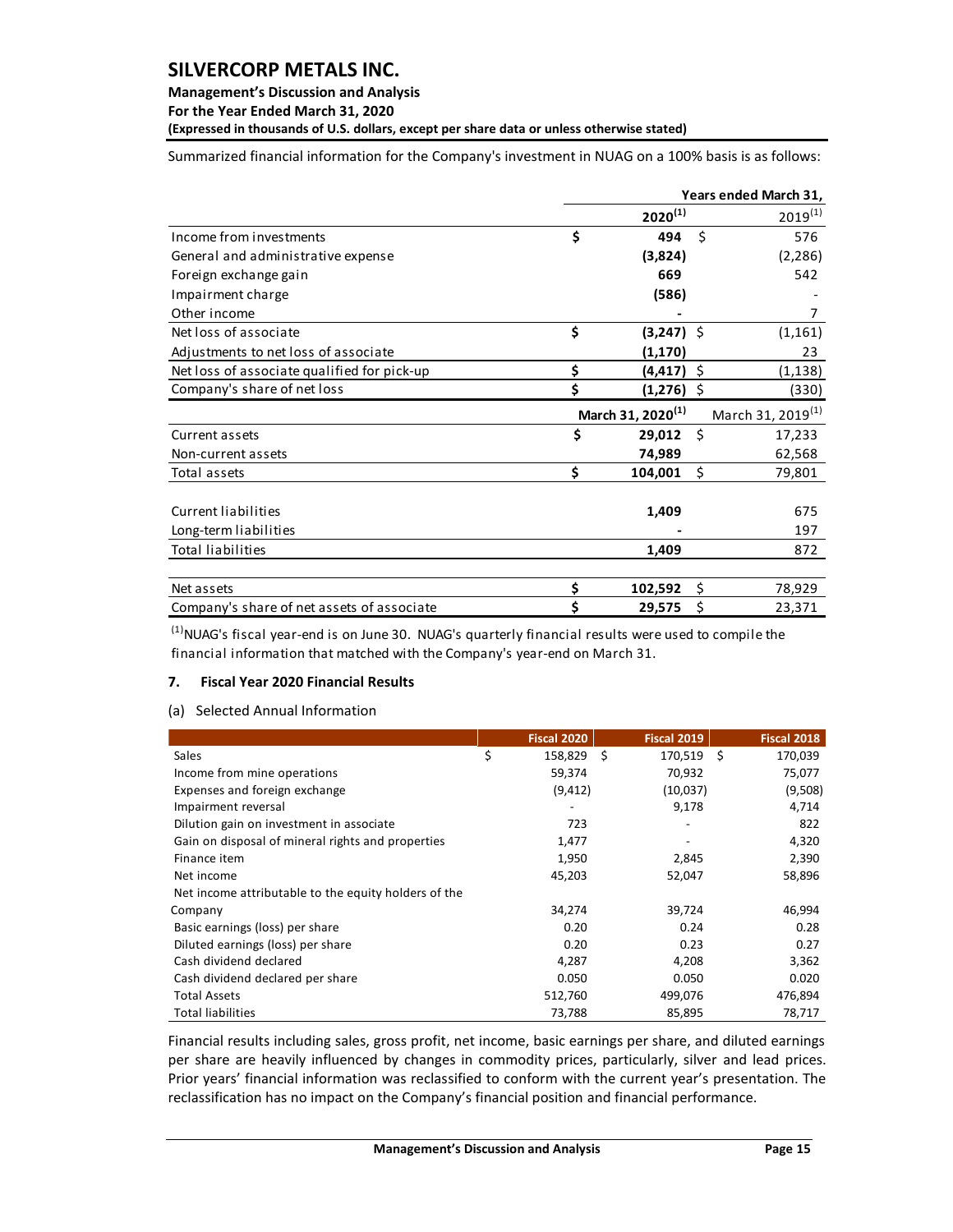Summarized financial information for the Company's investment in NUAG on a 100% basis is as follows:

| | Years ended March 31, | |
|---|---|---|
| | **2020[1]** | 2019[1] |
| Income from investments | **$ 494** | $ 576 |
| General and administrative expense | **(3,824)** | (2,286) |
| Foreign exchange gain | **669** | 542 |
| Impairment charge | **(586)** | - |
| Other income | **-** | 7 |
| Net loss of associate | **$ (3,247)** | $ (1,161) |
| Adjustments to net loss of associate | **(1,170)** | 23 |
| Net loss of associate qualified for pick-up | **$ (4,417)** | $ (1,138) |
| Company's share of net loss | **$ (1,276)** | $ (330) |
| | **March 31, 2020[1]** | March 31, 2019[1] |
| Current assets | **$ 29,012** | $ 17,233 |
| Non-current assets | **74,989** | 62,568 |
| Total assets | **$ 104,001** | $ 79,801 |
| | | |
| Current liabilities | **1,409** | 675 |
| Long-term liabilities | **-** | 197 |
| Total liabilities | **1,409** | 872 |
| | | |
| Net assets | **$ 102,592** | $ 78,929 |
| Company's share of net assets of associate | **$ 29,575** | $ 23,371 |

[1]NUAG's fiscal year-end is on June 30. NUAG's quarterly financial results were used to compile the financial information that matched with the Company's year-end on March 31.

## 7. Fiscal Year 2020 Financial Results

(a) Selected Annual Information

| | Fiscal 2020 | Fiscal 2019 | Fiscal 2018 |
|---|---|---|---|
| Sales | $ 158,829 | $ 170,519 | $ 170,039 |
| Income from mine operations | 59,374 | 70,932 | 75,077 |
| Expenses and foreign exchange | (9,412) | (10,037) | (9,508) |
| Impairment reversal | - | 9,178 | 4,714 |
| Dilution gain on investment in associate | 723 | - | 822 |
| Gain on disposal of mineral rights and properties | 1,477 | - | 4,320 |
| Finance item | 1,950 | 2,845 | 2,390 |
| Net income | 45,203 | 52,047 | 58,896 |
| Net income attributable to the equity holders of the Company | 34,274 | 39,724 | 46,994 |
| Basic earnings (loss) per share | 0.20 | 0.24 | 0.28 |
| Diluted earnings (loss) per share | 0.20 | 0.23 | 0.27 |
| Cash dividend declared | 4,287 | 4,208 | 3,362 |
| Cash dividend declared per share | 0.050 | 0.050 | 0.020 |
| Total Assets | 512,760 | 499,076 | 476,894 |
| Total liabilities | 73,788 | 85,895 | 78,717 |

Financial results including sales, gross profit, net income, basic earnings per share, and diluted earnings per share are heavily influenced by changes in commodity prices, particularly, silver and lead prices. Prior years' financial information was reclassified to conform with the current year's presentation. The reclassification has no impact on the Company's financial position and financial performance.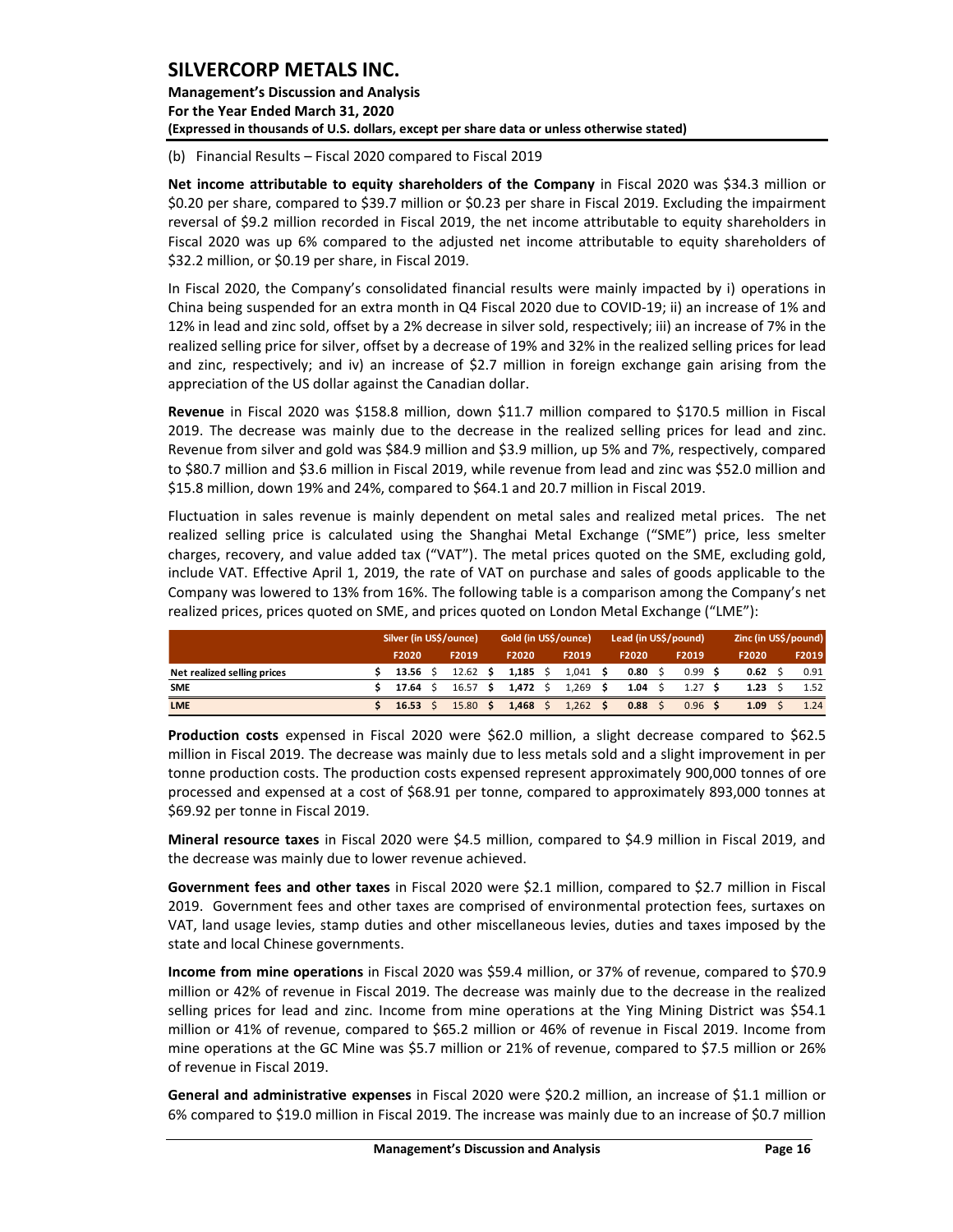(b) Financial Results – Fiscal 2020 compared to Fiscal 2019

**Net income attributable to equity shareholders of the Company** in Fiscal 2020 was $34.3 million or $0.20 per share, compared to $39.7 million or $0.23 per share in Fiscal 2019. Excluding the impairment reversal of $9.2 million recorded in Fiscal 2019, the net income attributable to equity shareholders in Fiscal 2020 was up 6% compared to the adjusted net income attributable to equity shareholders of $32.2 million, or $0.19 per share, in Fiscal 2019.

In Fiscal 2020, the Company's consolidated financial results were mainly impacted by i) operations in China being suspended for an extra month in Q4 Fiscal 2020 due to COVID-19; ii) an increase of 1% and 12% in lead and zinc sold, offset by a 2% decrease in silver sold, respectively; iii) an increase of 7% in the realized selling price for silver, offset by a decrease of 19% and 32% in the realized selling prices for lead and zinc, respectively; and iv) an increase of $2.7 million in foreign exchange gain arising from the appreciation of the US dollar against the Canadian dollar.

**Revenue** in Fiscal 2020 was $158.8 million, down $11.7 million compared to $170.5 million in Fiscal 2019. The decrease was mainly due to the decrease in the realized selling prices for lead and zinc. Revenue from silver and gold was $84.9 million and $3.9 million, up 5% and 7%, respectively, compared to $80.7 million and $3.6 million in Fiscal 2019, while revenue from lead and zinc was $52.0 million and $15.8 million, down 19% and 24%, compared to $64.1 and 20.7 million in Fiscal 2019.

Fluctuation in sales revenue is mainly dependent on metal sales and realized metal prices. The net realized selling price is calculated using the Shanghai Metal Exchange ("SME") price, less smelter charges, recovery, and value added tax ("VAT"). The metal prices quoted on the SME, excluding gold, include VAT. Effective April 1, 2019, the rate of VAT on purchase and sales of goods applicable to the Company was lowered to 13% from 16%. The following table is a comparison among the Company's net realized prices, prices quoted on SME, and prices quoted on London Metal Exchange ("LME"):

| | Silver (in US$/ounce) | | Gold (in US$/ounce) | | Lead (in US$/pound) | | Zinc (in US$/pound) | |
|---|---|---|---|---|---|---|---|---|
| | **F2020** | **F2019** | **F2020** | **F2019** | **F2020** | **F2019** | **F2020** | **F2019** |
| **Net realized selling prices** | **$ 13.56** | $ 12.62 | **$ 1,185** | $ 1,041 | **$ 0.80** | $ 0.99 | **$ 0.62** | $ 0.91 |
| **SME** | **$ 17.64** | $ 16.57 | **$ 1,472** | $ 1,269 | **$ 1.04** | $ 1.27 | **$ 1.23** | $ 1.52 |
| **LME** | **$ 16.53** | $ 15.80 | **$ 1,468** | $ 1,262 | **$ 0.88** | $ 0.96 | **$ 1.09** | $ 1.24 |

**Production costs** expensed in Fiscal 2020 were $62.0 million, a slight decrease compared to $62.5 million in Fiscal 2019. The decrease was mainly due to less metals sold and a slight improvement in per tonne production costs. The production costs expensed represent approximately 900,000 tonnes of ore processed and expensed at a cost of $68.91 per tonne, compared to approximately 893,000 tonnes at $69.92 per tonne in Fiscal 2019.

**Mineral resource taxes** in Fiscal 2020 were $4.5 million, compared to $4.9 million in Fiscal 2019, and the decrease was mainly due to lower revenue achieved.

**Government fees and other taxes** in Fiscal 2020 were $2.1 million, compared to $2.7 million in Fiscal 2019. Government fees and other taxes are comprised of environmental protection fees, surtaxes on VAT, land usage levies, stamp duties and other miscellaneous levies, duties and taxes imposed by the state and local Chinese governments.

**Income from mine operations** in Fiscal 2020 was $59.4 million, or 37% of revenue, compared to $70.9 million or 42% of revenue in Fiscal 2019. The decrease was mainly due to the decrease in the realized selling prices for lead and zinc. Income from mine operations at the Ying Mining District was $54.1 million or 41% of revenue, compared to $65.2 million or 46% of revenue in Fiscal 2019. Income from mine operations at the GC Mine was $5.7 million or 21% of revenue, compared to $7.5 million or 26% of revenue in Fiscal 2019.

**General and administrative expenses** in Fiscal 2020 were $20.2 million, an increase of $1.1 million or 6% compared to $19.0 million in Fiscal 2019. The increase was mainly due to an increase of $0.7 million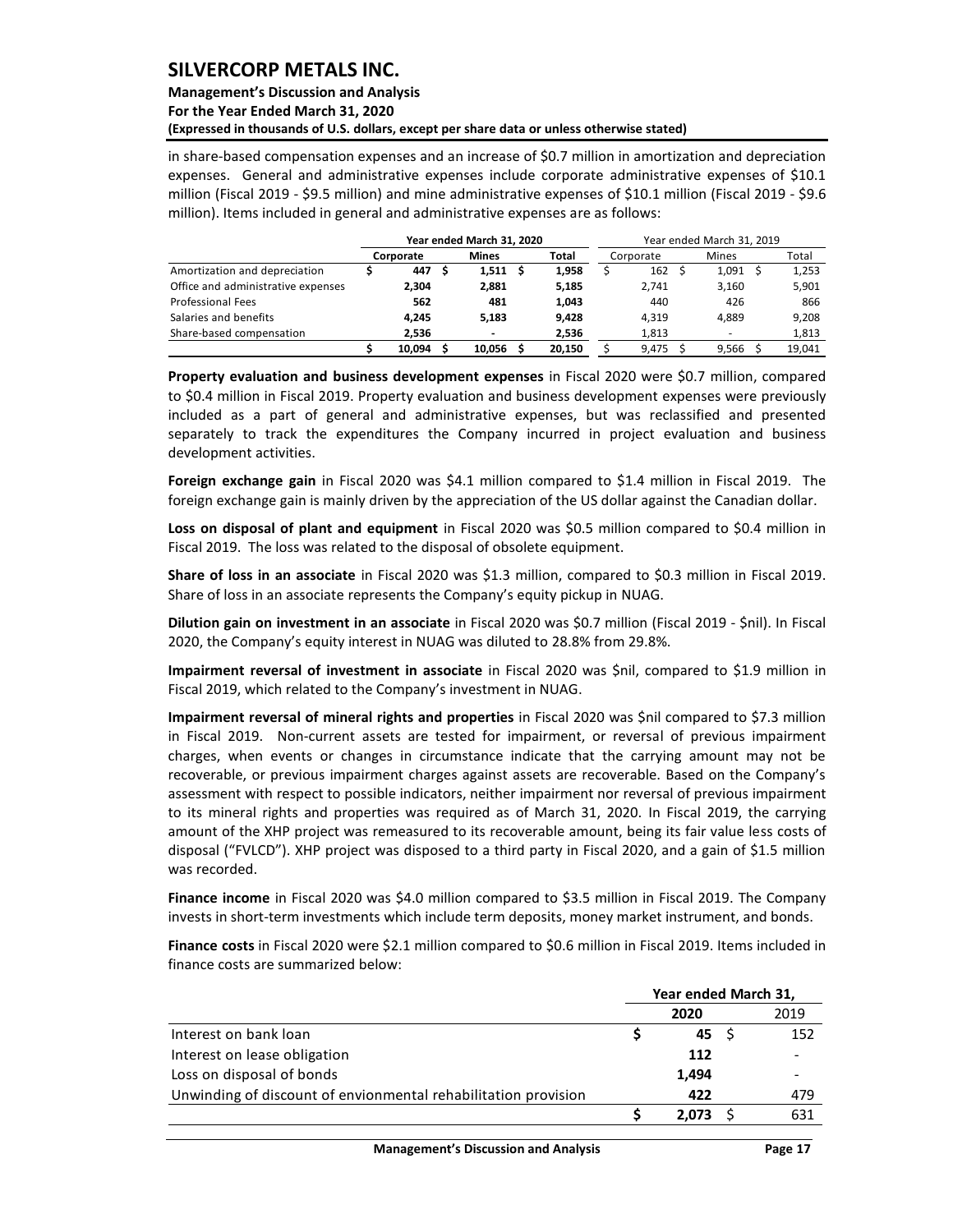in share-based compensation expenses and an increase of $0.7 million in amortization and depreciation expenses. General and administrative expenses include corporate administrative expenses of $10.1 million (Fiscal 2019 - $9.5 million) and mine administrative expenses of $10.1 million (Fiscal 2019 - $9.6 million). Items included in general and administrative expenses are as follows:

| | Year ended March 31, 2020 | | | Year ended March 31, 2019 | | |
|---|---|---|---|---|---|---|
| | **Corporate** | **Mines** | **Total** | Corporate | Mines | Total |
| Amortization and depreciation | **$ 447** | **$ 1,511** | **$ 1,958** | $ 162 | $ 1,091 | $ 1,253 |
| Office and administrative expenses | **2,304** | **2,881** | **5,185** | 2,741 | 3,160 | 5,901 |
| Professional Fees | **562** | **481** | **1,043** | 440 | 426 | 866 |
| Salaries and benefits | **4,245** | **5,183** | **9,428** | 4,319 | 4,889 | 9,208 |
| Share-based compensation | **2,536** | **-** | **2,536** | 1,813 | - | 1,813 |
| | **$ 10,094** | **$ 10,056** | **$ 20,150** | $ 9,475 | $ 9,566 | $ 19,041 |

**Property evaluation and business development expenses** in Fiscal 2020 were $0.7 million, compared to $0.4 million in Fiscal 2019. Property evaluation and business development expenses were previously included as a part of general and administrative expenses, but was reclassified and presented separately to track the expenditures the Company incurred in project evaluation and business development activities.

**Foreign exchange gain** in Fiscal 2020 was $4.1 million compared to $1.4 million in Fiscal 2019. The foreign exchange gain is mainly driven by the appreciation of the US dollar against the Canadian dollar.

**Loss on disposal of plant and equipment** in Fiscal 2020 was $0.5 million compared to $0.4 million in Fiscal 2019. The loss was related to the disposal of obsolete equipment.

**Share of loss in an associate** in Fiscal 2020 was $1.3 million, compared to $0.3 million in Fiscal 2019. Share of loss in an associate represents the Company's equity pickup in NUAG.

**Dilution gain on investment in an associate** in Fiscal 2020 was $0.7 million (Fiscal 2019 - $nil). In Fiscal 2020, the Company's equity interest in NUAG was diluted to 28.8% from 29.8%.

**Impairment reversal of investment in associate** in Fiscal 2020 was $nil, compared to $1.9 million in Fiscal 2019, which related to the Company's investment in NUAG.

**Impairment reversal of mineral rights and properties** in Fiscal 2020 was $nil compared to $7.3 million in Fiscal 2019. Non-current assets are tested for impairment, or reversal of previous impairment charges, when events or changes in circumstance indicate that the carrying amount may not be recoverable, or previous impairment charges against assets are recoverable. Based on the Company's assessment with respect to possible indicators, neither impairment nor reversal of previous impairment to its mineral rights and properties was required as of March 31, 2020. In Fiscal 2019, the carrying amount of the XHP project was remeasured to its recoverable amount, being its fair value less costs of disposal ("FVLCD"). XHP project was disposed to a third party in Fiscal 2020, and a gain of $1.5 million was recorded.

**Finance income** in Fiscal 2020 was $4.0 million compared to $3.5 million in Fiscal 2019. The Company invests in short-term investments which include term deposits, money market instrument, and bonds.

**Finance costs** in Fiscal 2020 were $2.1 million compared to $0.6 million in Fiscal 2019. Items included in finance costs are summarized below:

| | Year ended March 31, | |
|---|---|---|
| | **2020** | 2019 |
| Interest on bank loan | **$ 45** | $ 152 |
| Interest on lease obligation | **112** | - |
| Loss on disposal of bonds | **1,494** | - |
| Unwinding of discount of envionmental rehabilitation provision | **422** | 479 |
| | **$ 2,073** | $ 631 |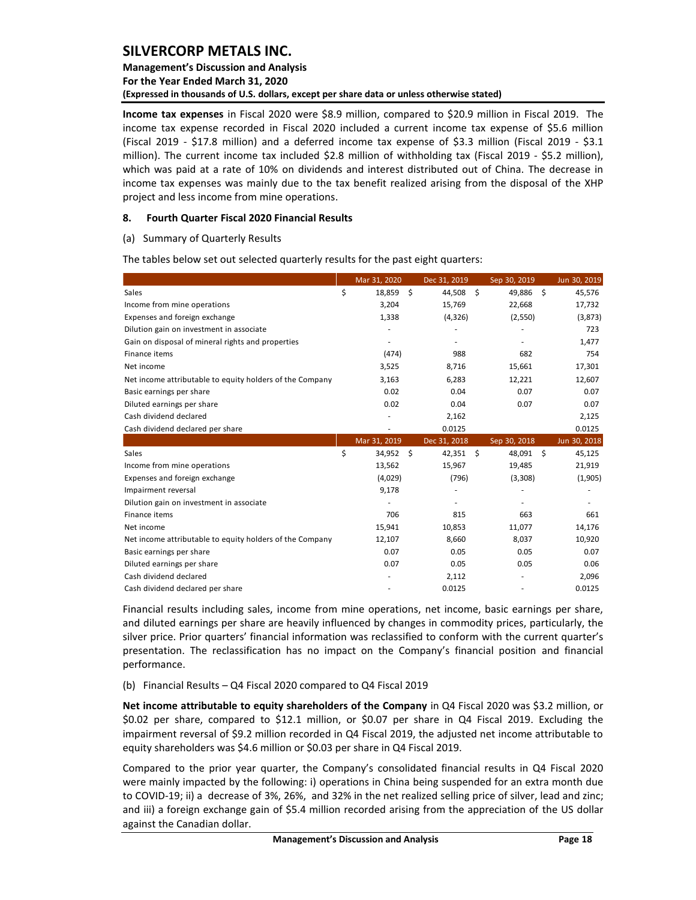**Income tax expenses** in Fiscal 2020 were $8.9 million, compared to $20.9 million in Fiscal 2019. The income tax expense recorded in Fiscal 2020 included a current income tax expense of $5.6 million (Fiscal 2019 - $17.8 million) and a deferred income tax expense of $3.3 million (Fiscal 2019 - $3.1 million). The current income tax included $2.8 million of withholding tax (Fiscal 2019 - $5.2 million), which was paid at a rate of 10% on dividends and interest distributed out of China. The decrease in income tax expenses was mainly due to the tax benefit realized arising from the disposal of the XHP project and less income from mine operations.

## 8. Fourth Quarter Fiscal 2020 Financial Results

(a) Summary of Quarterly Results

The tables below set out selected quarterly results for the past eight quarters:

| | Mar 31, 2020 | Dec 31, 2019 | Sep 30, 2019 | Jun 30, 2019 |
|---|---|---|---|---|
| Sales | $ 18,859 | $ 44,508 | $ 49,886 | $ 45,576 |
| Income from mine operations | 3,204 | 15,769 | 22,668 | 17,732 |
| Expenses and foreign exchange | 1,338 | (4,326) | (2,550) | (3,873) |
| Dilution gain on investment in associate | - | - | - | 723 |
| Gain on disposal of mineral rights and properties | - | - | - | 1,477 |
| Finance items | (474) | 988 | 682 | 754 |
| Net income | 3,525 | 8,716 | 15,661 | 17,301 |
| Net income attributable to equity holders of the Company | 3,163 | 6,283 | 12,221 | 12,607 |
| Basic earnings per share | 0.02 | 0.04 | 0.07 | 0.07 |
| Diluted earnings per share | 0.02 | 0.04 | 0.07 | 0.07 |
| Cash dividend declared | - | 2,162 | | 2,125 |
| Cash dividend declared per share | - | 0.0125 | | 0.0125 |
| | **Mar 31, 2019** | **Dec 31, 2018** | **Sep 30, 2018** | **Jun 30, 2018** |
| Sales | $ 34,952 | $ 42,351 | $ 48,091 | $ 45,125 |
| Income from mine operations | 13,562 | 15,967 | 19,485 | 21,919 |
| Expenses and foreign exchange | (4,029) | (796) | (3,308) | (1,905) |
| Impairment reversal | 9,178 | - | - | - |
| Dilution gain on investment in associate | - | - | - | - |
| Finance items | 706 | 815 | 663 | 661 |
| Net income | 15,941 | 10,853 | 11,077 | 14,176 |
| Net income attributable to equity holders of the Company | 12,107 | 8,660 | 8,037 | 10,920 |
| Basic earnings per share | 0.07 | 0.05 | 0.05 | 0.07 |
| Diluted earnings per share | 0.07 | 0.05 | 0.05 | 0.06 |
| Cash dividend declared | - | 2,112 | - | 2,096 |
| Cash dividend declared per share | - | 0.0125 | - | 0.0125 |

Financial results including sales, income from mine operations, net income, basic earnings per share, and diluted earnings per share are heavily influenced by changes in commodity prices, particularly, the silver price. Prior quarters' financial information was reclassified to conform with the current quarter's presentation. The reclassification has no impact on the Company's financial position and financial performance.

(b) Financial Results – Q4 Fiscal 2020 compared to Q4 Fiscal 2019

**Net income attributable to equity shareholders of the Company** in Q4 Fiscal 2020 was $3.2 million, or $0.02 per share, compared to $12.1 million, or $0.07 per share in Q4 Fiscal 2019. Excluding the impairment reversal of $9.2 million recorded in Q4 Fiscal 2019, the adjusted net income attributable to equity shareholders was $4.6 million or $0.03 per share in Q4 Fiscal 2019.

Compared to the prior year quarter, the Company's consolidated financial results in Q4 Fiscal 2020 were mainly impacted by the following: i) operations in China being suspended for an extra month due to COVID-19; ii) a decrease of 3%, 26%, and 32% in the net realized selling price of silver, lead and zinc; and iii) a foreign exchange gain of $5.4 million recorded arising from the appreciation of the US dollar against the Canadian dollar.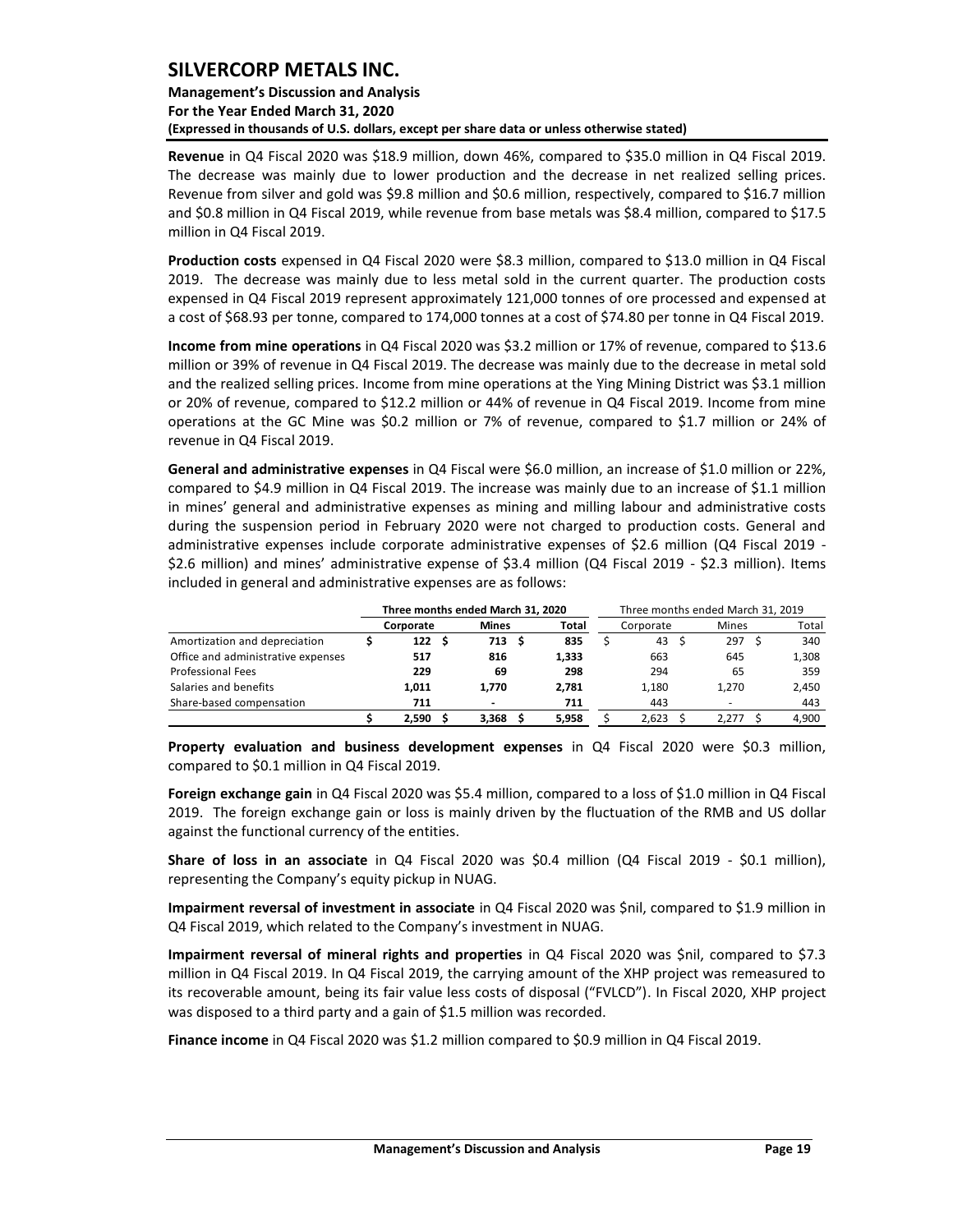**Revenue** in Q4 Fiscal 2020 was $18.9 million, down 46%, compared to $35.0 million in Q4 Fiscal 2019. The decrease was mainly due to lower production and the decrease in net realized selling prices. Revenue from silver and gold was $9.8 million and $0.6 million, respectively, compared to $16.7 million and $0.8 million in Q4 Fiscal 2019, while revenue from base metals was $8.4 million, compared to $17.5 million in Q4 Fiscal 2019.

**Production costs** expensed in Q4 Fiscal 2020 were $8.3 million, compared to $13.0 million in Q4 Fiscal 2019. The decrease was mainly due to less metal sold in the current quarter. The production costs expensed in Q4 Fiscal 2019 represent approximately 121,000 tonnes of ore processed and expensed at a cost of $68.93 per tonne, compared to 174,000 tonnes at a cost of $74.80 per tonne in Q4 Fiscal 2019.

**Income from mine operations** in Q4 Fiscal 2020 was $3.2 million or 17% of revenue, compared to $13.6 million or 39% of revenue in Q4 Fiscal 2019. The decrease was mainly due to the decrease in metal sold and the realized selling prices. Income from mine operations at the Ying Mining District was $3.1 million or 20% of revenue, compared to $12.2 million or 44% of revenue in Q4 Fiscal 2019. Income from mine operations at the GC Mine was $0.2 million or 7% of revenue, compared to $1.7 million or 24% of revenue in Q4 Fiscal 2019.

**General and administrative expenses** in Q4 Fiscal were $6.0 million, an increase of $1.0 million or 22%, compared to $4.9 million in Q4 Fiscal 2019. The increase was mainly due to an increase of $1.1 million in mines' general and administrative expenses as mining and milling labour and administrative costs during the suspension period in February 2020 were not charged to production costs. General and administrative expenses include corporate administrative expenses of $2.6 million (Q4 Fiscal 2019 - $2.6 million) and mines' administrative expense of $3.4 million (Q4 Fiscal 2019 - $2.3 million). Items included in general and administrative expenses are as follows:

| | **Three months ended March 31, 2020** | | | Three months ended March 31, 2019 | | |
|---|---|---|---|---|---|---|
| | **Corporate** | **Mines** | **Total** | Corporate | Mines | Total |
| Amortization and depreciation | **$ 122** | **$ 713** | **$ 835** | $ 43 | $ 297 | $ 340 |
| Office and administrative expenses | **517** | **816** | **1,333** | 663 | 645 | 1,308 |
| Professional Fees | **229** | **69** | **298** | 294 | 65 | 359 |
| Salaries and benefits | **1,011** | **1,770** | **2,781** | 1,180 | 1,270 | 2,450 |
| Share-based compensation | **711** | **-** | **711** | 443 | - | 443 |
| | **$ 2,590** | **$ 3,368** | **$ 5,958** | $ 2,623 | $ 2,277 | $ 4,900 |

**Property evaluation and business development expenses** in Q4 Fiscal 2020 were $0.3 million, compared to $0.1 million in Q4 Fiscal 2019.

**Foreign exchange gain** in Q4 Fiscal 2020 was $5.4 million, compared to a loss of $1.0 million in Q4 Fiscal 2019. The foreign exchange gain or loss is mainly driven by the fluctuation of the RMB and US dollar against the functional currency of the entities.

**Share of loss in an associate** in Q4 Fiscal 2020 was $0.4 million (Q4 Fiscal 2019 - $0.1 million), representing the Company's equity pickup in NUAG.

**Impairment reversal of investment in associate** in Q4 Fiscal 2020 was $nil, compared to $1.9 million in Q4 Fiscal 2019, which related to the Company's investment in NUAG.

**Impairment reversal of mineral rights and properties** in Q4 Fiscal 2020 was $nil, compared to $7.3 million in Q4 Fiscal 2019. In Q4 Fiscal 2019, the carrying amount of the XHP project was remeasured to its recoverable amount, being its fair value less costs of disposal ("FVLCD"). In Fiscal 2020, XHP project was disposed to a third party and a gain of $1.5 million was recorded.

**Finance income** in Q4 Fiscal 2020 was $1.2 million compared to $0.9 million in Q4 Fiscal 2019.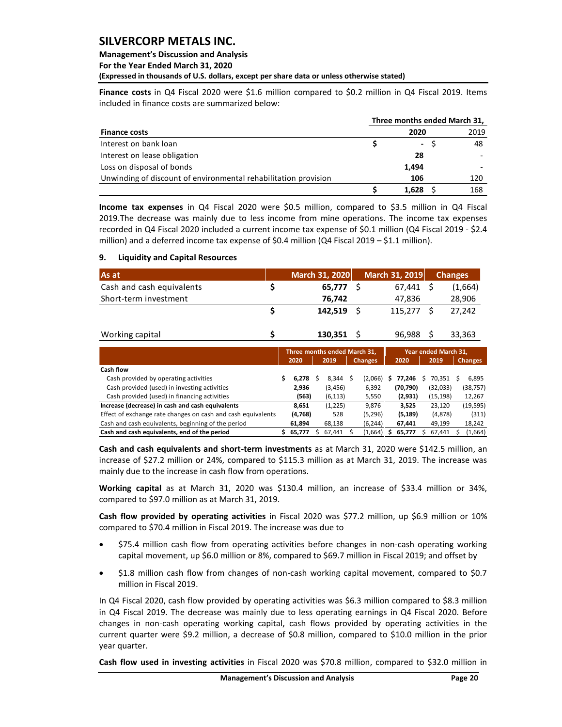**Finance costs** in Q4 Fiscal 2020 were $1.6 million compared to $0.2 million in Q4 Fiscal 2019. Items included in finance costs are summarized below:

| | Three months ended March 31, | |
|---|---|---|
| **Finance costs** | **2020** | 2019 |
| Interest on bank loan | $ - | $ 48 |
| Interest on lease obligation | **28** | - |
| Loss on disposal of bonds | **1,494** | - |
| Unwinding of discount of environmental rehabilitation provision | **106** | 120 |
| | **$ 1,628** | $ 168 |

**Income tax expenses** in Q4 Fiscal 2020 were $0.5 million, compared to $3.5 million in Q4 Fiscal 2019.The decrease was mainly due to less income from mine operations. The income tax expenses recorded in Q4 Fiscal 2020 included a current income tax expense of $0.1 million (Q4 Fiscal 2019 - $2.4 million) and a deferred income tax expense of $0.4 million (Q4 Fiscal 2019 – $1.1 million).

## 9. Liquidity and Capital Resources

| As at | March 31, 2020 | March 31, 2019 | Changes |
|---|---|---|---|
| Cash and cash equivalents | **$ 65,777** | $ 67,441 | $ (1,664) |
| Short-term investment | **76,742** | 47,836 | 28,906 |
| | **$ 142,519** | $ 115,277 | $ 27,242 |
| | | | |
| Working capital | **$ 130,351** | $ 96,988 | $ 33,363 |

| | Three months ended March 31, | | | Year ended March 31, | | |
|---|---|---|---|---|---|---|
| | **2020** | 2019 | Changes | **2020** | 2019 | Changes |
| **Cash flow** | | | | | | |
| Cash provided by operating activities | **$ 6,278** | $ 8,344 | $ (2,066) | **$ 77,246** | $ 70,351 | $ 6,895 |
| Cash provided (used) in investing activities | **2,936** | (3,456) | 6,392 | **(70,790)** | (32,033) | (38,757) |
| Cash provided (used) in financing activities | **(563)** | (6,113) | 5,550 | **(2,931)** | (15,198) | 12,267 |
| **Increase (decrease) in cash and cash equivalents** | **8,651** | (1,225) | 9,876 | **3,525** | 23,120 | (19,595) |
| Effect of exchange rate changes on cash and cash equivalents | **(4,768)** | 528 | (5,296) | **(5,189)** | (4,878) | (311) |
| Cash and cash equivalents, beginning of the period | **61,894** | 68,138 | (6,244) | **67,441** | 49,199 | 18,242 |
| **Cash and cash equivalents, end of the period** | **$ 65,777** | $ 67,441 | $ (1,664) | **$ 65,777** | $ 67,441 | $ (1,664) |

**Cash and cash equivalents and short-term investments** as at March 31, 2020 were $142.5 million, an increase of $27.2 million or 24%, compared to $115.3 million as at March 31, 2019. The increase was mainly due to the increase in cash flow from operations.

**Working capital** as at March 31, 2020 was $130.4 million, an increase of $33.4 million or 34%, compared to $97.0 million as at March 31, 2019.

**Cash flow provided by operating activities** in Fiscal 2020 was $77.2 million, up $6.9 million or 10% compared to $70.4 million in Fiscal 2019. The increase was due to

- $75.4 million cash flow from operating activities before changes in non-cash operating working capital movement, up $6.0 million or 8%, compared to $69.7 million in Fiscal 2019; and offset by
- $1.8 million cash flow from changes of non-cash working capital movement, compared to $0.7 million in Fiscal 2019.

In Q4 Fiscal 2020, cash flow provided by operating activities was $6.3 million compared to $8.3 million in Q4 Fiscal 2019. The decrease was mainly due to less operating earnings in Q4 Fiscal 2020. Before changes in non-cash operating working capital, cash flows provided by operating activities in the current quarter were $9.2 million, a decrease of $0.8 million, compared to $10.0 million in the prior year quarter.

**Cash flow used in investing activities** in Fiscal 2020 was $70.8 million, compared to $32.0 million in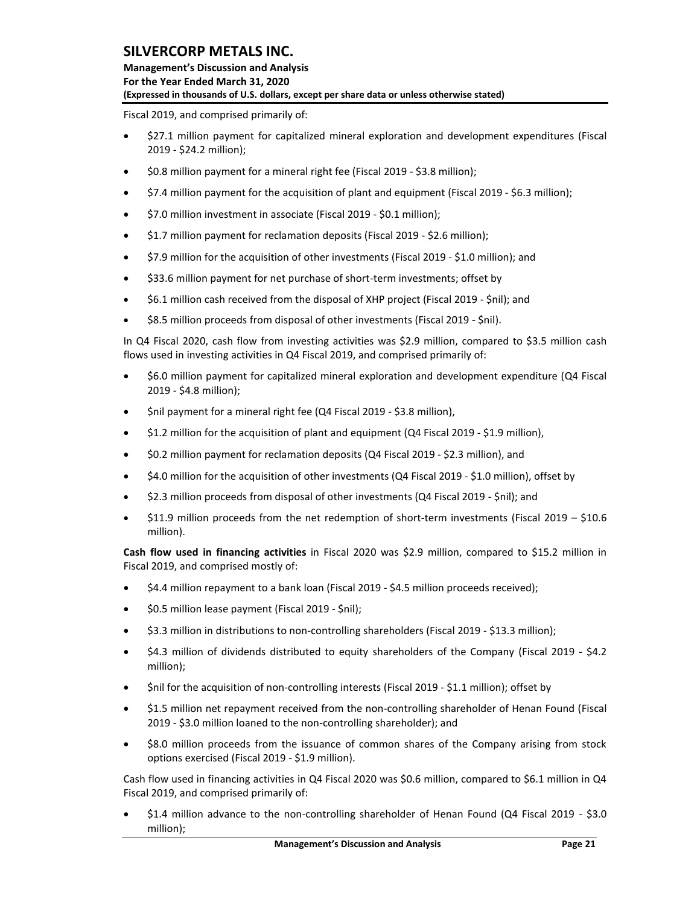Fiscal 2019, and comprised primarily of:

- $27.1 million payment for capitalized mineral exploration and development expenditures (Fiscal 2019 - $24.2 million);
- $0.8 million payment for a mineral right fee (Fiscal 2019 - $3.8 million);
- $7.4 million payment for the acquisition of plant and equipment (Fiscal 2019 - $6.3 million);
- $7.0 million investment in associate (Fiscal 2019 - $0.1 million);
- $1.7 million payment for reclamation deposits (Fiscal 2019 - $2.6 million);
- $7.9 million for the acquisition of other investments (Fiscal 2019 - $1.0 million); and
- $33.6 million payment for net purchase of short-term investments; offset by
- $6.1 million cash received from the disposal of XHP project (Fiscal 2019 - $nil); and
- $8.5 million proceeds from disposal of other investments (Fiscal 2019 - $nil).

In Q4 Fiscal 2020, cash flow from investing activities was $2.9 million, compared to $3.5 million cash flows used in investing activities in Q4 Fiscal 2019, and comprised primarily of:

- $6.0 million payment for capitalized mineral exploration and development expenditure (Q4 Fiscal 2019 - $4.8 million);
- $nil payment for a mineral right fee (Q4 Fiscal 2019 - $3.8 million),
- $1.2 million for the acquisition of plant and equipment (Q4 Fiscal 2019 - $1.9 million),
- $0.2 million payment for reclamation deposits (Q4 Fiscal 2019 - $2.3 million), and
- $4.0 million for the acquisition of other investments (Q4 Fiscal 2019 - $1.0 million), offset by
- $2.3 million proceeds from disposal of other investments (Q4 Fiscal 2019 - $nil); and
- $11.9 million proceeds from the net redemption of short-term investments (Fiscal 2019 – $10.6 million).

**Cash flow used in financing activities** in Fiscal 2020 was $2.9 million, compared to $15.2 million in Fiscal 2019, and comprised mostly of:

- $4.4 million repayment to a bank loan (Fiscal 2019 - $4.5 million proceeds received);
- $0.5 million lease payment (Fiscal 2019 - $nil);
- $3.3 million in distributions to non-controlling shareholders (Fiscal 2019 - $13.3 million);
- $4.3 million of dividends distributed to equity shareholders of the Company (Fiscal 2019 - $4.2 million);
- $nil for the acquisition of non-controlling interests (Fiscal 2019 - $1.1 million); offset by
- $1.5 million net repayment received from the non-controlling shareholder of Henan Found (Fiscal 2019 - $3.0 million loaned to the non-controlling shareholder); and
- $8.0 million proceeds from the issuance of common shares of the Company arising from stock options exercised (Fiscal 2019 - $1.9 million).

Cash flow used in financing activities in Q4 Fiscal 2020 was $0.6 million, compared to $6.1 million in Q4 Fiscal 2019, and comprised primarily of:

- $1.4 million advance to the non-controlling shareholder of Henan Found (Q4 Fiscal 2019 - $3.0 million);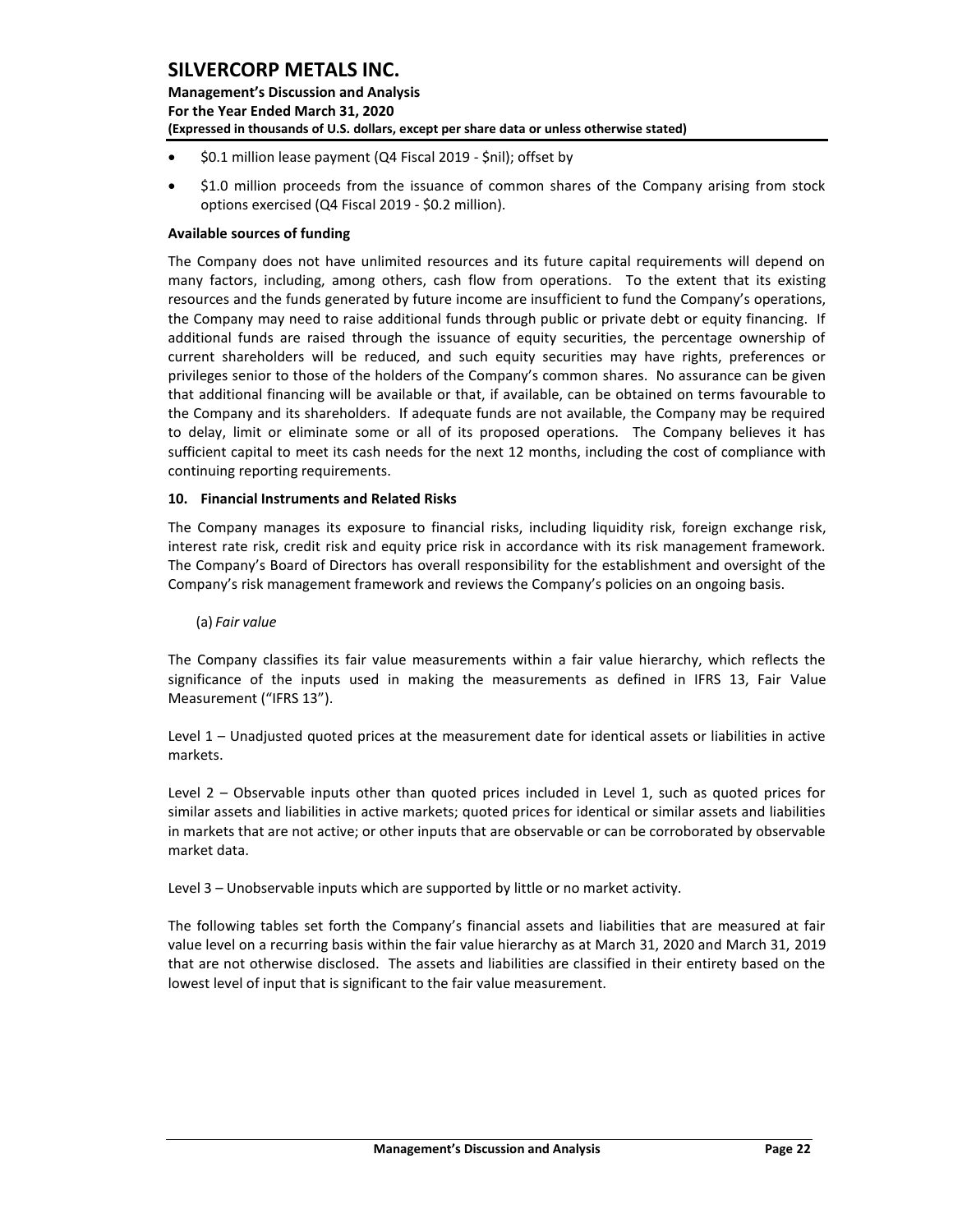- $0.1 million lease payment (Q4 Fiscal 2019 - $nil); offset by
- $1.0 million proceeds from the issuance of common shares of the Company arising from stock options exercised (Q4 Fiscal 2019 - $0.2 million).

**Available sources of funding**

The Company does not have unlimited resources and its future capital requirements will depend on many factors, including, among others, cash flow from operations. To the extent that its existing resources and the funds generated by future income are insufficient to fund the Company's operations, the Company may need to raise additional funds through public or private debt or equity financing. If additional funds are raised through the issuance of equity securities, the percentage ownership of current shareholders will be reduced, and such equity securities may have rights, preferences or privileges senior to those of the holders of the Company's common shares. No assurance can be given that additional financing will be available or that, if available, can be obtained on terms favourable to the Company and its shareholders. If adequate funds are not available, the Company may be required to delay, limit or eliminate some or all of its proposed operations. The Company believes it has sufficient capital to meet its cash needs for the next 12 months, including the cost of compliance with continuing reporting requirements.

## 10. Financial Instruments and Related Risks

The Company manages its exposure to financial risks, including liquidity risk, foreign exchange risk, interest rate risk, credit risk and equity price risk in accordance with its risk management framework. The Company's Board of Directors has overall responsibility for the establishment and oversight of the Company's risk management framework and reviews the Company's policies on an ongoing basis.

(a) *Fair value*

The Company classifies its fair value measurements within a fair value hierarchy, which reflects the significance of the inputs used in making the measurements as defined in IFRS 13, Fair Value Measurement ("IFRS 13").

Level 1 – Unadjusted quoted prices at the measurement date for identical assets or liabilities in active markets.

Level 2 – Observable inputs other than quoted prices included in Level 1, such as quoted prices for similar assets and liabilities in active markets; quoted prices for identical or similar assets and liabilities in markets that are not active; or other inputs that are observable or can be corroborated by observable market data.

Level 3 – Unobservable inputs which are supported by little or no market activity.

The following tables set forth the Company's financial assets and liabilities that are measured at fair value level on a recurring basis within the fair value hierarchy as at March 31, 2020 and March 31, 2019 that are not otherwise disclosed. The assets and liabilities are classified in their entirety based on the lowest level of input that is significant to the fair value measurement.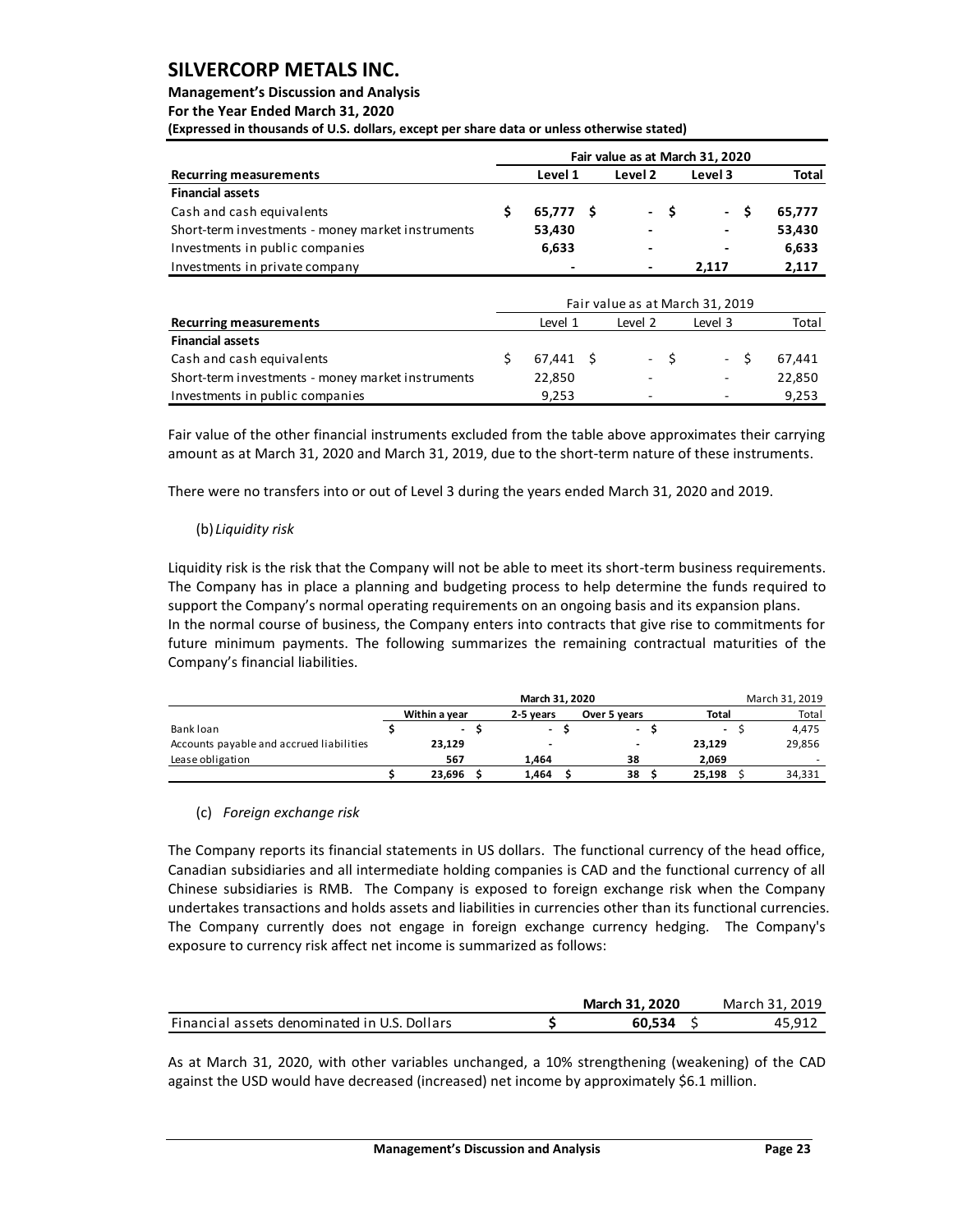| Recurring measurements | Fair value as at March 31, 2020 | | | |
|---|---|---|---|---|
| | Level 1 | Level 2 | Level 3 | Total |
| **Financial assets** | | | | |
| Cash and cash equivalents | $ 65,777 | $ - | $ - | $ 65,777 |
| Short-term investments - money market instruments | 53,430 | - | - | 53,430 |
| Investments in public companies | 6,633 | - | - | 6,633 |
| Investments in private company | - | - | 2,117 | 2,117 |

| Recurring measurements | Fair value as at March 31, 2019 | | | |
|---|---|---|---|---|
| | Level 1 | Level 2 | Level 3 | Total |
| **Financial assets** | | | | |
| Cash and cash equivalents | $ 67,441 | $ - | $ - | $ 67,441 |
| Short-term investments - money market instruments | 22,850 | - | - | 22,850 |
| Investments in public companies | 9,253 | - | - | 9,253 |

Fair value of the other financial instruments excluded from the table above approximates their carrying amount as at March 31, 2020 and March 31, 2019, due to the short-term nature of these instruments.

There were no transfers into or out of Level 3 during the years ended March 31, 2020 and 2019.

(b) *Liquidity risk*

Liquidity risk is the risk that the Company will not be able to meet its short-term business requirements. The Company has in place a planning and budgeting process to help determine the funds required to support the Company's normal operating requirements on an ongoing basis and its expansion plans.
In the normal course of business, the Company enters into contracts that give rise to commitments for future minimum payments. The following summarizes the remaining contractual maturities of the Company's financial liabilities.

| | March 31, 2020 | | | | March 31, 2019 |
|---|---|---|---|---|---|
| | Within a year | 2-5 years | Over 5 years | Total | Total |
| Bank loan | $ - | $ - | $ - | $ - | $ 4,475 |
| Accounts payable and accrued liabilities | 23,129 | - | - | 23,129 | 29,856 |
| Lease obligation | 567 | 1,464 | 38 | 2,069 | - |
| | $ 23,696 | $ 1,464 | $ 38 | $ 25,198 | $ 34,331 |

(c) *Foreign exchange risk*

The Company reports its financial statements in US dollars. The functional currency of the head office, Canadian subsidiaries and all intermediate holding companies is CAD and the functional currency of all Chinese subsidiaries is RMB. The Company is exposed to foreign exchange risk when the Company undertakes transactions and holds assets and liabilities in currencies other than its functional currencies. The Company currently does not engage in foreign exchange currency hedging. The Company's exposure to currency risk affect net income is summarized as follows:

| | March 31, 2020 | March 31, 2019 |
|---|---|---|
| Financial assets denominated in U.S. Dollars | $ 60,534 | $ 45,912 |

As at March 31, 2020, with other variables unchanged, a 10% strengthening (weakening) of the CAD against the USD would have decreased (increased) net income by approximately $6.1 million.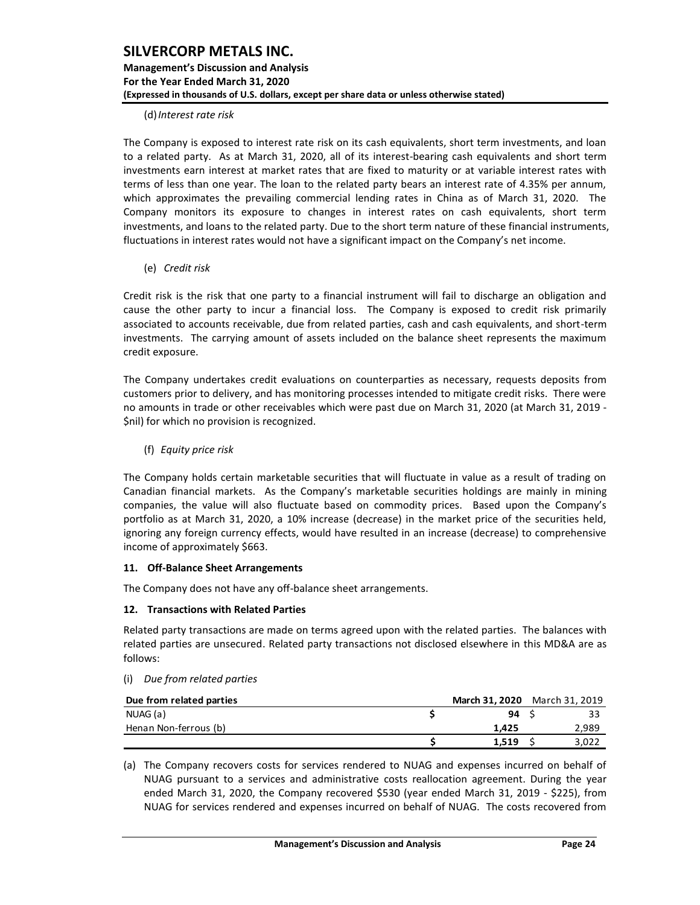(d) *Interest rate risk*

The Company is exposed to interest rate risk on its cash equivalents, short term investments, and loan to a related party. As at March 31, 2020, all of its interest-bearing cash equivalents and short term investments earn interest at market rates that are fixed to maturity or at variable interest rates with terms of less than one year. The loan to the related party bears an interest rate of 4.35% per annum, which approximates the prevailing commercial lending rates in China as of March 31, 2020. The Company monitors its exposure to changes in interest rates on cash equivalents, short term investments, and loans to the related party. Due to the short term nature of these financial instruments, fluctuations in interest rates would not have a significant impact on the Company's net income.

(e) *Credit risk*

Credit risk is the risk that one party to a financial instrument will fail to discharge an obligation and cause the other party to incur a financial loss. The Company is exposed to credit risk primarily associated to accounts receivable, due from related parties, cash and cash equivalents, and short-term investments. The carrying amount of assets included on the balance sheet represents the maximum credit exposure.

The Company undertakes credit evaluations on counterparties as necessary, requests deposits from customers prior to delivery, and has monitoring processes intended to mitigate credit risks. There were no amounts in trade or other receivables which were past due on March 31, 2020 (at March 31, 2019 - $nil) for which no provision is recognized.

(f) *Equity price risk*

The Company holds certain marketable securities that will fluctuate in value as a result of trading on Canadian financial markets. As the Company's marketable securities holdings are mainly in mining companies, the value will also fluctuate based on commodity prices. Based upon the Company's portfolio as at March 31, 2020, a 10% increase (decrease) in the market price of the securities held, ignoring any foreign currency effects, would have resulted in an increase (decrease) to comprehensive income of approximately $663.

### 11. Off-Balance Sheet Arrangements

The Company does not have any off-balance sheet arrangements.

### 12. Transactions with Related Parties

Related party transactions are made on terms agreed upon with the related parties. The balances with related parties are unsecured. Related party transactions not disclosed elsewhere in this MD&A are as follows:

(i) *Due from related parties*

| Due from related parties | March 31, 2020 | March 31, 2019 |
|---|---|---|
| NUAG (a) | $ 94 | $ 33 |
| Henan Non-ferrous (b) | 1,425 | 2,989 |
| | $ 1,519 | $ 3,022 |

(a) The Company recovers costs for services rendered to NUAG and expenses incurred on behalf of NUAG pursuant to a services and administrative costs reallocation agreement. During the year ended March 31, 2020, the Company recovered $530 (year ended March 31, 2019 - $225), from NUAG for services rendered and expenses incurred on behalf of NUAG. The costs recovered from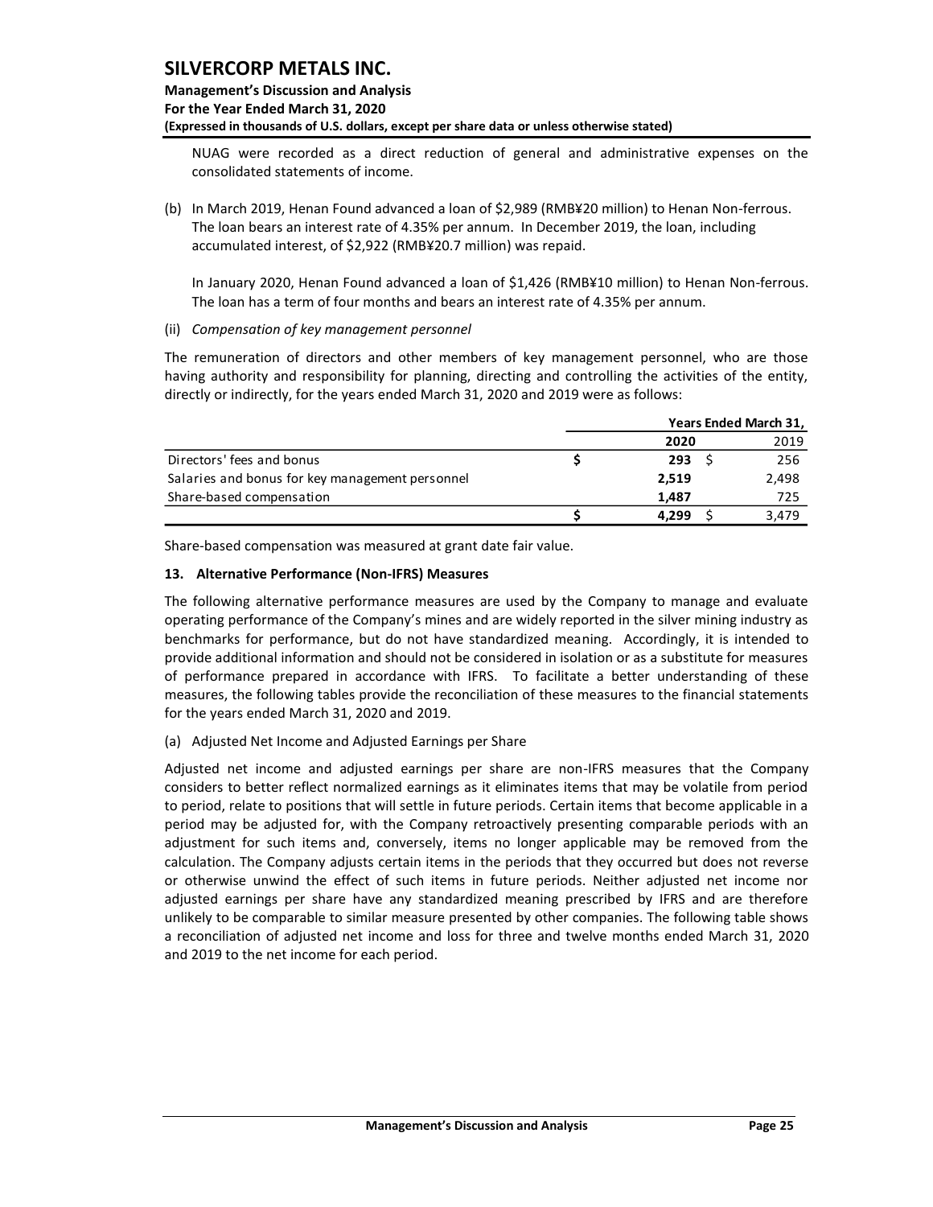NUAG were recorded as a direct reduction of general and administrative expenses on the consolidated statements of income.

(b) In March 2019, Henan Found advanced a loan of $2,989 (RMB¥20 million) to Henan Non-ferrous. The loan bears an interest rate of 4.35% per annum. In December 2019, the loan, including accumulated interest, of $2,922 (RMB¥20.7 million) was repaid.

In January 2020, Henan Found advanced a loan of $1,426 (RMB¥10 million) to Henan Non-ferrous. The loan has a term of four months and bears an interest rate of 4.35% per annum.

(ii) *Compensation of key management personnel*

The remuneration of directors and other members of key management personnel, who are those having authority and responsibility for planning, directing and controlling the activities of the entity, directly or indirectly, for the years ended March 31, 2020 and 2019 were as follows:

| | Years Ended March 31, | |
|---|---|---|
| | **2020** | 2019 |
| Directors' fees and bonus | **$ 293** | $ 256 |
| Salaries and bonus for key management personnel | **2,519** | 2,498 |
| Share-based compensation | **1,487** | 725 |
| | **$ 4,299** | $ 3,479 |

Share-based compensation was measured at grant date fair value.

### 13. Alternative Performance (Non-IFRS) Measures

The following alternative performance measures are used by the Company to manage and evaluate operating performance of the Company's mines and are widely reported in the silver mining industry as benchmarks for performance, but do not have standardized meaning. Accordingly, it is intended to provide additional information and should not be considered in isolation or as a substitute for measures of performance prepared in accordance with IFRS. To facilitate a better understanding of these measures, the following tables provide the reconciliation of these measures to the financial statements for the years ended March 31, 2020 and 2019.

(a) Adjusted Net Income and Adjusted Earnings per Share

Adjusted net income and adjusted earnings per share are non-IFRS measures that the Company considers to better reflect normalized earnings as it eliminates items that may be volatile from period to period, relate to positions that will settle in future periods. Certain items that become applicable in a period may be adjusted for, with the Company retroactively presenting comparable periods with an adjustment for such items and, conversely, items no longer applicable may be removed from the calculation. The Company adjusts certain items in the periods that they occurred but does not reverse or otherwise unwind the effect of such items in future periods. Neither adjusted net income nor adjusted earnings per share have any standardized meaning prescribed by IFRS and are therefore unlikely to be comparable to similar measure presented by other companies. The following table shows a reconciliation of adjusted net income and loss for three and twelve months ended March 31, 2020 and 2019 to the net income for each period.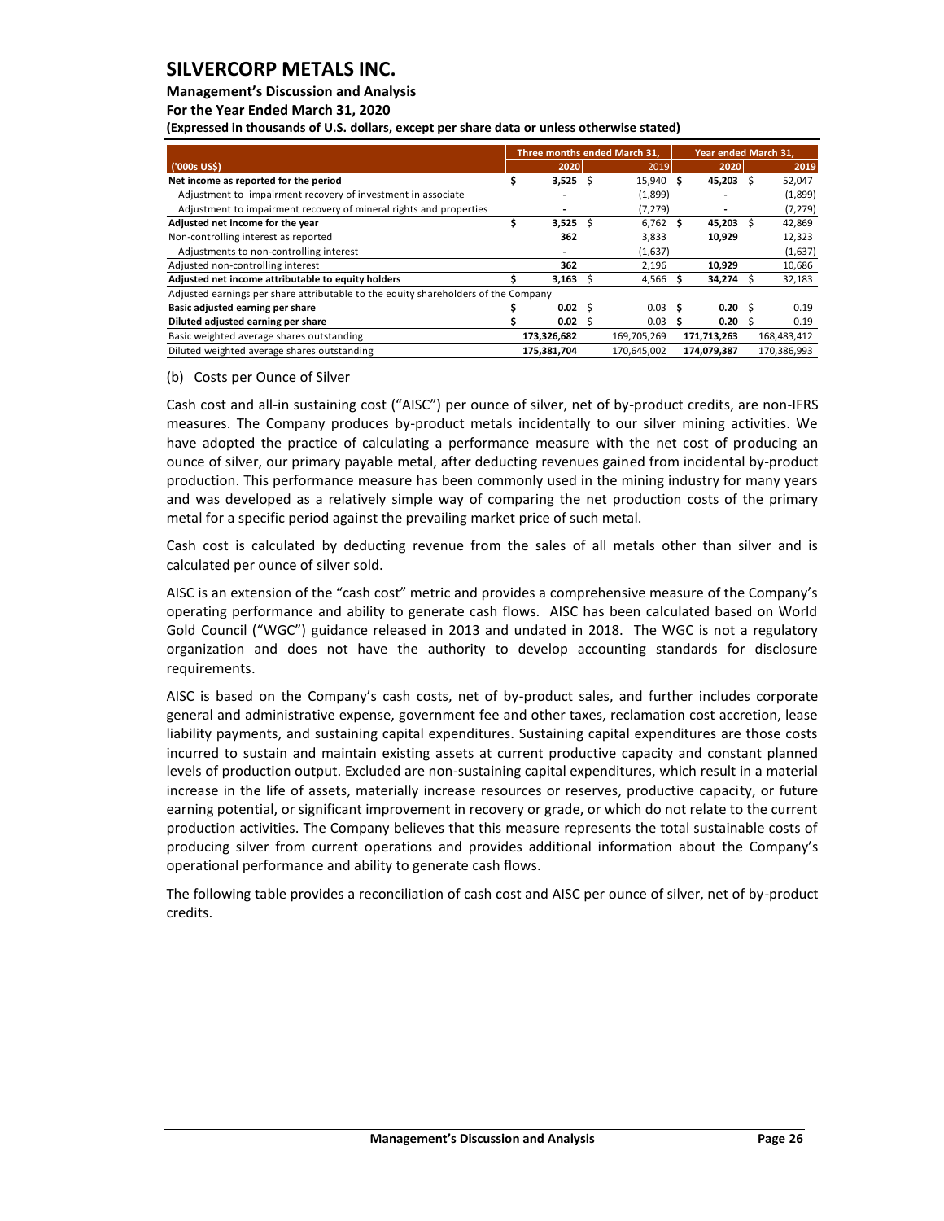| ('000s US$) | Three months ended March 31, 2020 | Three months ended March 31, 2019 | Year ended March 31, 2020 | Year ended March 31, 2019 |
|---|---|---|---|---|
| **Net income as reported for the period** | $ **3,525** | $ 15,940 | $ **45,203** | $ 52,047 |
| Adjustment to impairment recovery of investment in associate | - | (1,899) | - | (1,899) |
| Adjustment to impairment recovery of mineral rights and properties | - | (7,279) | - | (7,279) |
| **Adjusted net income for the year** | $ **3,525** | $ 6,762 | $ **45,203** | $ 42,869 |
| Non-controlling interest as reported | **362** | 3,833 | **10,929** | 12,323 |
| Adjustments to non-controlling interest | - | (1,637) | | (1,637) |
| Adjusted non-controlling interest | **362** | 2,196 | **10,929** | 10,686 |
| **Adjusted net income attributable to equity holders** | $ **3,163** | $ 4,566 | $ **34,274** | $ 32,183 |
| Adjusted earnings per share attributable to the equity shareholders of the Company | | | | |
| **Basic adjusted earning per share** | $ **0.02** | $ 0.03 | $ **0.20** | $ 0.19 |
| **Diluted adjusted earning per share** | $ **0.02** | $ 0.03 | $ **0.20** | $ 0.19 |
| Basic weighted average shares outstanding | **173,326,682** | 169,705,269 | **171,713,263** | 168,483,412 |
| Diluted weighted average shares outstanding | **175,381,704** | 170,645,002 | **174,079,387** | 170,386,993 |

(b) Costs per Ounce of Silver

Cash cost and all-in sustaining cost ("AISC") per ounce of silver, net of by-product credits, are non-IFRS measures. The Company produces by-product metals incidentally to our silver mining activities. We have adopted the practice of calculating a performance measure with the net cost of producing an ounce of silver, our primary payable metal, after deducting revenues gained from incidental by-product production. This performance measure has been commonly used in the mining industry for many years and was developed as a relatively simple way of comparing the net production costs of the primary metal for a specific period against the prevailing market price of such metal.

Cash cost is calculated by deducting revenue from the sales of all metals other than silver and is calculated per ounce of silver sold.

AISC is an extension of the "cash cost" metric and provides a comprehensive measure of the Company's operating performance and ability to generate cash flows. AISC has been calculated based on World Gold Council ("WGC") guidance released in 2013 and undated in 2018. The WGC is not a regulatory organization and does not have the authority to develop accounting standards for disclosure requirements.

AISC is based on the Company's cash costs, net of by-product sales, and further includes corporate general and administrative expense, government fee and other taxes, reclamation cost accretion, lease liability payments, and sustaining capital expenditures. Sustaining capital expenditures are those costs incurred to sustain and maintain existing assets at current productive capacity and constant planned levels of production output. Excluded are non-sustaining capital expenditures, which result in a material increase in the life of assets, materially increase resources or reserves, productive capacity, or future earning potential, or significant improvement in recovery or grade, or which do not relate to the current production activities. The Company believes that this measure represents the total sustainable costs of producing silver from current operations and provides additional information about the Company's operational performance and ability to generate cash flows.

The following table provides a reconciliation of cash cost and AISC per ounce of silver, net of by-product credits.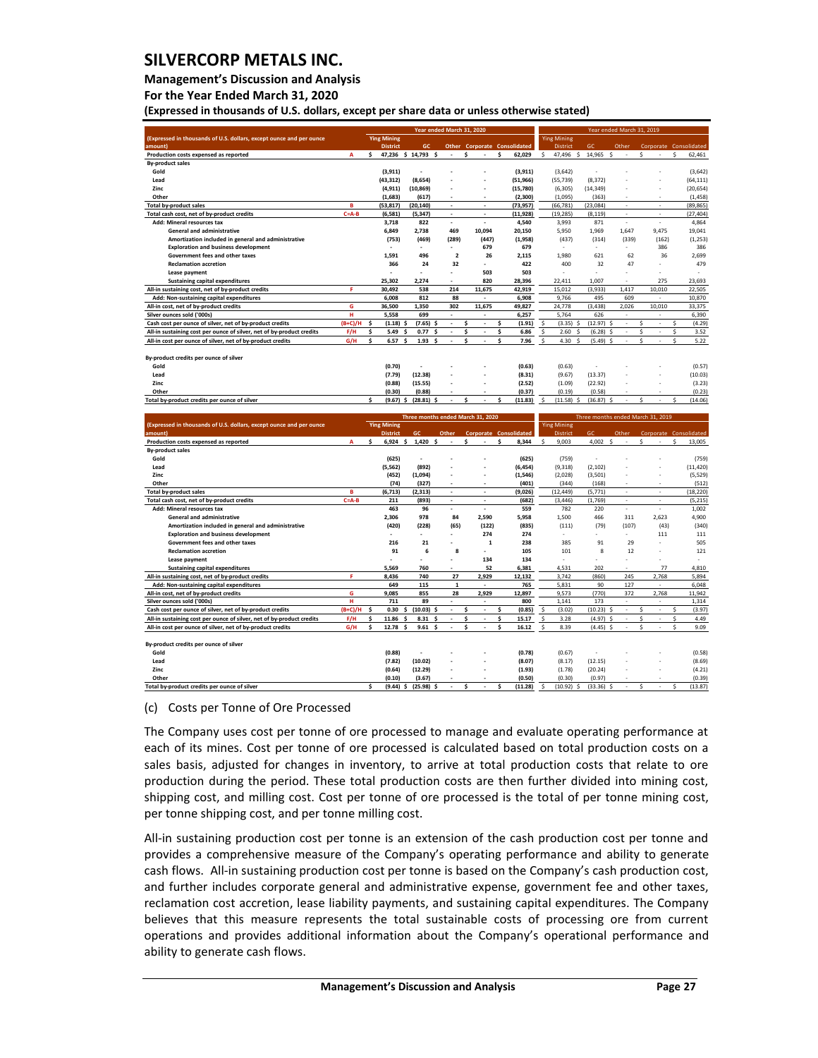| (Expressed in thousands of U.S. dollars, except ounce and per ounce amount) | | Year ended March 31, 2020 | | | | | Year ended March 31, 2019 | | | | |
|---|---|---|---|---|---|---|---|---|---|---|---|
| | | Ying Mining District | GC | Other | Corporate | Consolidated | Ying Mining District | GC | Other | Corporate | Consolidated |
| Production costs expensed as reported | A | $ 47,236 | $ 14,793 | $ - | $ - | $ 62,029 | $ 47,496 | $ 14,965 | $ - | $ - | $ 62,461 |
| By-product sales | | | | | | | | | | | |
| Gold | | (3,911) | - | - | - | (3,911) | (3,642) | - | - | - | (3,642) |
| Lead | | (43,312) | (8,654) | - | - | (51,966) | (55,739) | (8,372) | - | - | (64,111) |
| Zinc | | (4,911) | (10,869) | - | - | (15,780) | (6,305) | (14,349) | - | - | (20,654) |
| Other | | (1,683) | (617) | - | - | (2,300) | (1,095) | (363) | - | - | (1,458) |
| Total by-product sales | B | (53,817) | (20,140) | - | - | (73,957) | (66,781) | (23,084) | - | - | (89,865) |
| Total cash cost, net of by-product credits | C=A-B | (6,581) | (5,347) | - | - | (11,928) | (19,285) | (8,119) | - | - | (27,404) |
| Add: Mineral resources tax | | 3,718 | 822 | - | - | 4,540 | 3,993 | 871 | - | - | 4,864 |
| General and administrative | | 6,849 | 2,738 | 469 | 10,094 | 20,150 | 5,950 | 1,969 | 1,647 | 9,475 | 19,041 |
| Amortization included in general and administrative | | (753) | (469) | (289) | (447) | (1,958) | (437) | (314) | (339) | (162) | (1,253) |
| Exploration and business development | | - | - | - | 679 | 679 | - | - | - | 386 | 386 |
| Government fees and other taxes | | 1,591 | 496 | 2 | 26 | 2,115 | 1,980 | 621 | 62 | 36 | 2,699 |
| Reclamation accretion | | 366 | 24 | 32 | - | 422 | 400 | 32 | 47 | - | 479 |
| Lease payment | | - | - | - | 503 | 503 | - | - | - | - | - |
| Sustaining capital expenditures | | 25,302 | 2,274 | - | 820 | 28,396 | 22,411 | 1,007 | - | 275 | 23,693 |
| All-in sustaining cost, net of by-product credits | F | 30,492 | 538 | 214 | 11,675 | 42,919 | 15,012 | (3,933) | 1,417 | 10,010 | 22,505 |
| Add: Non-sustaining capital expenditures | | 6,008 | 812 | 88 | - | 6,908 | 9,766 | 495 | 609 | - | 10,870 |
| All-in cost, net of by-product credits | G | 36,500 | 1,350 | 302 | 11,675 | 49,827 | 24,778 | (3,438) | 2,026 | 10,010 | 33,375 |
| Silver ounces sold ('000s) | H | 5,558 | 699 | - | - | 6,257 | 5,764 | 626 | - | - | 6,390 |
| Cash cost per ounce of silver, net of by-product credits | (B+C)/H | $ (1.18) | $ (7.65) | $ - | $ - | $ (1.91) | $ (3.35) | $ (12.97) | $ - | $ - | $ (4.29) |
| All-in sustaining cost per ounce of silver, net of by-product credits | F/H | $ 5.49 | $ 0.77 | $ - | $ - | $ 6.86 | $ 2.60 | $ (6.28) | $ - | $ - | $ 3.52 |
| All-in cost per ounce of silver, net of by-product credits | G/H | $ 6.57 | $ 1.93 | $ - | $ - | $ 7.96 | $ 4.30 | $ (5.49) | $ - | $ - | $ 5.22 |
| | | | | | | | | | | | |
| By-product credits per ounce of silver | | | | | | | | | | | |
| Gold | | (0.70) | - | - | - | (0.63) | (0.63) | - | - | - | (0.57) |
| Lead | | (7.79) | (12.38) | - | - | (8.31) | (9.67) | (13.37) | - | - | (10.03) |
| Zinc | | (0.88) | (15.55) | - | - | (2.52) | (1.09) | (22.92) | - | - | (3.23) |
| Other | | (0.30) | (0.88) | - | - | (0.37) | (0.19) | (0.58) | - | - | (0.23) |
| Total by-product credits per ounce of silver | | $ (9.67) | $ (28.81) | $ - | $ - | $ (11.83) | $ (11.58) | $ (36.87) | $ - | $ - | $ (14.06) |

| (Expressed in thousands of U.S. dollars, except ounce and per ounce amount) | | Three months ended March 31, 2020 | | | | | Three months ended March 31, 2019 | | | | |
|---|---|---|---|---|---|---|---|---|---|---|---|
| | | Ying Mining District | GC | Other | Corporate | Consolidated | Ying Mining District | GC | Other | Corporate | Consolidated |
| Production costs expensed as reported | A | $ 6,924 | $ 1,420 | $ - | $ - | $ 8,344 | $ 9,003 | 4,002 | $ - | $ - | $ 13,005 |
| By-product sales | | | | | | | | | | | |
| Gold | | (625) | - | - | - | (625) | (759) | - | - | - | (759) |
| Lead | | (5,562) | (892) | - | - | (6,454) | (9,318) | (2,102) | - | - | (11,420) |
| Zinc | | (452) | (1,094) | - | - | (1,546) | (2,028) | (3,501) | - | - | (5,529) |
| Other | | (74) | (327) | - | - | (401) | (344) | (168) | - | - | (512) |
| Total by-product sales | B | (6,713) | (2,313) | - | - | (9,026) | (12,449) | (5,771) | - | - | (18,220) |
| Total cash cost, net of by-product credits | C=A-B | 211 | (893) | - | - | (682) | (3,446) | (1,769) | - | - | (5,215) |
| Add: Mineral resources tax | | 463 | 96 | - | - | 559 | 782 | 220 | - | - | 1,002 |
| General and administrative | | 2,306 | 978 | 84 | 2,590 | 5,958 | 1,500 | 466 | 311 | 2,623 | 4,900 |
| Amortization included in general and administrative | | (420) | (228) | (65) | (122) | (835) | (111) | (79) | (107) | (43) | (340) |
| Exploration and business development | | - | - | - | 274 | 274 | - | - | - | 111 | 111 |
| Government fees and other taxes | | 216 | 21 | - | 1 | 238 | 385 | 91 | 29 | - | 505 |
| Reclamation accretion | | 91 | 6 | 8 | - | 105 | 101 | 8 | 12 | - | 121 |
| Lease payment | | - | - | - | 134 | 134 | - | - | - | - | - |
| Sustaining capital expenditures | | 5,569 | 760 | - | 52 | 6,381 | 4,531 | 202 | - | 77 | 4,810 |
| All-in sustaining cost, net of by-product credits | F | 8,436 | 740 | 27 | 2,929 | 12,132 | 3,742 | (860) | 245 | 2,768 | 5,894 |
| Add: Non-sustaining capital expenditures | | 649 | 115 | 1 | - | 765 | 5,831 | 90 | 127 | - | 6,048 |
| All-in cost, net of by-product credits | G | 9,085 | 855 | 28 | 2,929 | 12,897 | 9,573 | (770) | 372 | 2,768 | 11,942 |
| Silver ounces sold ('000s) | H | 711 | 89 | - | - | 800 | 1,141 | 173 | - | - | 1,314 |
| Cash cost per ounce of silver, net of by-product credits | (B+C)/H | $ 0.30 | $ (10.03) | $ - | $ - | $ (0.85) | $ (3.02) | (10.23) | $ - | $ - | $ (3.97) |
| All-in sustaining cost per ounce of silver, net of by-product credits | F/H | $ 11.86 | $ 8.31 | $ - | $ - | $ 15.17 | $ 3.28 | (4.97) | $ - | $ - | $ 4.49 |
| All-in cost per ounce of silver, net of by-product credits | G/H | $ 12.78 | $ 9.61 | $ - | $ - | $ 16.12 | $ 8.39 | (4.45) | $ - | $ - | $ 9.09 |
| | | | | | | | | | | | |
| By-product credits per ounce of silver | | | | | | | | | | | |
| Gold | | (0.88) | - | - | - | (0.78) | (0.67) | - | - | - | (0.58) |
| Lead | | (7.82) | (10.02) | - | - | (8.07) | (8.17) | (12.15) | - | - | (8.69) |
| Zinc | | (0.64) | (12.29) | - | - | (1.93) | (1.78) | (20.24) | - | - | (4.21) |
| Other | | (0.10) | (3.67) | - | - | (0.50) | (0.30) | (0.97) | - | - | (0.39) |
| Total by-product credits per ounce of silver | | $ (9.44) | $ (25.98) | $ - | $ - | $ (11.28) | $ (10.92) | $ (33.36) | $ - | $ - | $ (13.87) |

(c) Costs per Tonne of Ore Processed

The Company uses cost per tonne of ore processed to manage and evaluate operating performance at each of its mines. Cost per tonne of ore processed is calculated based on total production costs on a sales basis, adjusted for changes in inventory, to arrive at total production costs that relate to ore production during the period. These total production costs are then further divided into mining cost, shipping cost, and milling cost. Cost per tonne of ore processed is the total of per tonne mining cost, per tonne shipping cost, and per tonne milling cost.

All-in sustaining production cost per tonne is an extension of the cash production cost per tonne and provides a comprehensive measure of the Company's operating performance and ability to generate cash flows. All-in sustaining production cost per tonne is based on the Company's cash production cost, and further includes corporate general and administrative expense, government fee and other taxes, reclamation cost accretion, lease liability payments, and sustaining capital expenditures. The Company believes that this measure represents the total sustainable costs of processing ore from current operations and provides additional information about the Company's operational performance and ability to generate cash flows.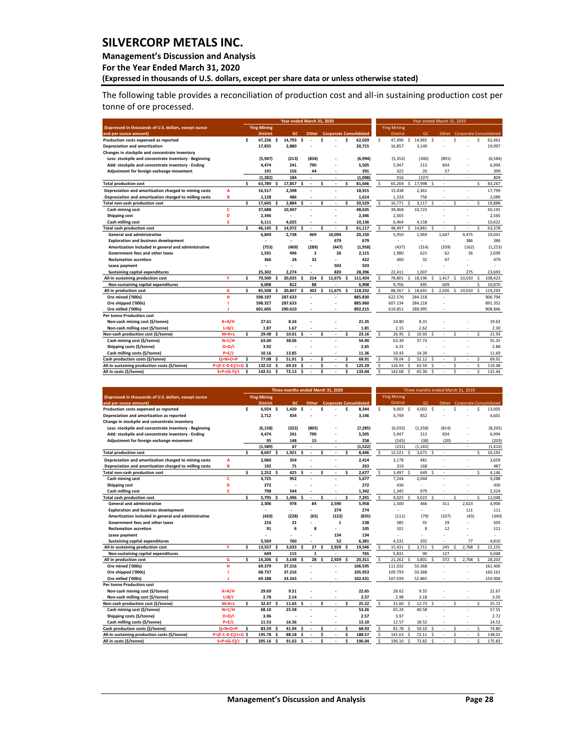# SILVERCORP METALS INC.

**Management's Discussion and Analysis**

**For the Year Ended March 31, 2020**

**(Expressed in thousands of U.S. dollars, except per share data or unless otherwise stated)**

The following table provides a reconciliation of production cost and all-in sustaining production cost per tonne of ore processed.

| (Expressed in thousands of U.S. dollars, except ounce and per ounce amount) | | Year ended March 31, 2020 | | | | | Year ended March 31, 2019 | | | | |
|---|---|---|---|---|---|---|---|---|---|---|---|
| | | Ying Mining District | GC | Other | Corporate | Consolidated | Ying Mining District | GC | Other | Corporate | Consolidated |
| Production costs expensed as reported | | $ 47,236 | $ 14,793 | $ - | $ - | $ 62,029 | $ 47,496 | $ 14,965 | $ - | $ - | $ 62,461 |
| Depreciation and amortization | | 17,835 | 2,880 | - | - | 20,715 | 16,857 | 3,140 | - | - | 19,997 |
| Changes in stockpile and concentrate inventory | | | | | | | | | | | |
| Less: stockpile and concentrate inventory - Beginning | | (5,947) | (213) | (834) | - | (6,994) | (5,353) | (340) | (891) | - | (6,584) |
| Add: stockpile and concentrate inventory - Ending | | 4,474 | 241 | 790 | - | 5,505 | 5,947 | 213 | 834 | - | 6,994 |
| Adjustment for foreign exchange movement | | 191 | 156 | 44 | - | 391 | 322 | 20 | 57 | - | 399 |
| | | (1,282) | 184 | - | - | (1,098) | 916 | (107) | - | - | 809 |
| Total production cost | | $ 63,789 | $ 17,857 | $ - | $ - | $ 81,646 | $ 65,269 | $ 17,998 | $ - | | $ 83,267 |
| Depreciation and amortization charged to mining costs | A | 16,517 | 2,398 | - | - | 18,915 | 15,438 | 2,361 | - | - | 17,799 |
| Depreciation and amortization charged to milling costs | B | 1,128 | 486 | - | - | 1,614 | 1,333 | 756 | - | - | 2,089 |
| Total non-cash production cost | | $ 17,645 | $ 2,884 | $ - | $ - | $ 20,529 | $ 16,771 | $ 3,117 | $ - | $ - | $ 19,888 |
| Cash mining cost | C | 37,688 | 10,947 | - | - | 48,635 | 39,468 | 10,723 | - | - | 50,191 |
| Shipping cost | D | 2,346 | - | - | - | 2,346 | 2,565 | - | - | - | 2,565 |
| Cash milling cost | E | 6,111 | 4,025 | - | - | 10,136 | 6,464 | 4,158 | - | - | 10,622 |
| Total cash production cost | | $ 46,145 | $ 14,972 | $ - | $ - | $ 61,117 | $ 48,497 | $ 14,881 | $ - | $ - | $ 63,378 |
| General and administrative | | 6,849 | 2,738 | 469 | 10,094 | 20,150 | 5,950 | 1,969 | 1,647 | 9,475 | 19,041 |
| Exploration and business development | | - | - | - | 679 | 679 | - | - | - | 386 | 386 |
| Amortization included in general and administrative | | (753) | (469) | (289) | (447) | (1,958) | (437) | (314) | (339) | (162) | (1,253) |
| Government fees and other taxes | | 1,591 | 496 | 2 | 26 | 2,115 | 1,980 | 621 | 62 | 36 | 2,699 |
| Reclamation accretion | | 366 | 24 | 32 | - | 422 | 400 | 32 | 47 | - | 479 |
| Lease payment | | - | - | - | 503 | 503 | - | - | - | - | - |
| Sustaining capital expenditures | | 25,302 | 2,274 | - | 820 | 28,396 | 22,411 | 1,007 | - | 275 | 23,693 |
| All-in sustaining production cost | F | $ 79,500 | $ 20,035 | $ 214 | $ 11,675 | $ 111,424 | $ 78,801 | $ 18,196 | $ 1,417 | $ 10,010 | $ 108,423 |
| Non-sustaining capital expenditures | | 6,008 | 812 | 88 | - | 6,908 | 9,766 | 495 | 609 | - | 10,870 |
| All in production cost | G | $ 85,508 | $ 20,847 | $ 302 | $ 11,675 | $ 118,332 | $ 88,567 | $ 18,691 | $ 2,026 | $ 10,010 | $ 119,293 |
| Ore mined ('000s) | H | 598.197 | 287.633 | - | - | 885.830 | 622.576 | 284.218 | - | | 906.794 |
| Ore shipped ('000s) | I | 598.327 | 287.633 | - | - | 885.960 | 607.134 | 284.218 | - | | 891.352 |
| Ore milled ('000s) | J | 601.605 | 290.610 | - | - | 892.215 | 619.851 | 288.995 | - | | 908.846 |
| Per tonne Production cost | | | | | | | | | | | |
| Non-cash mining cost ($/tonne) | K=A/H | 27.61 | 8.34 | - | - | 21.35 | 24.80 | 8.31 | - | - | 19.63 |
| Non-cash milling cost ($/tonne) | L=B/J | 1.87 | 1.67 | - | - | 1.81 | 2.15 | 2.62 | - | - | 2.30 |
| Non-cash production cost ($/tonne) | M=K+L | $ 29.48 | $ 10.01 | $ - | $ - | $ 23.16 | $ 26.95 | $ 10.93 | $ - | $ - | $ 21.93 |
| Cash mining cost ($/tonne) | N=C/H | 63.00 | 38.06 | - | - | 54.90 | 63.39 | 37.73 | - | - | 55.35 |
| Shipping costs ($/tonne) | O=D/I | 3.92 | - | - | - | 2.65 | 4.22 | - | - | - | 2.88 |
| Cash milling costs ($/tonne) | P=E/J | 10.16 | 13.85 | - | - | 11.36 | 10.43 | 14.39 | - | - | 11.69 |
| Cash production costs ($/tonne) | Q=N+O+P | $ 77.08 | $ 51.91 | $ - | $ - | $ 68.91 | $ 78.04 | $ 52.12 | $ - | $ - | $ 69.92 |
| All-in sustaining production costs ($/tonne) | P=(F-C-D-E)/J+Q | $ 132.52 | $ 69.33 | $ - | $ - | $ 125.29 | $ 126.93 | $ 63.59 | $ - | $ - | $ 119.48 |
| All in costs ($/tonne) | S=P+(G-F)/J | $ 142.51 | $ 72.13 | $ - | $ - | $ 133.04 | $ 142.68 | $ 65.30 | $ - | $ - | $ 131.44 |

| (Expressed in thousands of U.S. dollars, except ounce and per ounce amount) | | Three months ended March 31, 2020 | | | | | Three months ended March 31, 2019 | | | | |
|---|---|---|---|---|---|---|---|---|---|---|---|
| | | Ying Mining District | GC | Other | Corporate | Consolidated | Ying Mining District | GC | Other | Corporate | Consolidated |
| Production costs expensed as reported | | $ 6,924 | $ 1,420 | $ - | $ - | $ 8,344 | $ 9,003 | $ 4,002 | $ - | $ - | $ 13,005 |
| Depreciation and amortization as reported | | 2,712 | 434 | - | - | 3,146 | 3,749 | 852 | - | - | 4,601 |
| Change in stockpile and concentrate inventory | | | | | | | | | | | |
| Less: stockpile and concentrate inventory - Beginning | | (6,158) | (322) | (805) | - | (7,285) | (6,033) | (1,358) | (814) | - | (8,205) |
| Add: stockpile and concentrate inventory - Ending | | 4,474 | 241 | 790 | - | 5,505 | 5,947 | 213 | 834 | - | 6,994 |
| Adjustment for foreign exchange movement | | 95 | 148 | 15 | - | 258 | (145) | (38) | (20) | - | (203) |
| | | (1,589) | 67 | - | - | (1,522) | (231) | (1,183) | - | - | (1,414) |
| Total production cost | | $ 8,047 | $ 1,921 | $ - | $ - | $ 8,446 | $ 12,521 | $ 3,671 | $ - | | $ 16,192 |
| Depreciation and amortization charged to mining costs | A | 2,060 | 354 | - | - | 2,414 | 3,178 | 481 | - | - | 3,659 |
| Depreciation and amortization charged to milling costs | B | 192 | 71 | - | - | 263 | 319 | 168 | - | - | 487 |
| Total non-cash production cost | | $ 2,252 | $ 425 | $ - | $ - | $ 2,677 | $ 3,497 | $ 649 | $ - | | $ 4,146 |
| Cash mining cost | C | 4,725 | 952 | - | - | 5,677 | 7,244 | 2,044 | - | - | 9,288 |
| Shipping cost | D | 272 | - | - | - | 272 | 436 | - | - | - | 436 |
| Cash milling cost | E | 798 | 544 | - | - | 1,342 | 1,345 | 979 | - | - | 2,324 |
| Total cash production cost | | $ 5,795 | $ 1,496 | $ - | $ - | $ 7,291 | $ 9,025 | $ 3,023 | $ - | $ - | $ 12,048 |
| General and administrative | | 2,306 | 978 | 84 | 2,590 | 5,958 | 1,500 | 466 | 311 | 2,623 | 4,900 |
| Exploration and business development | | - | - | - | 274 | 274 | - | - | - | 111 | 111 |
| Amortization included in general and administrative | | (420) | (228) | (65) | (122) | (835) | (111) | (79) | (107) | (43) | (340) |
| Government fees and other taxes | | 216 | 21 | - | 1 | 238 | 385 | 91 | 29 | - | 505 |
| Reclamation accretion | | 91 | 6 | 8 | - | 105 | 101 | 8 | 12 | - | 121 |
| Lease payment | | - | - | - | 134 | 134 | - | - | - | - | - |
| Sustaining capital expenditures | | 5,569 | 760 | - | 52 | 6,381 | 4,531 | 202 | - | 77 | 4,810 |
| All-in sustaining production cost | F | $ 13,557 | $ 3,033 | $ 27 | $ 2,929 | $ 19,546 | $ 15,431 | $ 3,711 | $ 245 | $ 2,768 | $ 22,155 |
| Non-sustaining capital expenditures | | 649 | 115 | 1 | - | 765 | 5,831 | 90 | 127 | - | 6,048 |
| All in production cost | G | $ 14,206 | $ 3,148 | $ 28 | $ 2,929 | $ 20,311 | $ 21,262 | $ 3,801 | $ 372 | $ 2,768 | $ 28,203 |
| Ore mined ('000s) | H | 69.379 | 37.216 | - | - | 106.595 | 111.032 | 50.368 | - | - | 161.400 |
| Ore shipped ('000s) | I | 68.737 | 37.216 | - | - | 105.953 | 109.793 | 50.368 | - | - | 160.161 |
| Ore milled ('000s) | J | 69.188 | 33.243 | - | - | 102.431 | 107.039 | 52.865 | - | - | 159.904 |
| Per tonne Production cost | | | | | | | | | | | |
| Non-cash mining cost ($/tonne) | K=A/H | 29.69 | 9.51 | - | - | 22.65 | 28.62 | 9.55 | - | - | 22.67 |
| Non-cash milling cost ($/tonne) | L=B/J | 2.78 | 2.14 | - | - | 2.57 | 2.98 | 3.18 | - | - | 3.05 |
| Non-cash production cost ($/tonne) | M=K+L | $ 32.47 | $ 11.65 | $ - | $ - | $ 25.22 | $ 31.60 | $ 12.73 | $ - | $ - | $ 25.72 |
| Cash mining cost ($/tonne) | N=C/H | 68.10 | 25.58 | - | - | 53.26 | 65.24 | 40.58 | - | - | 57.55 |
| Shipping costs ($/tonne) | O=D/I | 3.96 | - | - | - | 2.57 | 3.97 | - | - | - | 2.72 |
| Cash milling costs ($/tonne) | P=E/J | 11.53 | 16.36 | - | - | 13.10 | 12.57 | 18.52 | - | - | 14.53 |
| Cash production costs ($/tonne) | Q=N+O+P | $ 83.59 | $ 41.94 | $ - | $ - | $ 68.93 | $ 81.78 | $ 59.10 | $ - | $ - | $ 74.80 |
| All-in sustaining production costs ($/tonne) | P=(F-C-D-E)/J+Q | $ 195.78 | $ 88.18 | $ - | $ - | $ 188.57 | $ 141.63 | $ 72.11 | $ - | $ - | $ 138.01 |
| All in costs ($/tonne) | S=P+(G-F)/J | $ 205.16 | $ 91.63 | $ - | $ - | $ 196.04 | $ 196.10 | $ 73.82 | $ - | $ - | $ 175.83 |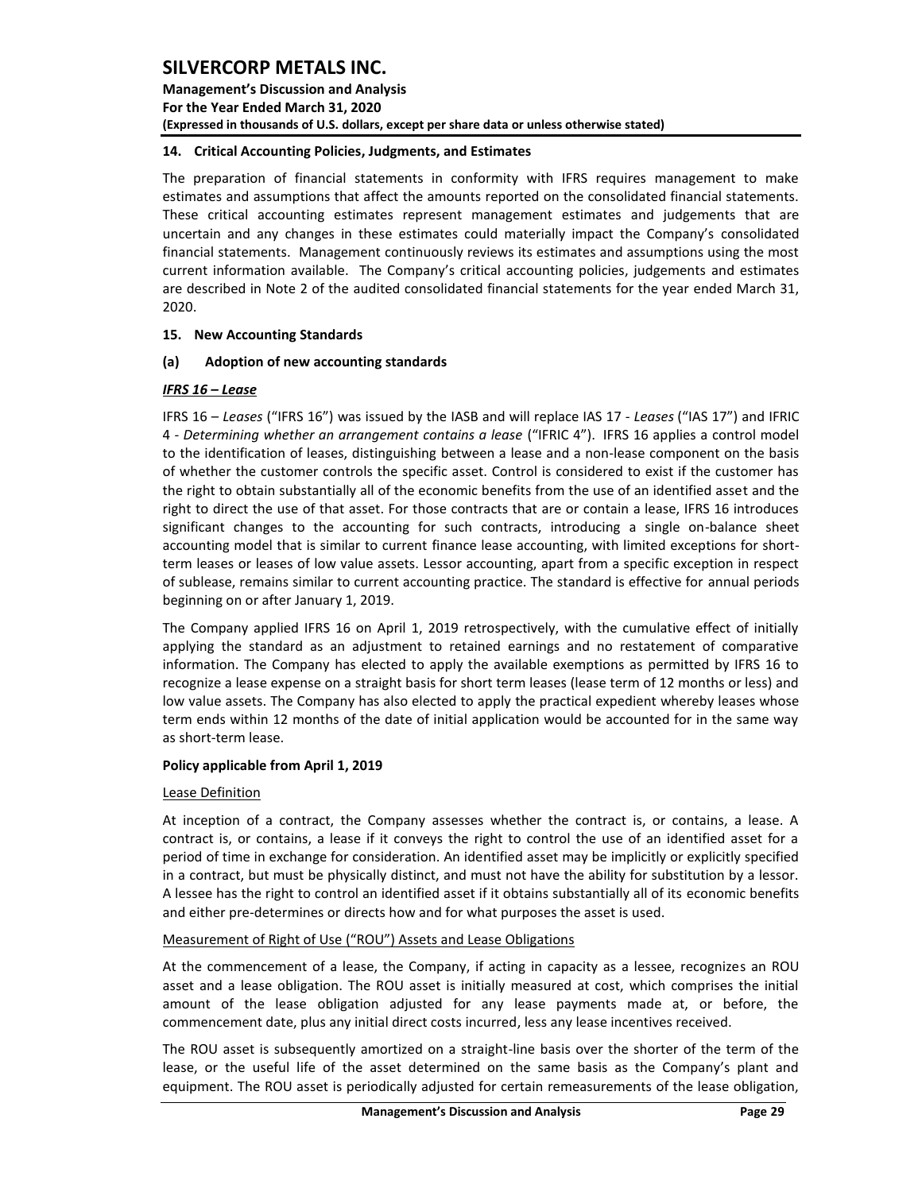## 14. Critical Accounting Policies, Judgments, and Estimates

The preparation of financial statements in conformity with IFRS requires management to make estimates and assumptions that affect the amounts reported on the consolidated financial statements. These critical accounting estimates represent management estimates and judgements that are uncertain and any changes in these estimates could materially impact the Company's consolidated financial statements. Management continuously reviews its estimates and assumptions using the most current information available. The Company's critical accounting policies, judgements and estimates are described in Note 2 of the audited consolidated financial statements for the year ended March 31, 2020.

## 15. New Accounting Standards

### (a) Adoption of new accounting standards

***IFRS 16 – Lease***

IFRS 16 – *Leases* ("IFRS 16") was issued by the IASB and will replace IAS 17 - *Leases* ("IAS 17") and IFRIC 4 - *Determining whether an arrangement contains a lease* ("IFRIC 4"). IFRS 16 applies a control model to the identification of leases, distinguishing between a lease and a non-lease component on the basis of whether the customer controls the specific asset. Control is considered to exist if the customer has the right to obtain substantially all of the economic benefits from the use of an identified asset and the right to direct the use of that asset. For those contracts that are or contain a lease, IFRS 16 introduces significant changes to the accounting for such contracts, introducing a single on-balance sheet accounting model that is similar to current finance lease accounting, with limited exceptions for short-term leases or leases of low value assets. Lessor accounting, apart from a specific exception in respect of sublease, remains similar to current accounting practice. The standard is effective for annual periods beginning on or after January 1, 2019.

The Company applied IFRS 16 on April 1, 2019 retrospectively, with the cumulative effect of initially applying the standard as an adjustment to retained earnings and no restatement of comparative information. The Company has elected to apply the available exemptions as permitted by IFRS 16 to recognize a lease expense on a straight basis for short term leases (lease term of 12 months or less) and low value assets. The Company has also elected to apply the practical expedient whereby leases whose term ends within 12 months of the date of initial application would be accounted for in the same way as short-term lease.

**Policy applicable from April 1, 2019**

Lease Definition

At inception of a contract, the Company assesses whether the contract is, or contains, a lease. A contract is, or contains, a lease if it conveys the right to control the use of an identified asset for a period of time in exchange for consideration. An identified asset may be implicitly or explicitly specified in a contract, but must be physically distinct, and must not have the ability for substitution by a lessor. A lessee has the right to control an identified asset if it obtains substantially all of its economic benefits and either pre-determines or directs how and for what purposes the asset is used.

Measurement of Right of Use ("ROU") Assets and Lease Obligations

At the commencement of a lease, the Company, if acting in capacity as a lessee, recognizes an ROU asset and a lease obligation. The ROU asset is initially measured at cost, which comprises the initial amount of the lease obligation adjusted for any lease payments made at, or before, the commencement date, plus any initial direct costs incurred, less any lease incentives received.

The ROU asset is subsequently amortized on a straight-line basis over the shorter of the term of the lease, or the useful life of the asset determined on the same basis as the Company's plant and equipment. The ROU asset is periodically adjusted for certain remeasurements of the lease obligation,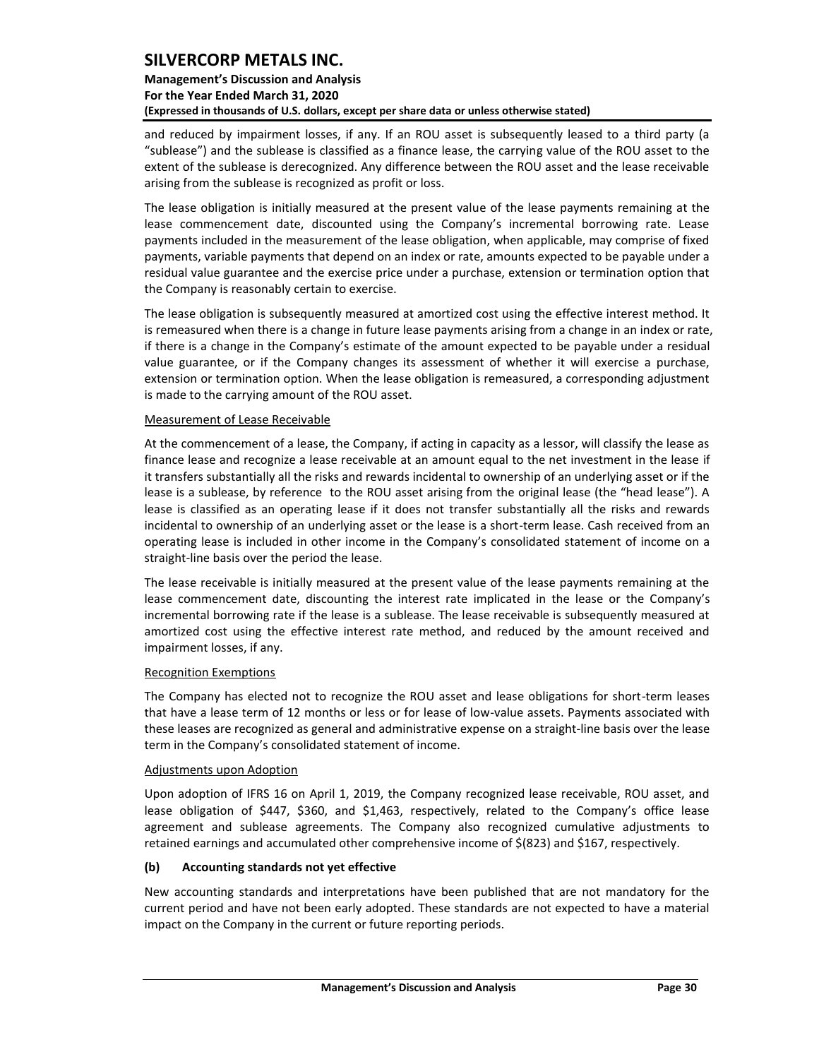and reduced by impairment losses, if any. If an ROU asset is subsequently leased to a third party (a "sublease") and the sublease is classified as a finance lease, the carrying value of the ROU asset to the extent of the sublease is derecognized. Any difference between the ROU asset and the lease receivable arising from the sublease is recognized as profit or loss.

The lease obligation is initially measured at the present value of the lease payments remaining at the lease commencement date, discounted using the Company's incremental borrowing rate. Lease payments included in the measurement of the lease obligation, when applicable, may comprise of fixed payments, variable payments that depend on an index or rate, amounts expected to be payable under a residual value guarantee and the exercise price under a purchase, extension or termination option that the Company is reasonably certain to exercise.

The lease obligation is subsequently measured at amortized cost using the effective interest method. It is remeasured when there is a change in future lease payments arising from a change in an index or rate, if there is a change in the Company's estimate of the amount expected to be payable under a residual value guarantee, or if the Company changes its assessment of whether it will exercise a purchase, extension or termination option. When the lease obligation is remeasured, a corresponding adjustment is made to the carrying amount of the ROU asset.

Measurement of Lease Receivable

At the commencement of a lease, the Company, if acting in capacity as a lessor, will classify the lease as finance lease and recognize a lease receivable at an amount equal to the net investment in the lease if it transfers substantially all the risks and rewards incidental to ownership of an underlying asset or if the lease is a sublease, by reference to the ROU asset arising from the original lease (the "head lease"). A lease is classified as an operating lease if it does not transfer substantially all the risks and rewards incidental to ownership of an underlying asset or the lease is a short-term lease. Cash received from an operating lease is included in other income in the Company's consolidated statement of income on a straight-line basis over the period the lease.

The lease receivable is initially measured at the present value of the lease payments remaining at the lease commencement date, discounting the interest rate implicated in the lease or the Company's incremental borrowing rate if the lease is a sublease. The lease receivable is subsequently measured at amortized cost using the effective interest rate method, and reduced by the amount received and impairment losses, if any.

Recognition Exemptions

The Company has elected not to recognize the ROU asset and lease obligations for short-term leases that have a lease term of 12 months or less or for lease of low-value assets. Payments associated with these leases are recognized as general and administrative expense on a straight-line basis over the lease term in the Company's consolidated statement of income.

Adjustments upon Adoption

Upon adoption of IFRS 16 on April 1, 2019, the Company recognized lease receivable, ROU asset, and lease obligation of $447, $360, and $1,463, respectively, related to the Company's office lease agreement and sublease agreements. The Company also recognized cumulative adjustments to retained earnings and accumulated other comprehensive income of $(823) and $167, respectively.

### (b) Accounting standards not yet effective

New accounting standards and interpretations have been published that are not mandatory for the current period and have not been early adopted. These standards are not expected to have a material impact on the Company in the current or future reporting periods.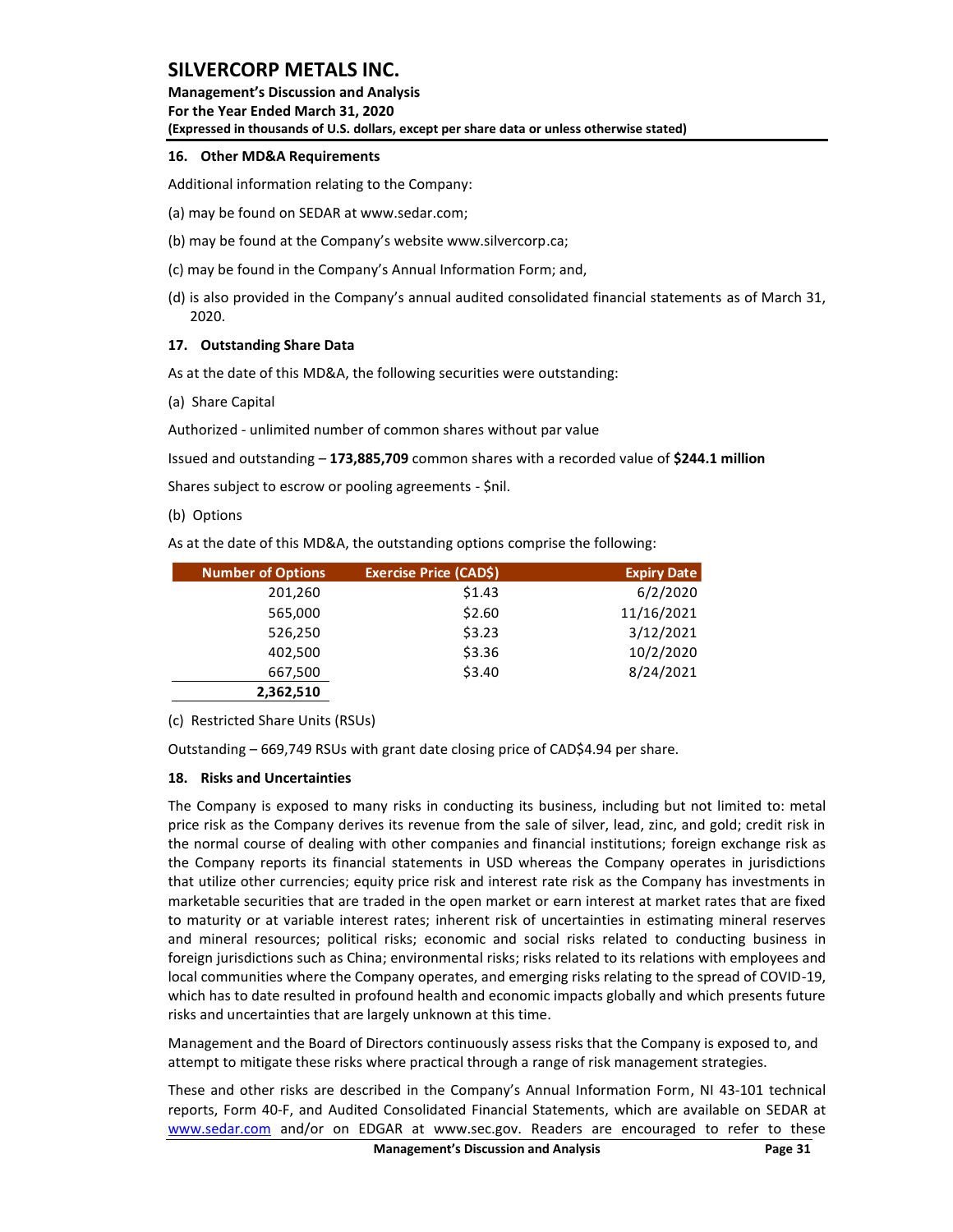## 16. Other MD&A Requirements

Additional information relating to the Company:

(a) may be found on SEDAR at www.sedar.com;

(b) may be found at the Company's website www.silvercorp.ca;

(c) may be found in the Company's Annual Information Form; and,

(d) is also provided in the Company's annual audited consolidated financial statements as of March 31, 2020.

## 17. Outstanding Share Data

As at the date of this MD&A, the following securities were outstanding:

(a) Share Capital

Authorized - unlimited number of common shares without par value

Issued and outstanding – **173,885,709** common shares with a recorded value of **$244.1 million**

Shares subject to escrow or pooling agreements - $nil.

(b) Options

As at the date of this MD&A, the outstanding options comprise the following:

| Number of Options | Exercise Price (CAD$) | Expiry Date |
|---|---|---|
| 201,260 | $1.43 | 6/2/2020 |
| 565,000 | $2.60 | 11/16/2021 |
| 526,250 | $3.23 | 3/12/2021 |
| 402,500 | $3.36 | 10/2/2020 |
| 667,500 | $3.40 | 8/24/2021 |
| **2,362,510** | | |

(c) Restricted Share Units (RSUs)

Outstanding – 669,749 RSUs with grant date closing price of CAD$4.94 per share.

## 18. Risks and Uncertainties

The Company is exposed to many risks in conducting its business, including but not limited to: metal price risk as the Company derives its revenue from the sale of silver, lead, zinc, and gold; credit risk in the normal course of dealing with other companies and financial institutions; foreign exchange risk as the Company reports its financial statements in USD whereas the Company operates in jurisdictions that utilize other currencies; equity price risk and interest rate risk as the Company has investments in marketable securities that are traded in the open market or earn interest at market rates that are fixed to maturity or at variable interest rates; inherent risk of uncertainties in estimating mineral reserves and mineral resources; political risks; economic and social risks related to conducting business in foreign jurisdictions such as China; environmental risks; risks related to its relations with employees and local communities where the Company operates, and emerging risks relating to the spread of COVID-19, which has to date resulted in profound health and economic impacts globally and which presents future risks and uncertainties that are largely unknown at this time.

Management and the Board of Directors continuously assess risks that the Company is exposed to, and attempt to mitigate these risks where practical through a range of risk management strategies.

These and other risks are described in the Company's Annual Information Form, NI 43-101 technical reports, Form 40-F, and Audited Consolidated Financial Statements, which are available on SEDAR at www.sedar.com and/or on EDGAR at www.sec.gov. Readers are encouraged to refer to these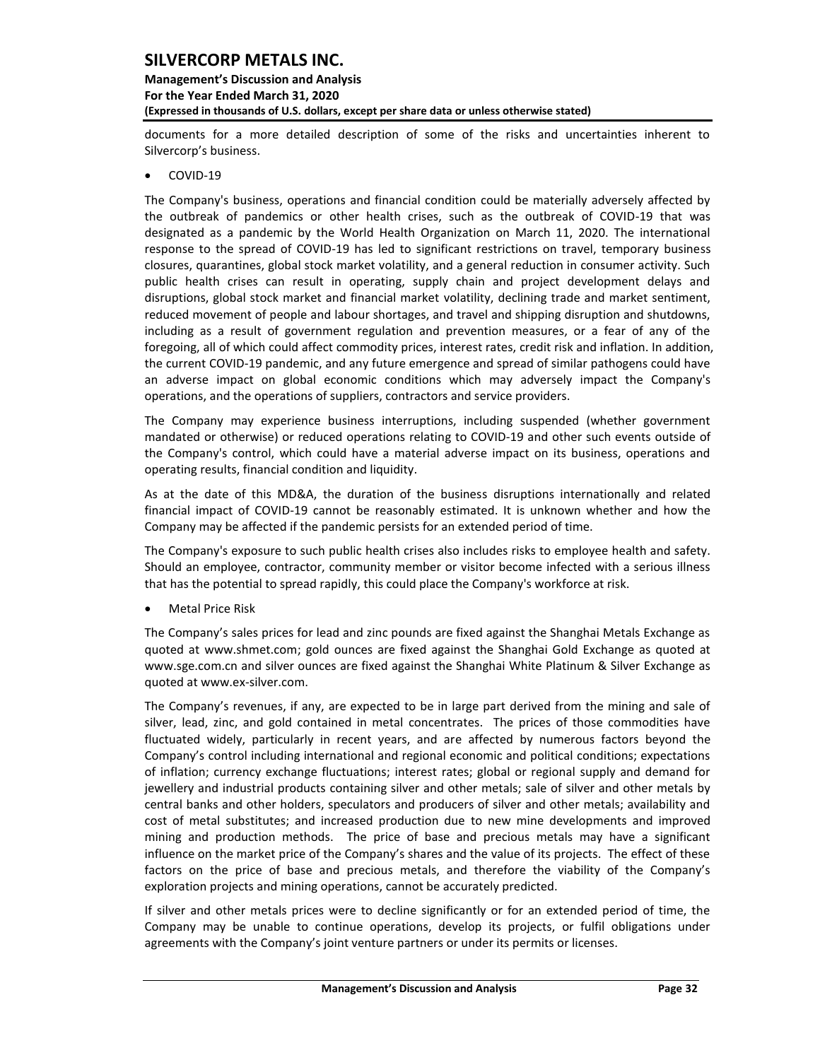documents for a more detailed description of some of the risks and uncertainties inherent to Silvercorp's business.

- COVID-19

The Company's business, operations and financial condition could be materially adversely affected by the outbreak of pandemics or other health crises, such as the outbreak of COVID-19 that was designated as a pandemic by the World Health Organization on March 11, 2020. The international response to the spread of COVID-19 has led to significant restrictions on travel, temporary business closures, quarantines, global stock market volatility, and a general reduction in consumer activity. Such public health crises can result in operating, supply chain and project development delays and disruptions, global stock market and financial market volatility, declining trade and market sentiment, reduced movement of people and labour shortages, and travel and shipping disruption and shutdowns, including as a result of government regulation and prevention measures, or a fear of any of the foregoing, all of which could affect commodity prices, interest rates, credit risk and inflation. In addition, the current COVID-19 pandemic, and any future emergence and spread of similar pathogens could have an adverse impact on global economic conditions which may adversely impact the Company's operations, and the operations of suppliers, contractors and service providers.

The Company may experience business interruptions, including suspended (whether government mandated or otherwise) or reduced operations relating to COVID-19 and other such events outside of the Company's control, which could have a material adverse impact on its business, operations and operating results, financial condition and liquidity.

As at the date of this MD&A, the duration of the business disruptions internationally and related financial impact of COVID-19 cannot be reasonably estimated. It is unknown whether and how the Company may be affected if the pandemic persists for an extended period of time.

The Company's exposure to such public health crises also includes risks to employee health and safety. Should an employee, contractor, community member or visitor become infected with a serious illness that has the potential to spread rapidly, this could place the Company's workforce at risk.

- Metal Price Risk

The Company's sales prices for lead and zinc pounds are fixed against the Shanghai Metals Exchange as quoted at www.shmet.com; gold ounces are fixed against the Shanghai Gold Exchange as quoted at www.sge.com.cn and silver ounces are fixed against the Shanghai White Platinum & Silver Exchange as quoted at www.ex-silver.com.

The Company's revenues, if any, are expected to be in large part derived from the mining and sale of silver, lead, zinc, and gold contained in metal concentrates. The prices of those commodities have fluctuated widely, particularly in recent years, and are affected by numerous factors beyond the Company's control including international and regional economic and political conditions; expectations of inflation; currency exchange fluctuations; interest rates; global or regional supply and demand for jewellery and industrial products containing silver and other metals; sale of silver and other metals by central banks and other holders, speculators and producers of silver and other metals; availability and cost of metal substitutes; and increased production due to new mine developments and improved mining and production methods. The price of base and precious metals may have a significant influence on the market price of the Company's shares and the value of its projects. The effect of these factors on the price of base and precious metals, and therefore the viability of the Company's exploration projects and mining operations, cannot be accurately predicted.

If silver and other metals prices were to decline significantly or for an extended period of time, the Company may be unable to continue operations, develop its projects, or fulfil obligations under agreements with the Company's joint venture partners or under its permits or licenses.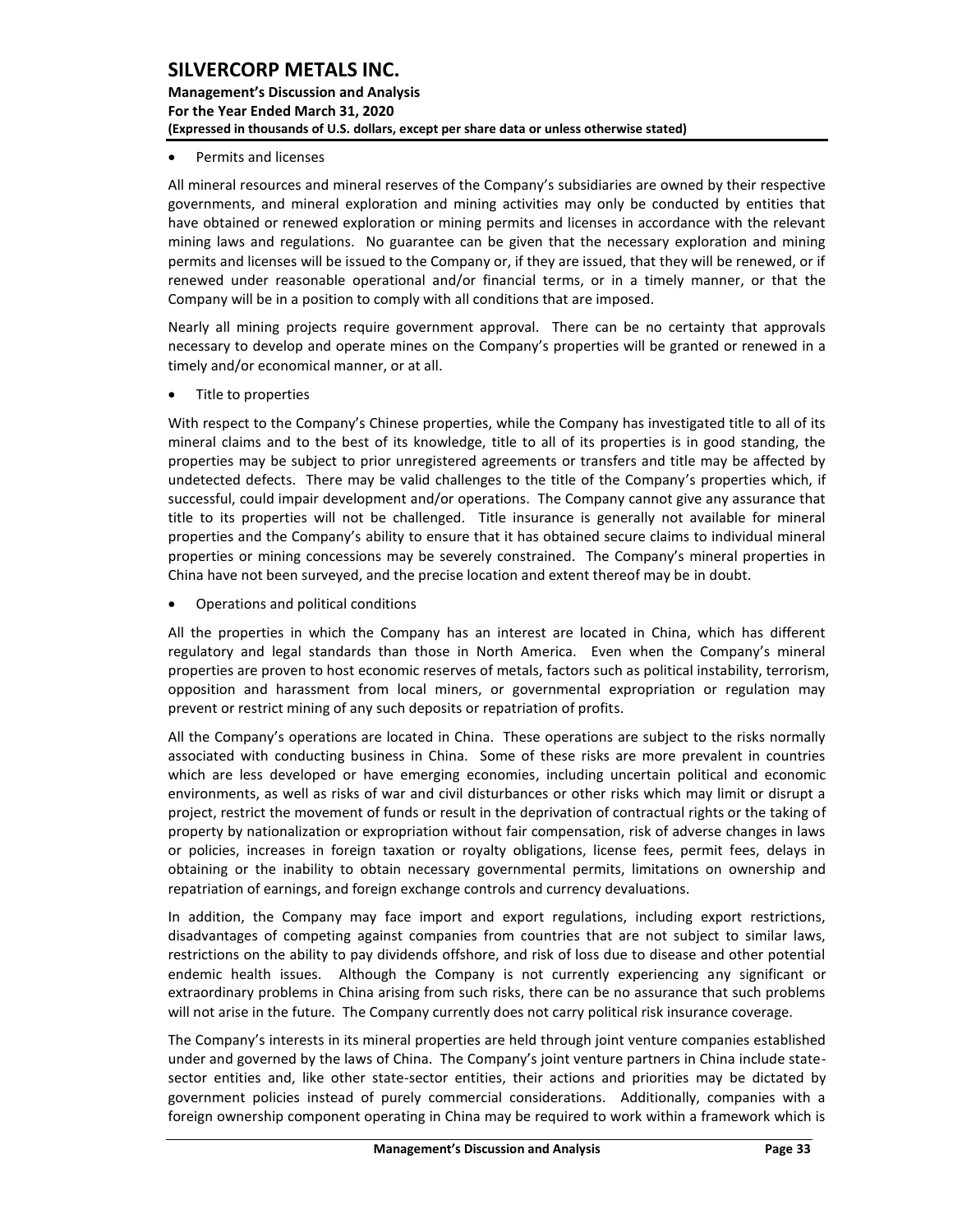- Permits and licenses

All mineral resources and mineral reserves of the Company's subsidiaries are owned by their respective governments, and mineral exploration and mining activities may only be conducted by entities that have obtained or renewed exploration or mining permits and licenses in accordance with the relevant mining laws and regulations. No guarantee can be given that the necessary exploration and mining permits and licenses will be issued to the Company or, if they are issued, that they will be renewed, or if renewed under reasonable operational and/or financial terms, or in a timely manner, or that the Company will be in a position to comply with all conditions that are imposed.

Nearly all mining projects require government approval. There can be no certainty that approvals necessary to develop and operate mines on the Company's properties will be granted or renewed in a timely and/or economical manner, or at all.

- Title to properties

With respect to the Company's Chinese properties, while the Company has investigated title to all of its mineral claims and to the best of its knowledge, title to all of its properties is in good standing, the properties may be subject to prior unregistered agreements or transfers and title may be affected by undetected defects. There may be valid challenges to the title of the Company's properties which, if successful, could impair development and/or operations. The Company cannot give any assurance that title to its properties will not be challenged. Title insurance is generally not available for mineral properties and the Company's ability to ensure that it has obtained secure claims to individual mineral properties or mining concessions may be severely constrained. The Company's mineral properties in China have not been surveyed, and the precise location and extent thereof may be in doubt.

- Operations and political conditions

All the properties in which the Company has an interest are located in China, which has different regulatory and legal standards than those in North America. Even when the Company's mineral properties are proven to host economic reserves of metals, factors such as political instability, terrorism, opposition and harassment from local miners, or governmental expropriation or regulation may prevent or restrict mining of any such deposits or repatriation of profits.

All the Company's operations are located in China. These operations are subject to the risks normally associated with conducting business in China. Some of these risks are more prevalent in countries which are less developed or have emerging economies, including uncertain political and economic environments, as well as risks of war and civil disturbances or other risks which may limit or disrupt a project, restrict the movement of funds or result in the deprivation of contractual rights or the taking of property by nationalization or expropriation without fair compensation, risk of adverse changes in laws or policies, increases in foreign taxation or royalty obligations, license fees, permit fees, delays in obtaining or the inability to obtain necessary governmental permits, limitations on ownership and repatriation of earnings, and foreign exchange controls and currency devaluations.

In addition, the Company may face import and export regulations, including export restrictions, disadvantages of competing against companies from countries that are not subject to similar laws, restrictions on the ability to pay dividends offshore, and risk of loss due to disease and other potential endemic health issues. Although the Company is not currently experiencing any significant or extraordinary problems in China arising from such risks, there can be no assurance that such problems will not arise in the future. The Company currently does not carry political risk insurance coverage.

The Company's interests in its mineral properties are held through joint venture companies established under and governed by the laws of China. The Company's joint venture partners in China include state-sector entities and, like other state-sector entities, their actions and priorities may be dictated by government policies instead of purely commercial considerations. Additionally, companies with a foreign ownership component operating in China may be required to work within a framework which is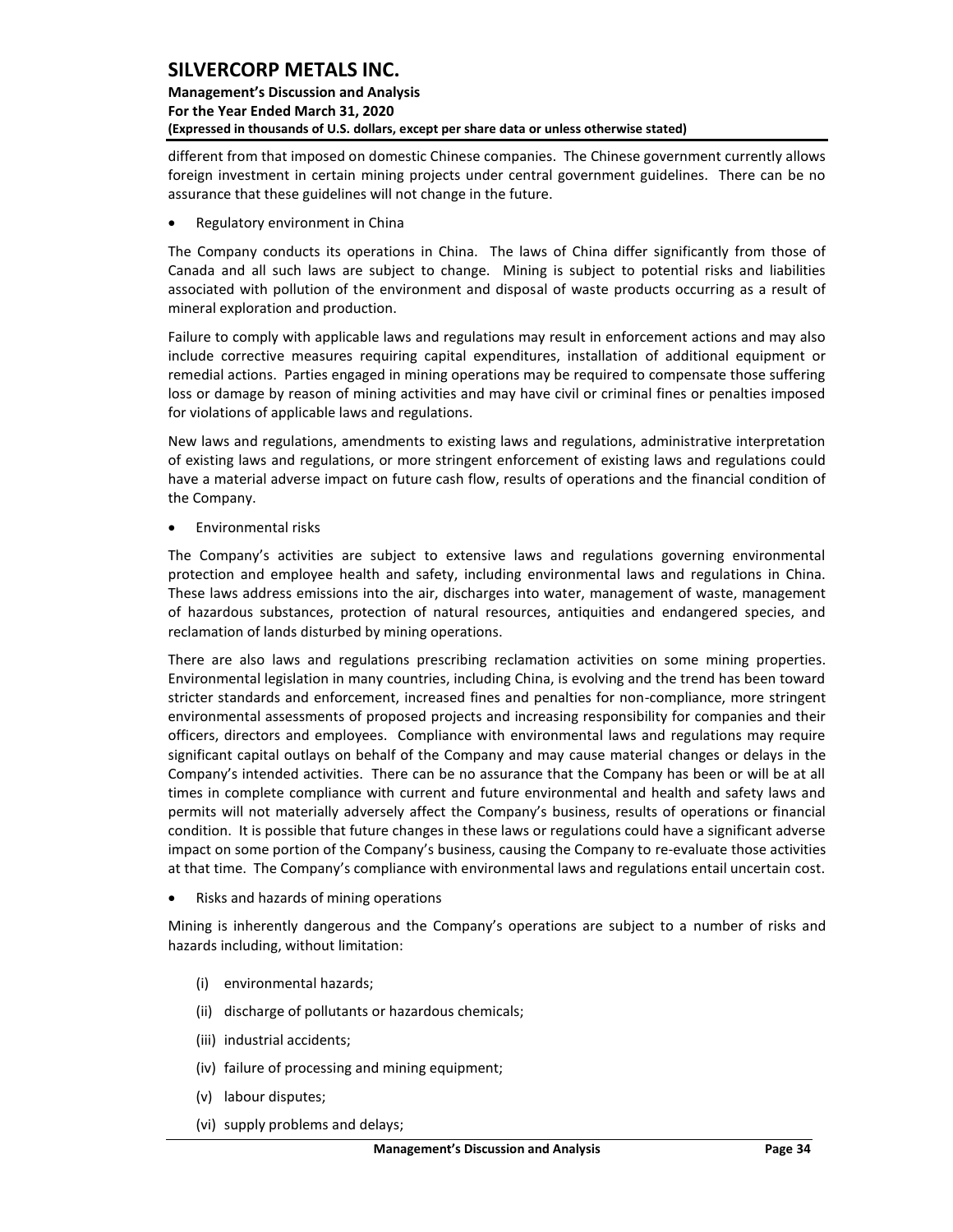different from that imposed on domestic Chinese companies. The Chinese government currently allows foreign investment in certain mining projects under central government guidelines. There can be no assurance that these guidelines will not change in the future.

- Regulatory environment in China

The Company conducts its operations in China. The laws of China differ significantly from those of Canada and all such laws are subject to change. Mining is subject to potential risks and liabilities associated with pollution of the environment and disposal of waste products occurring as a result of mineral exploration and production.

Failure to comply with applicable laws and regulations may result in enforcement actions and may also include corrective measures requiring capital expenditures, installation of additional equipment or remedial actions. Parties engaged in mining operations may be required to compensate those suffering loss or damage by reason of mining activities and may have civil or criminal fines or penalties imposed for violations of applicable laws and regulations.

New laws and regulations, amendments to existing laws and regulations, administrative interpretation of existing laws and regulations, or more stringent enforcement of existing laws and regulations could have a material adverse impact on future cash flow, results of operations and the financial condition of the Company.

- Environmental risks

The Company's activities are subject to extensive laws and regulations governing environmental protection and employee health and safety, including environmental laws and regulations in China. These laws address emissions into the air, discharges into water, management of waste, management of hazardous substances, protection of natural resources, antiquities and endangered species, and reclamation of lands disturbed by mining operations.

There are also laws and regulations prescribing reclamation activities on some mining properties. Environmental legislation in many countries, including China, is evolving and the trend has been toward stricter standards and enforcement, increased fines and penalties for non-compliance, more stringent environmental assessments of proposed projects and increasing responsibility for companies and their officers, directors and employees. Compliance with environmental laws and regulations may require significant capital outlays on behalf of the Company and may cause material changes or delays in the Company's intended activities. There can be no assurance that the Company has been or will be at all times in complete compliance with current and future environmental and health and safety laws and permits will not materially adversely affect the Company's business, results of operations or financial condition. It is possible that future changes in these laws or regulations could have a significant adverse impact on some portion of the Company's business, causing the Company to re-evaluate those activities at that time. The Company's compliance with environmental laws and regulations entail uncertain cost.

- Risks and hazards of mining operations

Mining is inherently dangerous and the Company's operations are subject to a number of risks and hazards including, without limitation:

(i) environmental hazards;

(ii) discharge of pollutants or hazardous chemicals;

(iii) industrial accidents;

(iv) failure of processing and mining equipment;

(v) labour disputes;

(vi) supply problems and delays;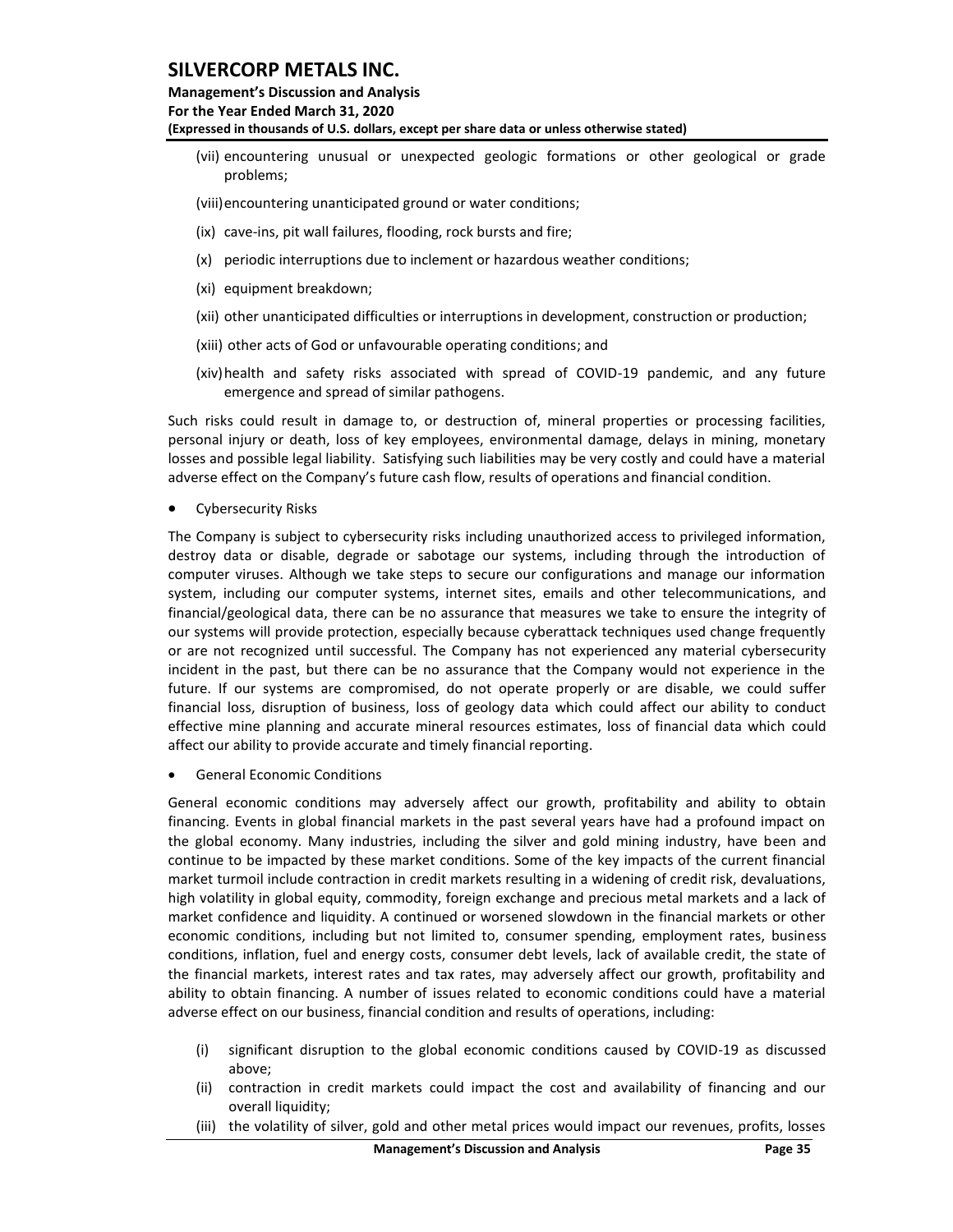(vii) encountering unusual or unexpected geologic formations or other geological or grade problems;

(viii) encountering unanticipated ground or water conditions;

(ix) cave-ins, pit wall failures, flooding, rock bursts and fire;

(x) periodic interruptions due to inclement or hazardous weather conditions;

(xi) equipment breakdown;

(xii) other unanticipated difficulties or interruptions in development, construction or production;

(xiii) other acts of God or unfavourable operating conditions; and

(xiv) health and safety risks associated with spread of COVID-19 pandemic, and any future emergence and spread of similar pathogens.

Such risks could result in damage to, or destruction of, mineral properties or processing facilities, personal injury or death, loss of key employees, environmental damage, delays in mining, monetary losses and possible legal liability. Satisfying such liabilities may be very costly and could have a material adverse effect on the Company's future cash flow, results of operations and financial condition.

- Cybersecurity Risks

The Company is subject to cybersecurity risks including unauthorized access to privileged information, destroy data or disable, degrade or sabotage our systems, including through the introduction of computer viruses. Although we take steps to secure our configurations and manage our information system, including our computer systems, internet sites, emails and other telecommunications, and financial/geological data, there can be no assurance that measures we take to ensure the integrity of our systems will provide protection, especially because cyberattack techniques used change frequently or are not recognized until successful. The Company has not experienced any material cybersecurity incident in the past, but there can be no assurance that the Company would not experience in the future. If our systems are compromised, do not operate properly or are disable, we could suffer financial loss, disruption of business, loss of geology data which could affect our ability to conduct effective mine planning and accurate mineral resources estimates, loss of financial data which could affect our ability to provide accurate and timely financial reporting.

- General Economic Conditions

General economic conditions may adversely affect our growth, profitability and ability to obtain financing. Events in global financial markets in the past several years have had a profound impact on the global economy. Many industries, including the silver and gold mining industry, have been and continue to be impacted by these market conditions. Some of the key impacts of the current financial market turmoil include contraction in credit markets resulting in a widening of credit risk, devaluations, high volatility in global equity, commodity, foreign exchange and precious metal markets and a lack of market confidence and liquidity. A continued or worsened slowdown in the financial markets or other economic conditions, including but not limited to, consumer spending, employment rates, business conditions, inflation, fuel and energy costs, consumer debt levels, lack of available credit, the state of the financial markets, interest rates and tax rates, may adversely affect our growth, profitability and ability to obtain financing. A number of issues related to economic conditions could have a material adverse effect on our business, financial condition and results of operations, including:

(i) significant disruption to the global economic conditions caused by COVID-19 as discussed above;

(ii) contraction in credit markets could impact the cost and availability of financing and our overall liquidity;

(iii) the volatility of silver, gold and other metal prices would impact our revenues, profits, losses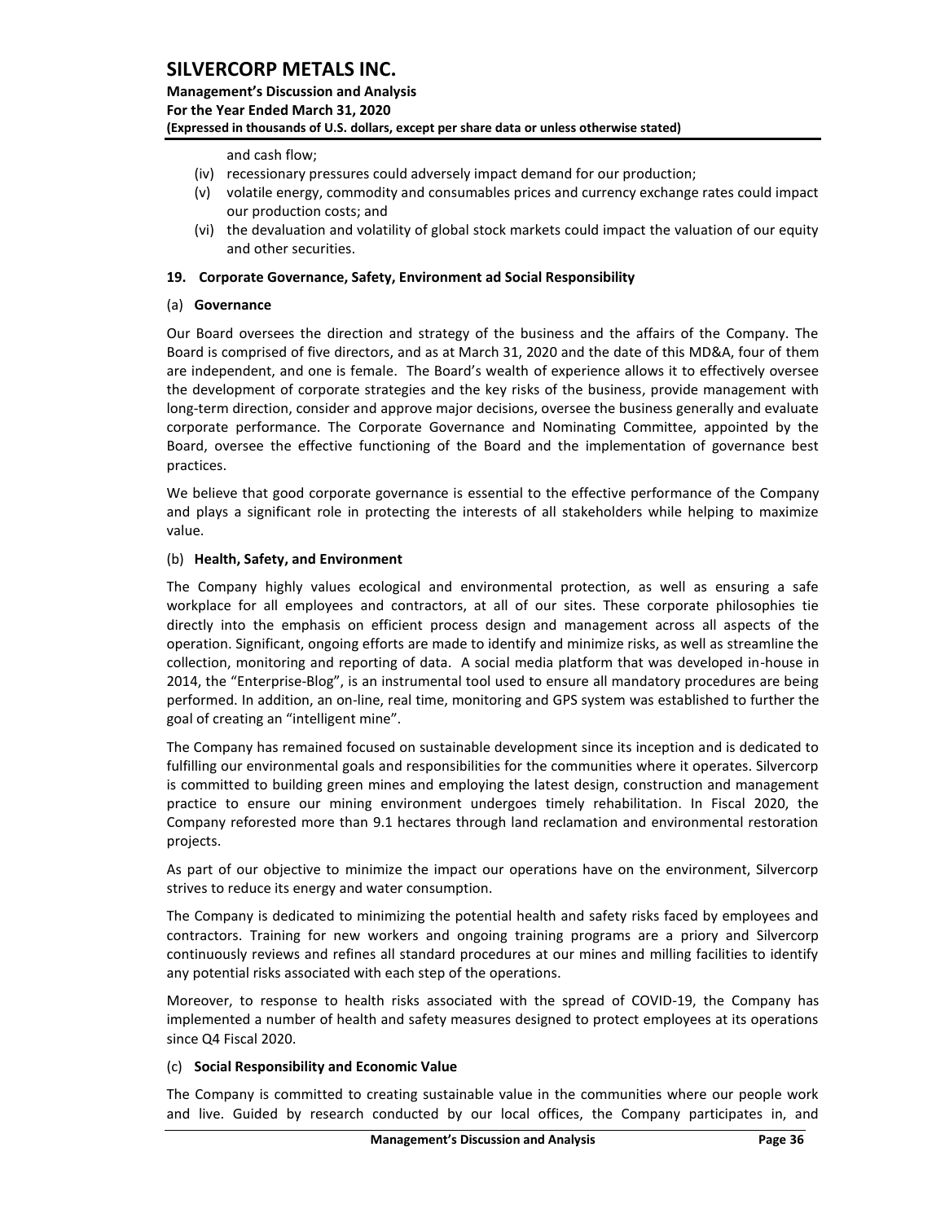and cash flow;

(iv) recessionary pressures could adversely impact demand for our production;

(v) volatile energy, commodity and consumables prices and currency exchange rates could impact our production costs; and

(vi) the devaluation and volatility of global stock markets could impact the valuation of our equity and other securities.

## 19. Corporate Governance, Safety, Environment ad Social Responsibility

### (a) Governance

Our Board oversees the direction and strategy of the business and the affairs of the Company. The Board is comprised of five directors, and as at March 31, 2020 and the date of this MD&A, four of them are independent, and one is female. The Board's wealth of experience allows it to effectively oversee the development of corporate strategies and the key risks of the business, provide management with long-term direction, consider and approve major decisions, oversee the business generally and evaluate corporate performance. The Corporate Governance and Nominating Committee, appointed by the Board, oversee the effective functioning of the Board and the implementation of governance best practices.

We believe that good corporate governance is essential to the effective performance of the Company and plays a significant role in protecting the interests of all stakeholders while helping to maximize value.

### (b) Health, Safety, and Environment

The Company highly values ecological and environmental protection, as well as ensuring a safe workplace for all employees and contractors, at all of our sites. These corporate philosophies tie directly into the emphasis on efficient process design and management across all aspects of the operation. Significant, ongoing efforts are made to identify and minimize risks, as well as streamline the collection, monitoring and reporting of data. A social media platform that was developed in-house in 2014, the "Enterprise-Blog", is an instrumental tool used to ensure all mandatory procedures are being performed. In addition, an on-line, real time, monitoring and GPS system was established to further the goal of creating an "intelligent mine".

The Company has remained focused on sustainable development since its inception and is dedicated to fulfilling our environmental goals and responsibilities for the communities where it operates. Silvercorp is committed to building green mines and employing the latest design, construction and management practice to ensure our mining environment undergoes timely rehabilitation. In Fiscal 2020, the Company reforested more than 9.1 hectares through land reclamation and environmental restoration projects.

As part of our objective to minimize the impact our operations have on the environment, Silvercorp strives to reduce its energy and water consumption.

The Company is dedicated to minimizing the potential health and safety risks faced by employees and contractors. Training for new workers and ongoing training programs are a priory and Silvercorp continuously reviews and refines all standard procedures at our mines and milling facilities to identify any potential risks associated with each step of the operations.

Moreover, to response to health risks associated with the spread of COVID-19, the Company has implemented a number of health and safety measures designed to protect employees at its operations since Q4 Fiscal 2020.

### (c) Social Responsibility and Economic Value

The Company is committed to creating sustainable value in the communities where our people work and live. Guided by research conducted by our local offices, the Company participates in, and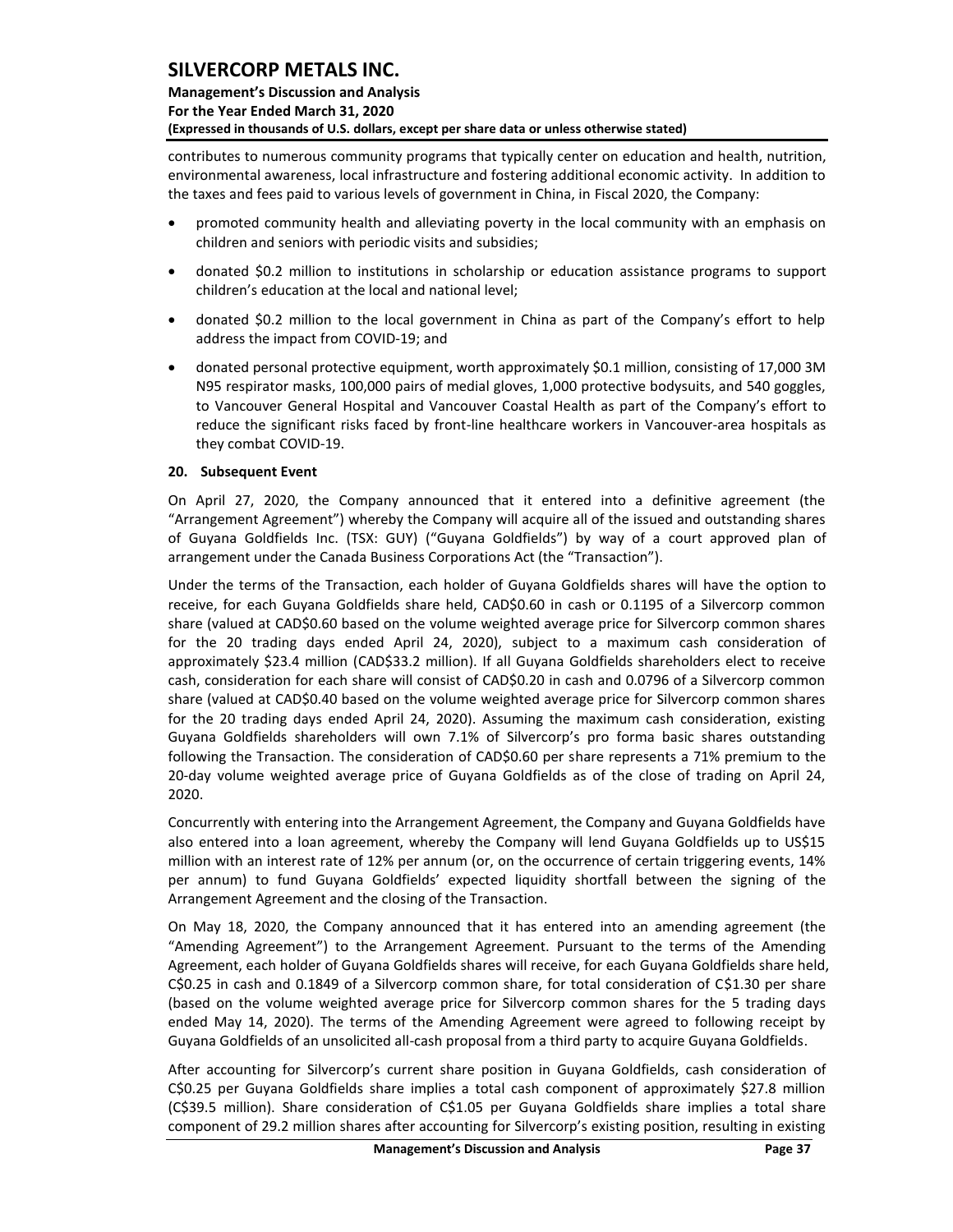contributes to numerous community programs that typically center on education and health, nutrition, environmental awareness, local infrastructure and fostering additional economic activity. In addition to the taxes and fees paid to various levels of government in China, in Fiscal 2020, the Company:

- promoted community health and alleviating poverty in the local community with an emphasis on children and seniors with periodic visits and subsidies;
- donated $0.2 million to institutions in scholarship or education assistance programs to support children's education at the local and national level;
- donated $0.2 million to the local government in China as part of the Company's effort to help address the impact from COVID-19; and
- donated personal protective equipment, worth approximately $0.1 million, consisting of 17,000 3M N95 respirator masks, 100,000 pairs of medial gloves, 1,000 protective bodysuits, and 540 goggles, to Vancouver General Hospital and Vancouver Coastal Health as part of the Company's effort to reduce the significant risks faced by front-line healthcare workers in Vancouver-area hospitals as they combat COVID-19.

## 20. Subsequent Event

On April 27, 2020, the Company announced that it entered into a definitive agreement (the "Arrangement Agreement") whereby the Company will acquire all of the issued and outstanding shares of Guyana Goldfields Inc. (TSX: GUY) ("Guyana Goldfields") by way of a court approved plan of arrangement under the Canada Business Corporations Act (the "Transaction").

Under the terms of the Transaction, each holder of Guyana Goldfields shares will have the option to receive, for each Guyana Goldfields share held, CAD$0.60 in cash or 0.1195 of a Silvercorp common share (valued at CAD$0.60 based on the volume weighted average price for Silvercorp common shares for the 20 trading days ended April 24, 2020), subject to a maximum cash consideration of approximately $23.4 million (CAD$33.2 million). If all Guyana Goldfields shareholders elect to receive cash, consideration for each share will consist of CAD$0.20 in cash and 0.0796 of a Silvercorp common share (valued at CAD$0.40 based on the volume weighted average price for Silvercorp common shares for the 20 trading days ended April 24, 2020). Assuming the maximum cash consideration, existing Guyana Goldfields shareholders will own 7.1% of Silvercorp's pro forma basic shares outstanding following the Transaction. The consideration of CAD$0.60 per share represents a 71% premium to the 20-day volume weighted average price of Guyana Goldfields as of the close of trading on April 24, 2020.

Concurrently with entering into the Arrangement Agreement, the Company and Guyana Goldfields have also entered into a loan agreement, whereby the Company will lend Guyana Goldfields up to US$15 million with an interest rate of 12% per annum (or, on the occurrence of certain triggering events, 14% per annum) to fund Guyana Goldfields' expected liquidity shortfall between the signing of the Arrangement Agreement and the closing of the Transaction.

On May 18, 2020, the Company announced that it has entered into an amending agreement (the "Amending Agreement") to the Arrangement Agreement. Pursuant to the terms of the Amending Agreement, each holder of Guyana Goldfields shares will receive, for each Guyana Goldfields share held, C$0.25 in cash and 0.1849 of a Silvercorp common share, for total consideration of C$1.30 per share (based on the volume weighted average price for Silvercorp common shares for the 5 trading days ended May 14, 2020). The terms of the Amending Agreement were agreed to following receipt by Guyana Goldfields of an unsolicited all-cash proposal from a third party to acquire Guyana Goldfields.

After accounting for Silvercorp's current share position in Guyana Goldfields, cash consideration of C$0.25 per Guyana Goldfields share implies a total cash component of approximately $27.8 million (C$39.5 million). Share consideration of C$1.05 per Guyana Goldfields share implies a total share component of 29.2 million shares after accounting for Silvercorp's existing position, resulting in existing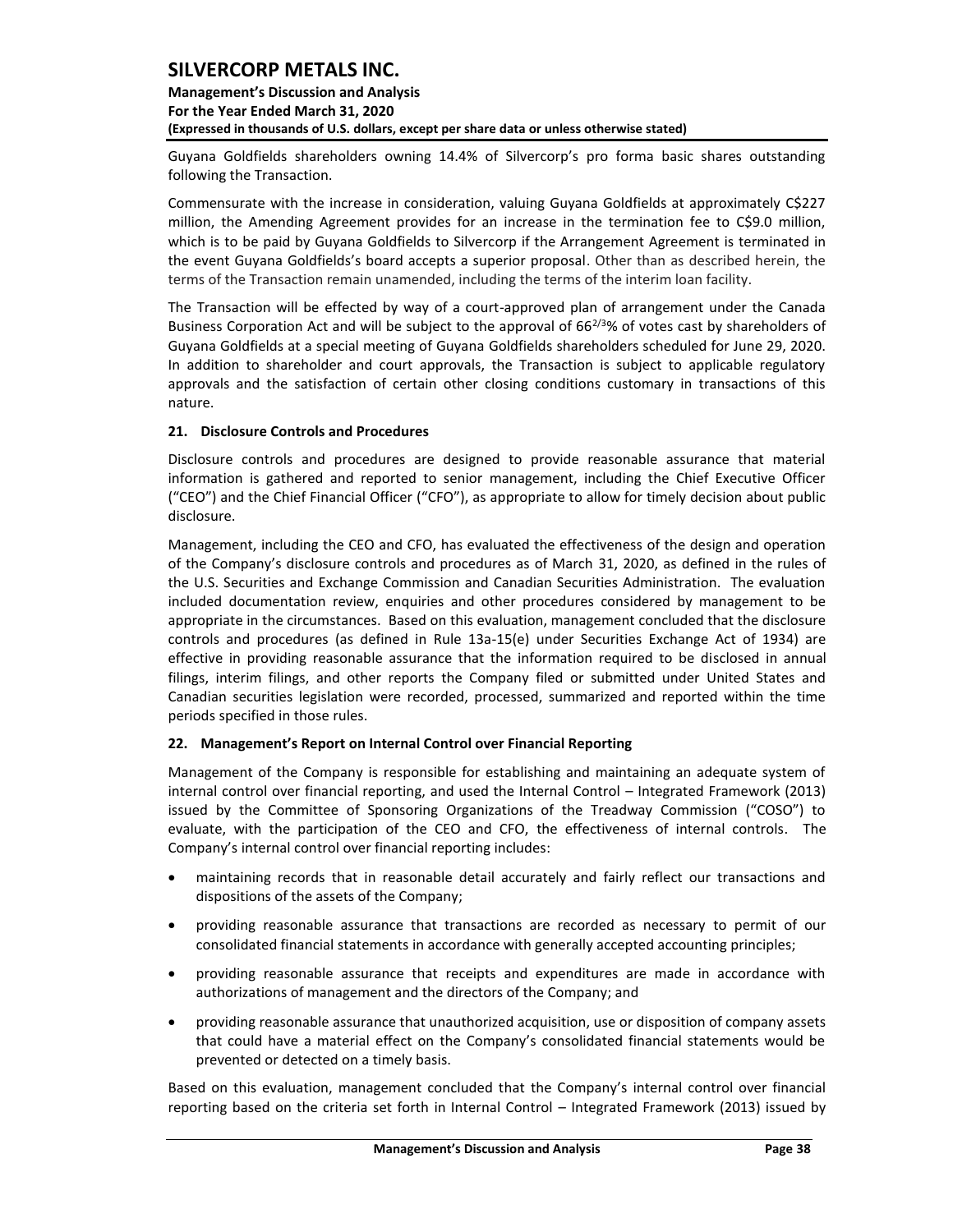Guyana Goldfields shareholders owning 14.4% of Silvercorp's pro forma basic shares outstanding following the Transaction.

Commensurate with the increase in consideration, valuing Guyana Goldfields at approximately C$227 million, the Amending Agreement provides for an increase in the termination fee to C$9.0 million, which is to be paid by Guyana Goldfields to Silvercorp if the Arrangement Agreement is terminated in the event Guyana Goldfields's board accepts a superior proposal. Other than as described herein, the terms of the Transaction remain unamended, including the terms of the interim loan facility.

The Transaction will be effected by way of a court-approved plan of arrangement under the Canada Business Corporation Act and will be subject to the approval of $66^{2/3}$% of votes cast by shareholders of Guyana Goldfields at a special meeting of Guyana Goldfields shareholders scheduled for June 29, 2020. In addition to shareholder and court approvals, the Transaction is subject to applicable regulatory approvals and the satisfaction of certain other closing conditions customary in transactions of this nature.

## 21. Disclosure Controls and Procedures

Disclosure controls and procedures are designed to provide reasonable assurance that material information is gathered and reported to senior management, including the Chief Executive Officer ("CEO") and the Chief Financial Officer ("CFO"), as appropriate to allow for timely decision about public disclosure.

Management, including the CEO and CFO, has evaluated the effectiveness of the design and operation of the Company's disclosure controls and procedures as of March 31, 2020, as defined in the rules of the U.S. Securities and Exchange Commission and Canadian Securities Administration. The evaluation included documentation review, enquiries and other procedures considered by management to be appropriate in the circumstances. Based on this evaluation, management concluded that the disclosure controls and procedures (as defined in Rule 13a-15(e) under Securities Exchange Act of 1934) are effective in providing reasonable assurance that the information required to be disclosed in annual filings, interim filings, and other reports the Company filed or submitted under United States and Canadian securities legislation were recorded, processed, summarized and reported within the time periods specified in those rules.

## 22. Management's Report on Internal Control over Financial Reporting

Management of the Company is responsible for establishing and maintaining an adequate system of internal control over financial reporting, and used the Internal Control – Integrated Framework (2013) issued by the Committee of Sponsoring Organizations of the Treadway Commission ("COSO") to evaluate, with the participation of the CEO and CFO, the effectiveness of internal controls. The Company's internal control over financial reporting includes:

- maintaining records that in reasonable detail accurately and fairly reflect our transactions and dispositions of the assets of the Company;
- providing reasonable assurance that transactions are recorded as necessary to permit of our consolidated financial statements in accordance with generally accepted accounting principles;
- providing reasonable assurance that receipts and expenditures are made in accordance with authorizations of management and the directors of the Company; and
- providing reasonable assurance that unauthorized acquisition, use or disposition of company assets that could have a material effect on the Company's consolidated financial statements would be prevented or detected on a timely basis.

Based on this evaluation, management concluded that the Company's internal control over financial reporting based on the criteria set forth in Internal Control – Integrated Framework (2013) issued by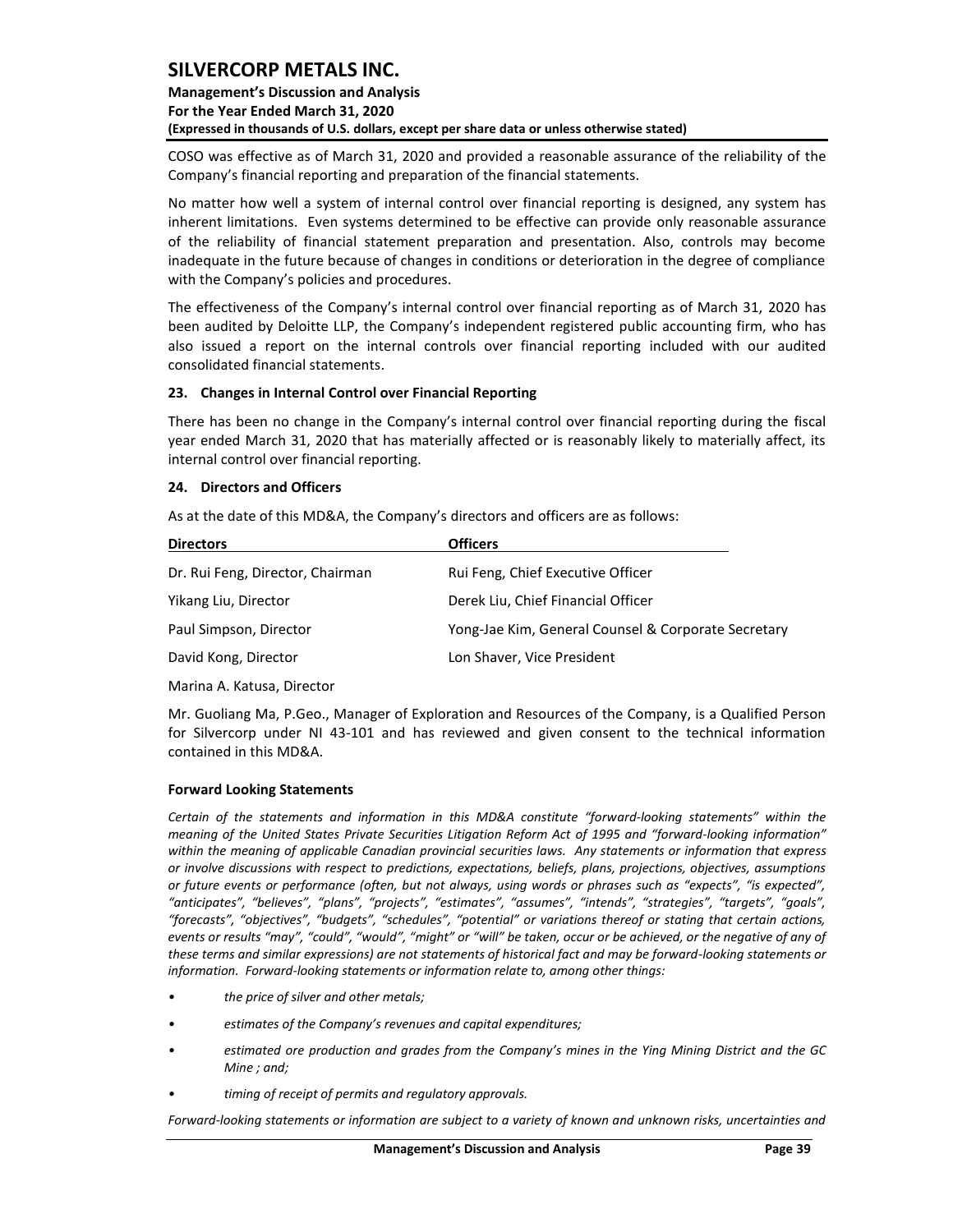COSO was effective as of March 31, 2020 and provided a reasonable assurance of the reliability of the Company's financial reporting and preparation of the financial statements.

No matter how well a system of internal control over financial reporting is designed, any system has inherent limitations. Even systems determined to be effective can provide only reasonable assurance of the reliability of financial statement preparation and presentation. Also, controls may become inadequate in the future because of changes in conditions or deterioration in the degree of compliance with the Company's policies and procedures.

The effectiveness of the Company's internal control over financial reporting as of March 31, 2020 has been audited by Deloitte LLP, the Company's independent registered public accounting firm, who has also issued a report on the internal controls over financial reporting included with our audited consolidated financial statements.

## 23. Changes in Internal Control over Financial Reporting

There has been no change in the Company's internal control over financial reporting during the fiscal year ended March 31, 2020 that has materially affected or is reasonably likely to materially affect, its internal control over financial reporting.

## 24. Directors and Officers

As at the date of this MD&A, the Company's directors and officers are as follows:

| Directors | Officers |
| --- | --- |
| Dr. Rui Feng, Director, Chairman | Rui Feng, Chief Executive Officer |
| Yikang Liu, Director | Derek Liu, Chief Financial Officer |
| Paul Simpson, Director | Yong-Jae Kim, General Counsel & Corporate Secretary |
| David Kong, Director | Lon Shaver, Vice President |
| Marina A. Katusa, Director | |

Mr. Guoliang Ma, P.Geo., Manager of Exploration and Resources of the Company, is a Qualified Person for Silvercorp under NI 43-101 and has reviewed and given consent to the technical information contained in this MD&A.

### Forward Looking Statements

*Certain of the statements and information in this MD&A constitute "forward-looking statements" within the meaning of the United States Private Securities Litigation Reform Act of 1995 and "forward-looking information" within the meaning of applicable Canadian provincial securities laws. Any statements or information that express or involve discussions with respect to predictions, expectations, beliefs, plans, projections, objectives, assumptions or future events or performance (often, but not always, using words or phrases such as "expects", "is expected", "anticipates", "believes", "plans", "projects", "estimates", "assumes", "intends", "strategies", "targets", "goals", "forecasts", "objectives", "budgets", "schedules", "potential" or variations thereof or stating that certain actions, events or results "may", "could", "would", "might" or "will" be taken, occur or be achieved, or the negative of any of these terms and similar expressions) are not statements of historical fact and may be forward-looking statements or information. Forward-looking statements or information relate to, among other things:*

- *the price of silver and other metals;*
- *estimates of the Company's revenues and capital expenditures;*
- *estimated ore production and grades from the Company's mines in the Ying Mining District and the GC Mine ; and;*
- *timing of receipt of permits and regulatory approvals.*

*Forward-looking statements or information are subject to a variety of known and unknown risks, uncertainties and*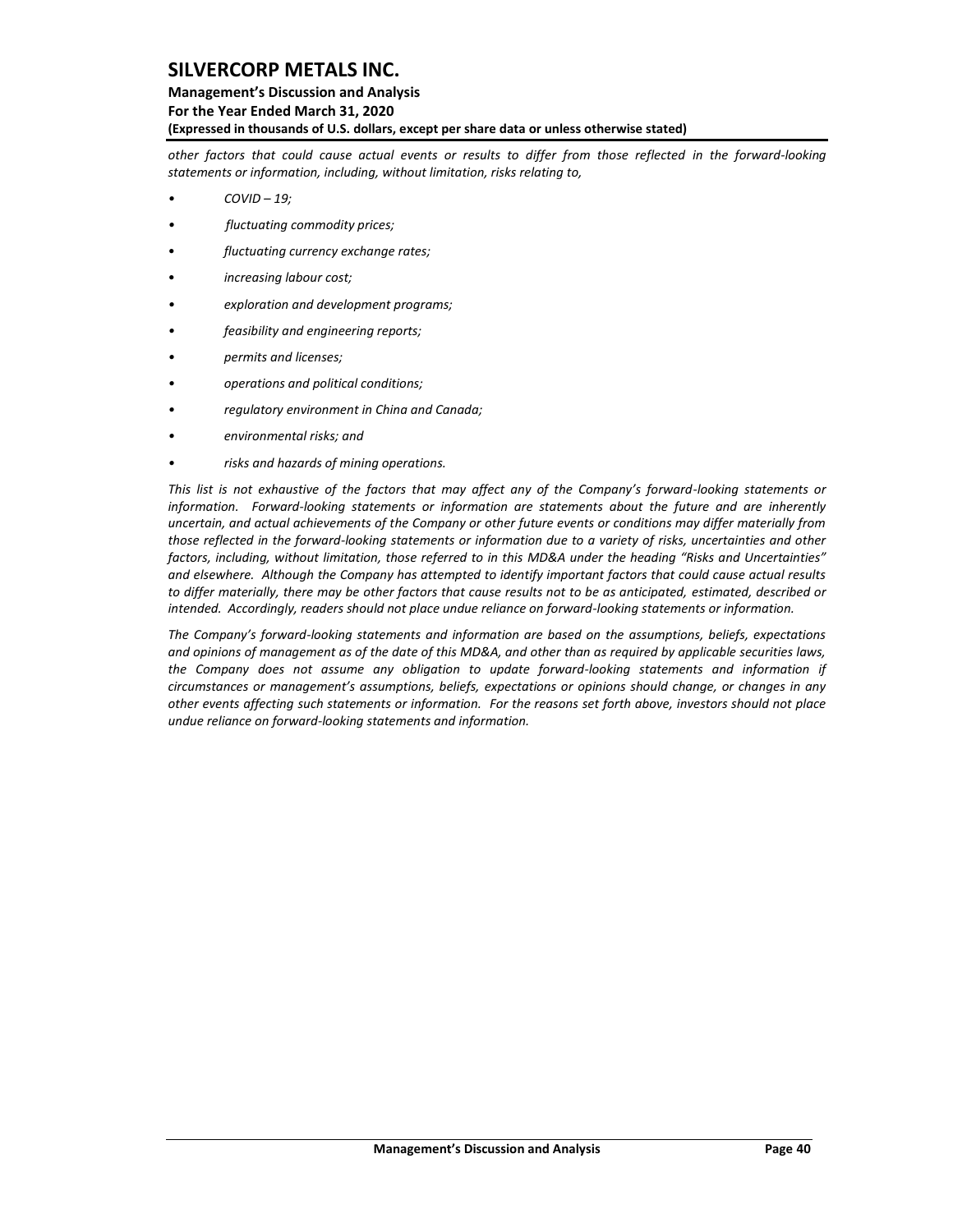*other factors that could cause actual events or results to differ from those reflected in the forward-looking statements or information, including, without limitation, risks relating to,*

- *COVID – 19;*
- *fluctuating commodity prices;*
- *fluctuating currency exchange rates;*
- *increasing labour cost;*
- *exploration and development programs;*
- *feasibility and engineering reports;*
- *permits and licenses;*
- *operations and political conditions;*
- *regulatory environment in China and Canada;*
- *environmental risks; and*
- *risks and hazards of mining operations.*

*This list is not exhaustive of the factors that may affect any of the Company's forward-looking statements or information. Forward-looking statements or information are statements about the future and are inherently uncertain, and actual achievements of the Company or other future events or conditions may differ materially from those reflected in the forward-looking statements or information due to a variety of risks, uncertainties and other factors, including, without limitation, those referred to in this MD&A under the heading "Risks and Uncertainties" and elsewhere. Although the Company has attempted to identify important factors that could cause actual results to differ materially, there may be other factors that cause results not to be as anticipated, estimated, described or intended. Accordingly, readers should not place undue reliance on forward-looking statements or information.*

*The Company's forward-looking statements and information are based on the assumptions, beliefs, expectations and opinions of management as of the date of this MD&A, and other than as required by applicable securities laws, the Company does not assume any obligation to update forward-looking statements and information if circumstances or management's assumptions, beliefs, expectations or opinions should change, or changes in any other events affecting such statements or information. For the reasons set forth above, investors should not place undue reliance on forward-looking statements and information.*